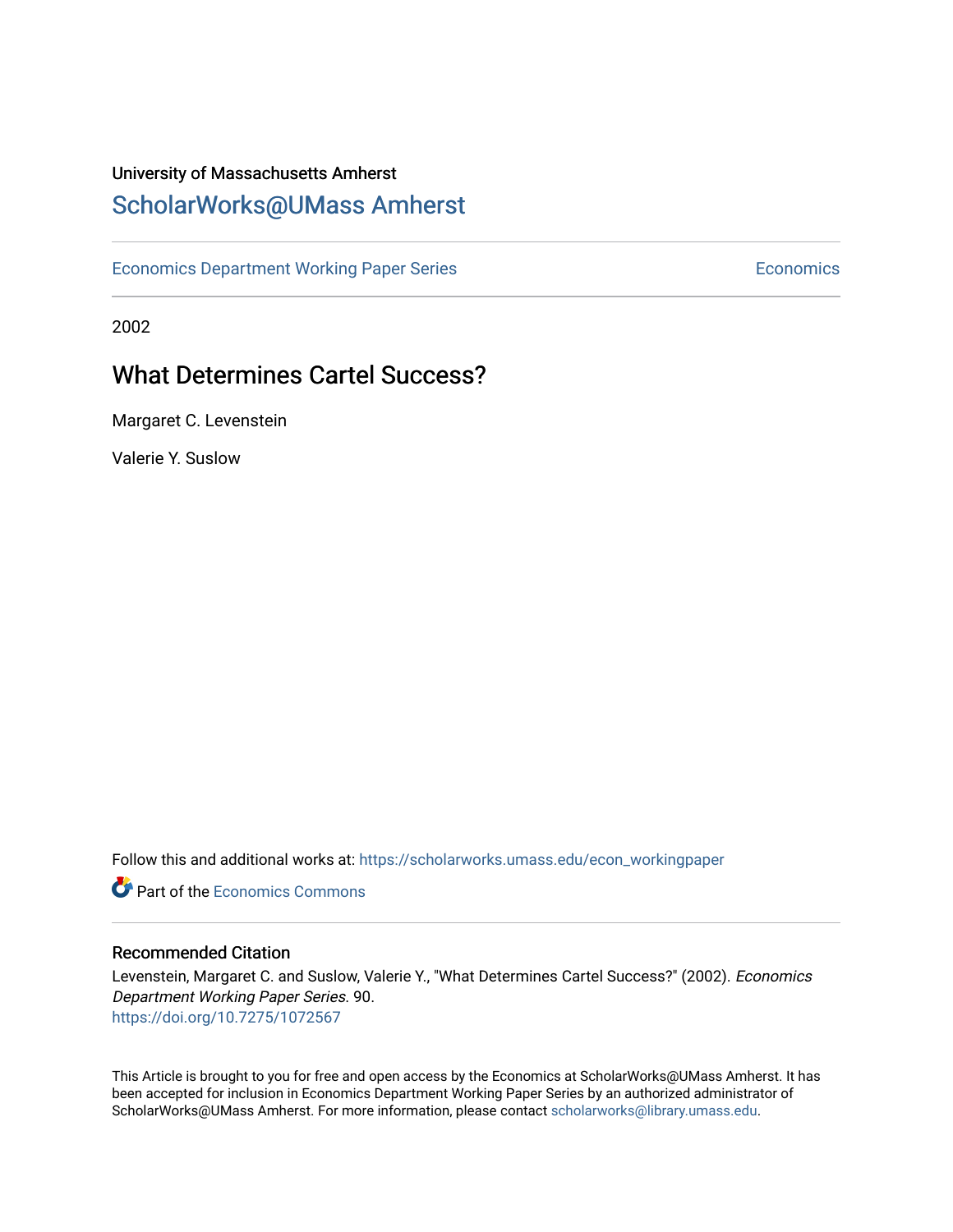University of Massachusetts Amherst

# ScholarWorks@UMass Amherst

Economics Department Working Paper Series | Economics

2002

## What Determines Cartel Success?

Margaret C. Levenstein

Valerie Y. Suslow

Follow this and additional works at: https://scholarworks.umass.edu/econ_workingpaper

Part of the Economics Commons

### Recommended Citation

Levenstein, Margaret C. and Suslow, Valerie Y., "What Determines Cartel Success?" (2002). *Economics Department Working Paper Series*. 90.
https://doi.org/10.7275/1072567

This Article is brought to you for free and open access by the Economics at ScholarWorks@UMass Amherst. It has been accepted for inclusion in Economics Department Working Paper Series by an authorized administrator of ScholarWorks@UMass Amherst. For more information, please contact scholarworks@library.umass.edu.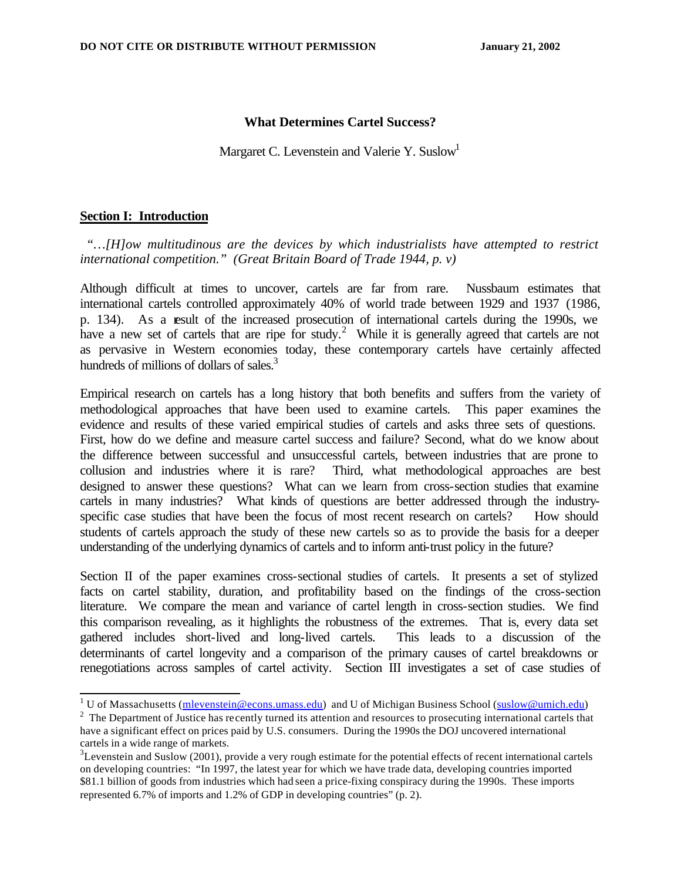**DO NOT CITE OR DISTRIBUTE WITHOUT PERMISSION** **January 21, 2002**

# What Determines Cartel Success?

Margaret C. Levenstein and Valerie Y. Suslow[1]

## Section I: Introduction

*"…[H]ow multitudinous are the devices by which industrialists have attempted to restrict international competition." (Great Britain Board of Trade 1944, p. v)*

Although difficult at times to uncover, cartels are far from rare. Nussbaum estimates that international cartels controlled approximately 40% of world trade between 1929 and 1937 (1986, p. 134). As a result of the increased prosecution of international cartels during the 1990s, we have a new set of cartels that are ripe for study.[2] While it is generally agreed that cartels are not as pervasive in Western economies today, these contemporary cartels have certainly affected hundreds of millions of dollars of sales.[3]

Empirical research on cartels has a long history that both benefits and suffers from the variety of methodological approaches that have been used to examine cartels. This paper examines the evidence and results of these varied empirical studies of cartels and asks three sets of questions. First, how do we define and measure cartel success and failure? Second, what do we know about the difference between successful and unsuccessful cartels, between industries that are prone to collusion and industries where it is rare? Third, what methodological approaches are best designed to answer these questions? What can we learn from cross-section studies that examine cartels in many industries? What kinds of questions are better addressed through the industry-specific case studies that have been the focus of most recent research on cartels? How should students of cartels approach the study of these new cartels so as to provide the basis for a deeper understanding of the underlying dynamics of cartels and to inform anti-trust policy in the future?

Section II of the paper examines cross-sectional studies of cartels. It presents a set of stylized facts on cartel stability, duration, and profitability based on the findings of the cross-section literature. We compare the mean and variance of cartel length in cross-section studies. We find this comparison revealing, as it highlights the robustness of the extremes. That is, every data set gathered includes short-lived and long-lived cartels. This leads to a discussion of the determinants of cartel longevity and a comparison of the primary causes of cartel breakdowns or renegotiations across samples of cartel activity. Section III investigates a set of case studies of

---

[1] U of Massachusetts (mlevenstein@econs.umass.edu) and U of Michigan Business School (suslow@umich.edu)

[2] The Department of Justice has recently turned its attention and resources to prosecuting international cartels that have a significant effect on prices paid by U.S. consumers. During the 1990s the DOJ uncovered international cartels in a wide range of markets.

[3] Levenstein and Suslow (2001), provide a very rough estimate for the potential effects of recent international cartels on developing countries: "In 1997, the latest year for which we have trade data, developing countries imported \$81.1 billion of goods from industries which had seen a price-fixing conspiracy during the 1990s. These imports represented 6.7% of imports and 1.2% of GDP in developing countries" (p. 2).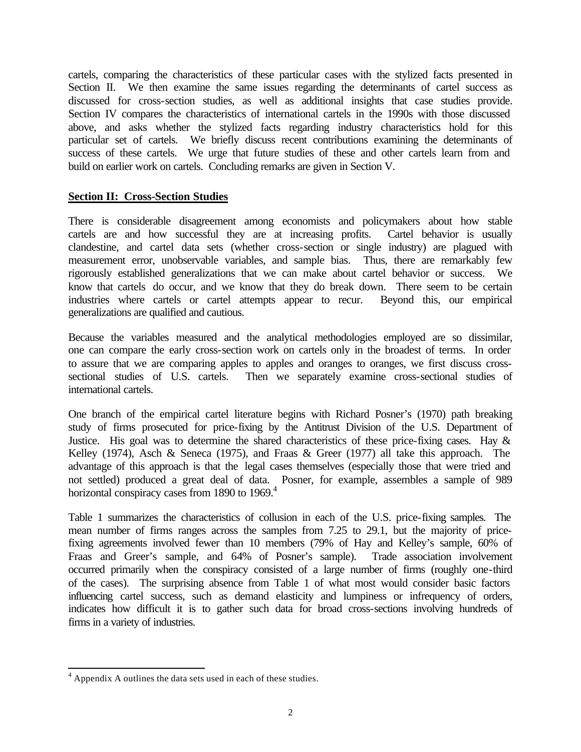cartels, comparing the characteristics of these particular cases with the stylized facts presented in Section II. We then examine the same issues regarding the determinants of cartel success as discussed for cross-section studies, as well as additional insights that case studies provide. Section IV compares the characteristics of international cartels in the 1990s with those discussed above, and asks whether the stylized facts regarding industry characteristics hold for this particular set of cartels. We briefly discuss recent contributions examining the determinants of success of these cartels. We urge that future studies of these and other cartels learn from and build on earlier work on cartels. Concluding remarks are given in Section V.

## Section II: Cross-Section Studies

There is considerable disagreement among economists and policymakers about how stable cartels are and how successful they are at increasing profits. Cartel behavior is usually clandestine, and cartel data sets (whether cross-section or single industry) are plagued with measurement error, unobservable variables, and sample bias. Thus, there are remarkably few rigorously established generalizations that we can make about cartel behavior or success. We know that cartels do occur, and we know that they do break down. There seem to be certain industries where cartels or cartel attempts appear to recur. Beyond this, our empirical generalizations are qualified and cautious.

Because the variables measured and the analytical methodologies employed are so dissimilar, one can compare the early cross-section work on cartels only in the broadest of terms. In order to assure that we are comparing apples to apples and oranges to oranges, we first discuss cross-sectional studies of U.S. cartels. Then we separately examine cross-sectional studies of international cartels.

One branch of the empirical cartel literature begins with Richard Posner's (1970) path breaking study of firms prosecuted for price-fixing by the Antitrust Division of the U.S. Department of Justice. His goal was to determine the shared characteristics of these price-fixing cases. Hay & Kelley (1974), Asch & Seneca (1975), and Fraas & Greer (1977) all take this approach. The advantage of this approach is that the legal cases themselves (especially those that were tried and not settled) produced a great deal of data. Posner, for example, assembles a sample of 989 horizontal conspiracy cases from 1890 to 1969.[4]

Table 1 summarizes the characteristics of collusion in each of the U.S. price-fixing samples. The mean number of firms ranges across the samples from 7.25 to 29.1, but the majority of price-fixing agreements involved fewer than 10 members (79% of Hay and Kelley's sample, 60% of Fraas and Greer's sample, and 64% of Posner's sample). Trade association involvement occurred primarily when the conspiracy consisted of a large number of firms (roughly one-third of the cases). The surprising absence from Table 1 of what most would consider basic factors influencing cartel success, such as demand elasticity and lumpiness or infrequency of orders, indicates how difficult it is to gather such data for broad cross-sections involving hundreds of firms in a variety of industries.

[4] Appendix A outlines the data sets used in each of these studies.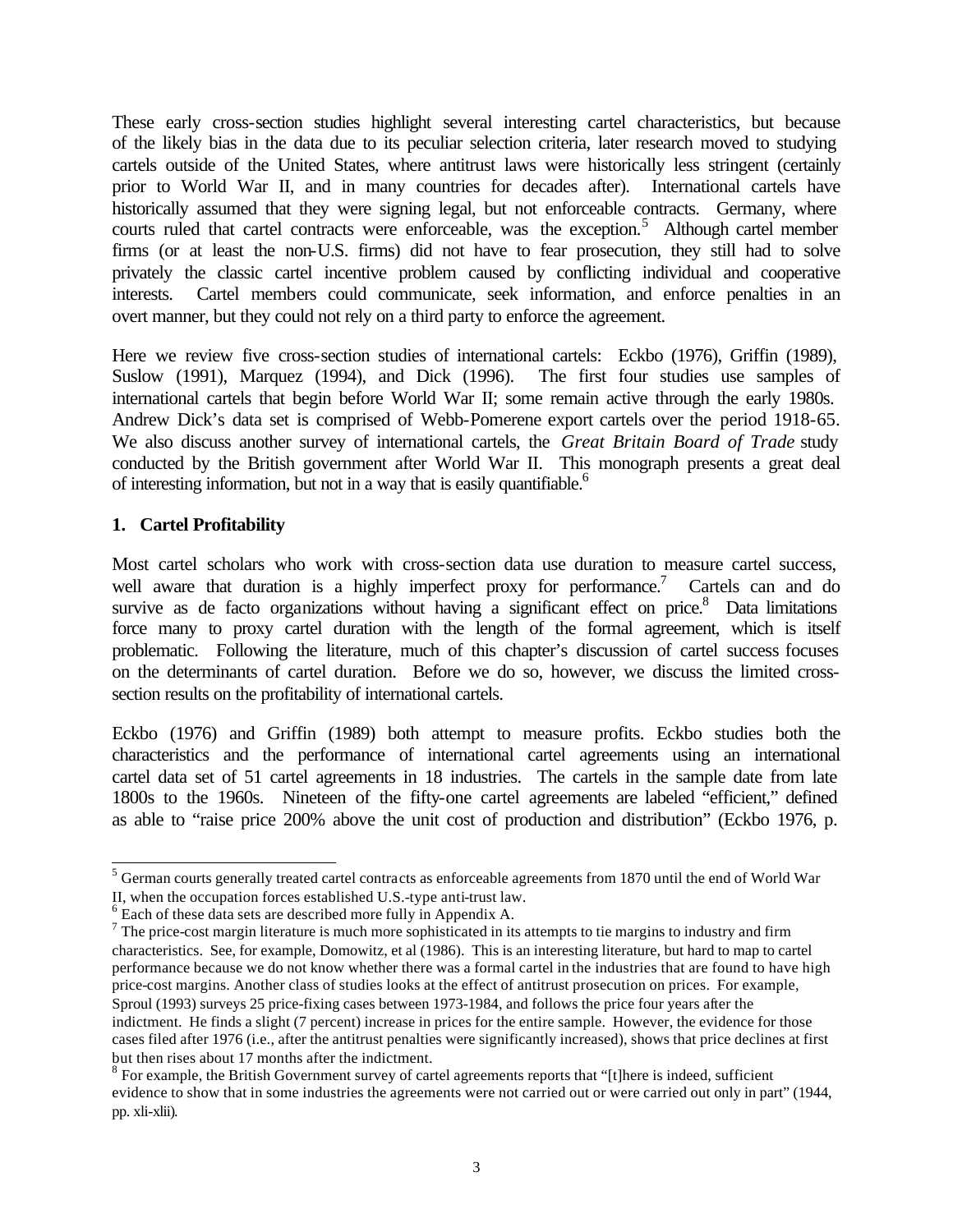These early cross-section studies highlight several interesting cartel characteristics, but because of the likely bias in the data due to its peculiar selection criteria, later research moved to studying cartels outside of the United States, where antitrust laws were historically less stringent (certainly prior to World War II, and in many countries for decades after). International cartels have historically assumed that they were signing legal, but not enforceable contracts. Germany, where courts ruled that cartel contracts were enforceable, was the exception.[5] Although cartel member firms (or at least the non-U.S. firms) did not have to fear prosecution, they still had to solve privately the classic cartel incentive problem caused by conflicting individual and cooperative interests. Cartel members could communicate, seek information, and enforce penalties in an overt manner, but they could not rely on a third party to enforce the agreement.

Here we review five cross-section studies of international cartels: Eckbo (1976), Griffin (1989), Suslow (1991), Marquez (1994), and Dick (1996). The first four studies use samples of international cartels that begin before World War II; some remain active through the early 1980s. Andrew Dick's data set is comprised of Webb-Pomerene export cartels over the period 1918-65. We also discuss another survey of international cartels, the *Great Britain Board of Trade* study conducted by the British government after World War II. This monograph presents a great deal of interesting information, but not in a way that is easily quantifiable.[6]

**1. Cartel Profitability**

Most cartel scholars who work with cross-section data use duration to measure cartel success, well aware that duration is a highly imperfect proxy for performance.[7] Cartels can and do survive as de facto organizations without having a significant effect on price.[8] Data limitations force many to proxy cartel duration with the length of the formal agreement, which is itself problematic. Following the literature, much of this chapter's discussion of cartel success focuses on the determinants of cartel duration. Before we do so, however, we discuss the limited cross-section results on the profitability of international cartels.

Eckbo (1976) and Griffin (1989) both attempt to measure profits. Eckbo studies both the characteristics and the performance of international cartel agreements using an international cartel data set of 51 cartel agreements in 18 industries. The cartels in the sample date from late 1800s to the 1960s. Nineteen of the fifty-one cartel agreements are labeled "efficient," defined as able to "raise price 200% above the unit cost of production and distribution" (Eckbo 1976, p.

---

[5] German courts generally treated cartel contracts as enforceable agreements from 1870 until the end of World War II, when the occupation forces established U.S.-type anti-trust law.

[6] Each of these data sets are described more fully in Appendix A.

[7] The price-cost margin literature is much more sophisticated in its attempts to tie margins to industry and firm characteristics. See, for example, Domowitz, et al (1986). This is an interesting literature, but hard to map to cartel performance because we do not know whether there was a formal cartel in the industries that are found to have high price-cost margins. Another class of studies looks at the effect of antitrust prosecution on prices. For example, Sproul (1993) surveys 25 price-fixing cases between 1973-1984, and follows the price four years after the indictment. He finds a slight (7 percent) increase in prices for the entire sample. However, the evidence for those cases filed after 1976 (i.e., after the antitrust penalties were significantly increased), shows that price declines at first but then rises about 17 months after the indictment.

[8] For example, the British Government survey of cartel agreements reports that "[t]here is indeed, sufficient evidence to show that in some industries the agreements were not carried out or were carried out only in part" (1944, pp. xli-xlii).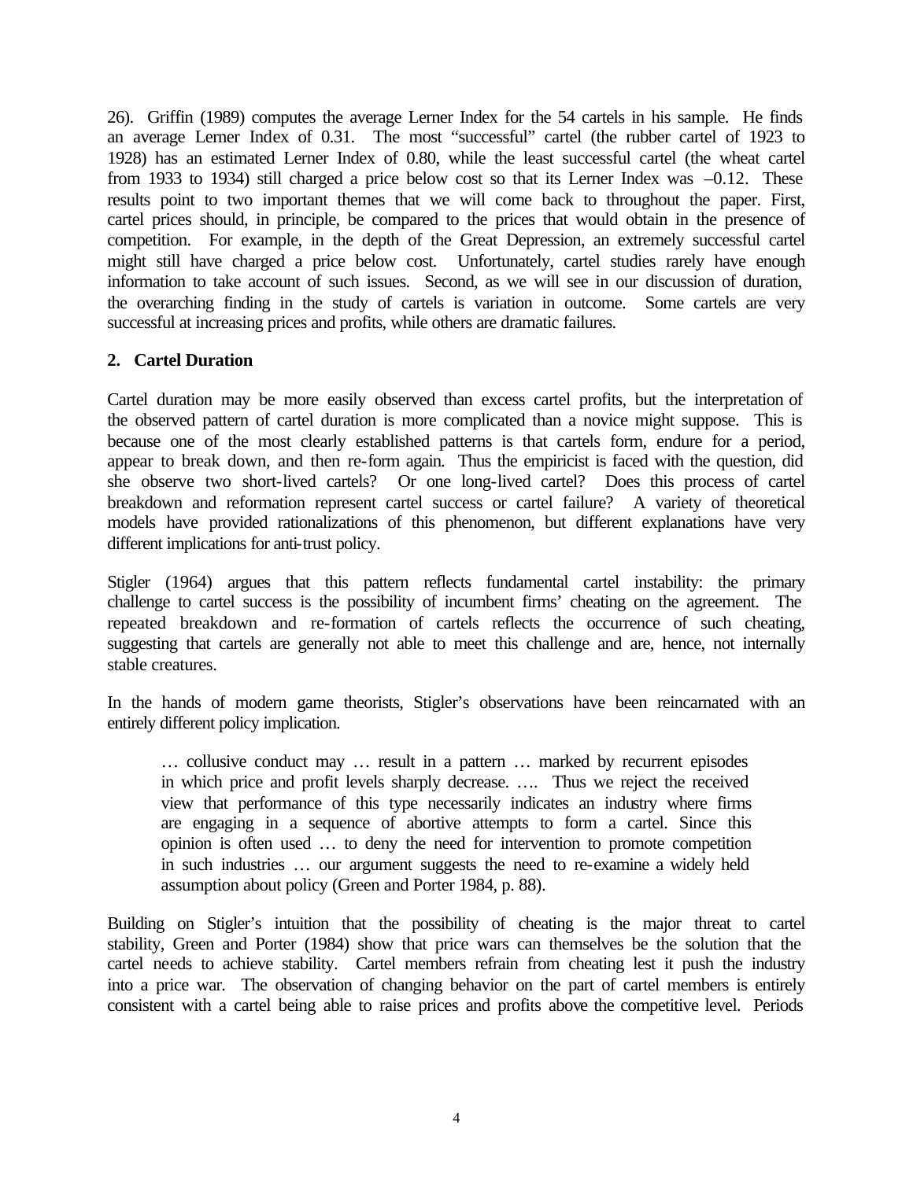26). Griffin (1989) computes the average Lerner Index for the 54 cartels in his sample. He finds an average Lerner Index of 0.31. The most "successful" cartel (the rubber cartel of 1923 to 1928) has an estimated Lerner Index of 0.80, while the least successful cartel (the wheat cartel from 1933 to 1934) still charged a price below cost so that its Lerner Index was –0.12. These results point to two important themes that we will come back to throughout the paper. First, cartel prices should, in principle, be compared to the prices that would obtain in the presence of competition. For example, in the depth of the Great Depression, an extremely successful cartel might still have charged a price below cost. Unfortunately, cartel studies rarely have enough information to take account of such issues. Second, as we will see in our discussion of duration, the overarching finding in the study of cartels is variation in outcome. Some cartels are very successful at increasing prices and profits, while others are dramatic failures.

## 2. Cartel Duration

Cartel duration may be more easily observed than excess cartel profits, but the interpretation of the observed pattern of cartel duration is more complicated than a novice might suppose. This is because one of the most clearly established patterns is that cartels form, endure for a period, appear to break down, and then re-form again. Thus the empiricist is faced with the question, did she observe two short-lived cartels? Or one long-lived cartel? Does this process of cartel breakdown and reformation represent cartel success or cartel failure? A variety of theoretical models have provided rationalizations of this phenomenon, but different explanations have very different implications for anti-trust policy.

Stigler (1964) argues that this pattern reflects fundamental cartel instability: the primary challenge to cartel success is the possibility of incumbent firms' cheating on the agreement. The repeated breakdown and re-formation of cartels reflects the occurrence of such cheating, suggesting that cartels are generally not able to meet this challenge and are, hence, not internally stable creatures.

In the hands of modern game theorists, Stigler's observations have been reincarnated with an entirely different policy implication.

> … collusive conduct may … result in a pattern … marked by recurrent episodes in which price and profit levels sharply decrease. …. Thus we reject the received view that performance of this type necessarily indicates an industry where firms are engaging in a sequence of abortive attempts to form a cartel. Since this opinion is often used … to deny the need for intervention to promote competition in such industries … our argument suggests the need to re-examine a widely held assumption about policy (Green and Porter 1984, p. 88).

Building on Stigler's intuition that the possibility of cheating is the major threat to cartel stability, Green and Porter (1984) show that price wars can themselves be the solution that the cartel needs to achieve stability. Cartel members refrain from cheating lest it push the industry into a price war. The observation of changing behavior on the part of cartel members is entirely consistent with a cartel being able to raise prices and profits above the competitive level. Periods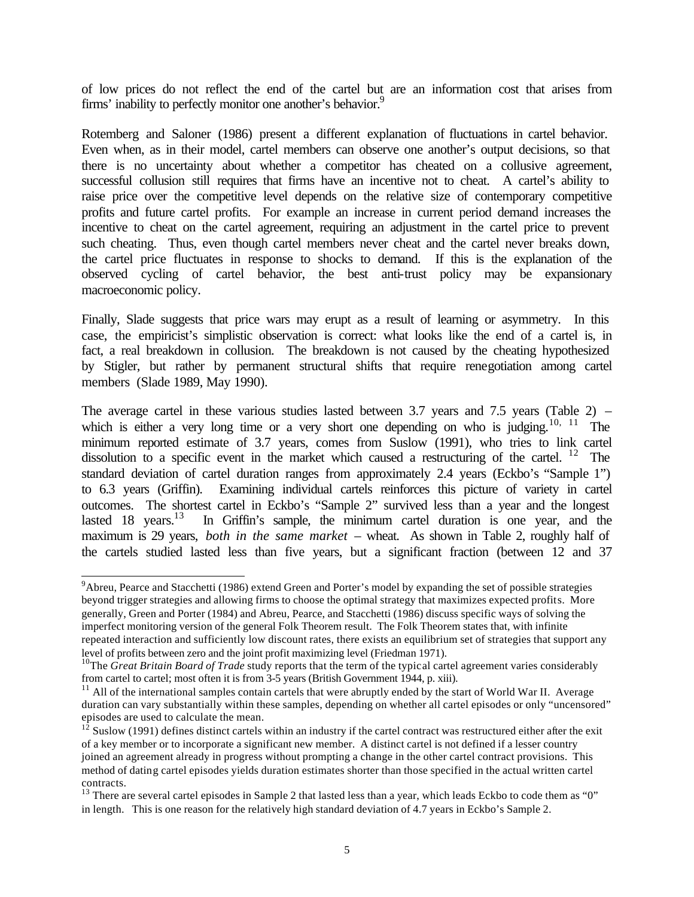of low prices do not reflect the end of the cartel but are an information cost that arises from firms' inability to perfectly monitor one another's behavior.[9]

Rotemberg and Saloner (1986) present a different explanation of fluctuations in cartel behavior. Even when, as in their model, cartel members can observe one another's output decisions, so that there is no uncertainty about whether a competitor has cheated on a collusive agreement, successful collusion still requires that firms have an incentive not to cheat. A cartel's ability to raise price over the competitive level depends on the relative size of contemporary competitive profits and future cartel profits. For example an increase in current period demand increases the incentive to cheat on the cartel agreement, requiring an adjustment in the cartel price to prevent such cheating. Thus, even though cartel members never cheat and the cartel never breaks down, the cartel price fluctuates in response to shocks to demand. If this is the explanation of the observed cycling of cartel behavior, the best anti-trust policy may be expansionary macroeconomic policy.

Finally, Slade suggests that price wars may erupt as a result of learning or asymmetry. In this case, the empiricist's simplistic observation is correct: what looks like the end of a cartel is, in fact, a real breakdown in collusion. The breakdown is not caused by the cheating hypothesized by Stigler, but rather by permanent structural shifts that require renegotiation among cartel members (Slade 1989, May 1990).

The average cartel in these various studies lasted between 3.7 years and 7.5 years (Table 2) – which is either a very long time or a very short one depending on who is judging.[10, 11] The minimum reported estimate of 3.7 years, comes from Suslow (1991), who tries to link cartel dissolution to a specific event in the market which caused a restructuring of the cartel.[12] The standard deviation of cartel duration ranges from approximately 2.4 years (Eckbo's "Sample 1") to 6.3 years (Griffin). Examining individual cartels reinforces this picture of variety in cartel outcomes. The shortest cartel in Eckbo's "Sample 2" survived less than a year and the longest lasted 18 years.[13] In Griffin's sample, the minimum cartel duration is one year, and the maximum is 29 years, *both in the same market* – wheat. As shown in Table 2, roughly half of the cartels studied lasted less than five years, but a significant fraction (between 12 and 37

[9] Abreu, Pearce and Stacchetti (1986) extend Green and Porter's model by expanding the set of possible strategies beyond trigger strategies and allowing firms to choose the optimal strategy that maximizes expected profits. More generally, Green and Porter (1984) and Abreu, Pearce, and Stacchetti (1986) discuss specific ways of solving the imperfect monitoring version of the general Folk Theorem result. The Folk Theorem states that, with infinite repeated interaction and sufficiently low discount rates, there exists an equilibrium set of strategies that support any level of profits between zero and the joint profit maximizing level (Friedman 1971).

[10] The *Great Britain Board of Trade* study reports that the term of the typical cartel agreement varies considerably from cartel to cartel; most often it is from 3-5 years (British Government 1944, p. xiii).

[11] All of the international samples contain cartels that were abruptly ended by the start of World War II. Average duration can vary substantially within these samples, depending on whether all cartel episodes or only "uncensored" episodes are used to calculate the mean.

[12] Suslow (1991) defines distinct cartels within an industry if the cartel contract was restructured either after the exit of a key member or to incorporate a significant new member. A distinct cartel is not defined if a lesser country joined an agreement already in progress without prompting a change in the other cartel contract provisions. This method of dating cartel episodes yields duration estimates shorter than those specified in the actual written cartel contracts.

[13] There are several cartel episodes in Sample 2 that lasted less than a year, which leads Eckbo to code them as "0" in length. This is one reason for the relatively high standard deviation of 4.7 years in Eckbo's Sample 2.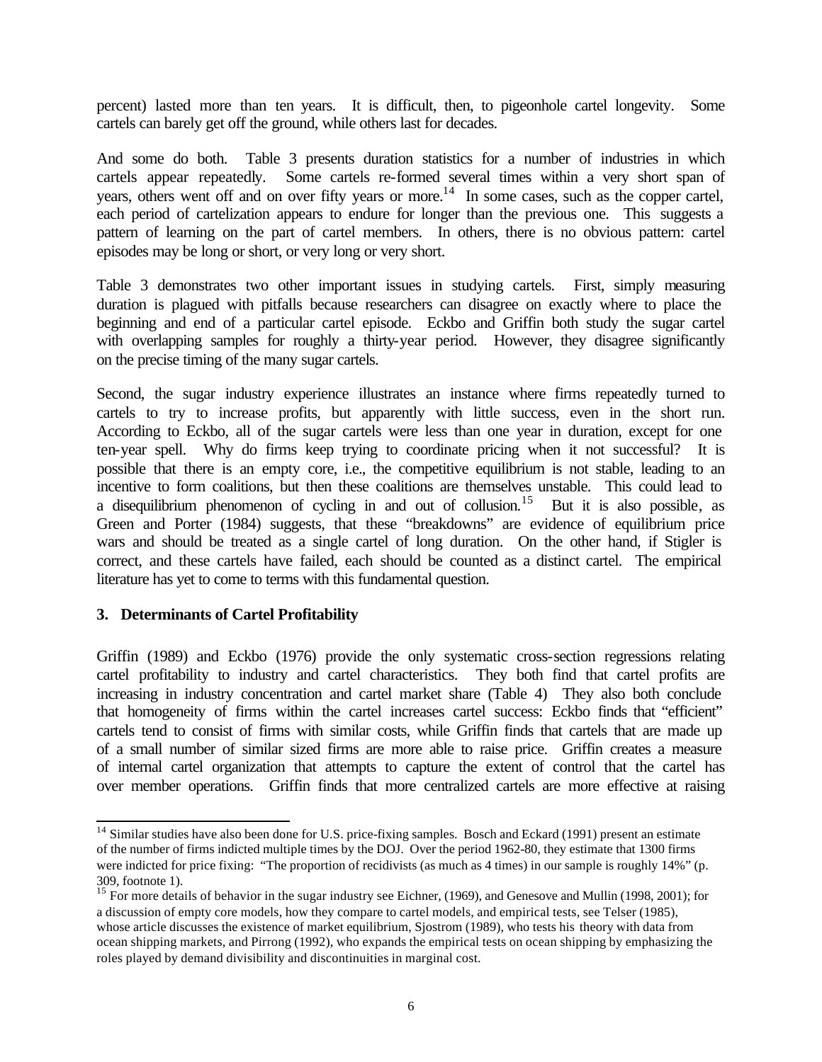percent) lasted more than ten years. It is difficult, then, to pigeonhole cartel longevity. Some cartels can barely get off the ground, while others last for decades.

And some do both. Table 3 presents duration statistics for a number of industries in which cartels appear repeatedly. Some cartels re-formed several times within a very short span of years, others went off and on over fifty years or more.[14] In some cases, such as the copper cartel, each period of cartelization appears to endure for longer than the previous one. This suggests a pattern of learning on the part of cartel members. In others, there is no obvious pattern: cartel episodes may be long or short, or very long or very short.

Table 3 demonstrates two other important issues in studying cartels. First, simply measuring duration is plagued with pitfalls because researchers can disagree on exactly where to place the beginning and end of a particular cartel episode. Eckbo and Griffin both study the sugar cartel with overlapping samples for roughly a thirty-year period. However, they disagree significantly on the precise timing of the many sugar cartels.

Second, the sugar industry experience illustrates an instance where firms repeatedly turned to cartels to try to increase profits, but apparently with little success, even in the short run. According to Eckbo, all of the sugar cartels were less than one year in duration, except for one ten-year spell. Why do firms keep trying to coordinate pricing when it not successful? It is possible that there is an empty core, i.e., the competitive equilibrium is not stable, leading to an incentive to form coalitions, but then these coalitions are themselves unstable. This could lead to a disequilibrium phenomenon of cycling in and out of collusion.[15] But it is also possible, as Green and Porter (1984) suggests, that these "breakdowns" are evidence of equilibrium price wars and should be treated as a single cartel of long duration. On the other hand, if Stigler is correct, and these cartels have failed, each should be counted as a distinct cartel. The empirical literature has yet to come to terms with this fundamental question.

## 3. Determinants of Cartel Profitability

Griffin (1989) and Eckbo (1976) provide the only systematic cross-section regressions relating cartel profitability to industry and cartel characteristics. They both find that cartel profits are increasing in industry concentration and cartel market share (Table 4) They also both conclude that homogeneity of firms within the cartel increases cartel success: Eckbo finds that "efficient" cartels tend to consist of firms with similar costs, while Griffin finds that cartels that are made up of a small number of similar sized firms are more able to raise price. Griffin creates a measure of internal cartel organization that attempts to capture the extent of control that the cartel has over member operations. Griffin finds that more centralized cartels are more effective at raising

---

[14] Similar studies have also been done for U.S. price-fixing samples. Bosch and Eckard (1991) present an estimate of the number of firms indicted multiple times by the DOJ. Over the period 1962-80, they estimate that 1300 firms were indicted for price fixing: "The proportion of recidivists (as much as 4 times) in our sample is roughly 14%" (p. 309, footnote 1).

[15] For more details of behavior in the sugar industry see Eichner, (1969), and Genesove and Mullin (1998, 2001); for a discussion of empty core models, how they compare to cartel models, and empirical tests, see Telser (1985), whose article discusses the existence of market equilibrium, Sjostrom (1989), who tests his theory with data from ocean shipping markets, and Pirrong (1992), who expands the empirical tests on ocean shipping by emphasizing the roles played by demand divisibility and discontinuities in marginal cost.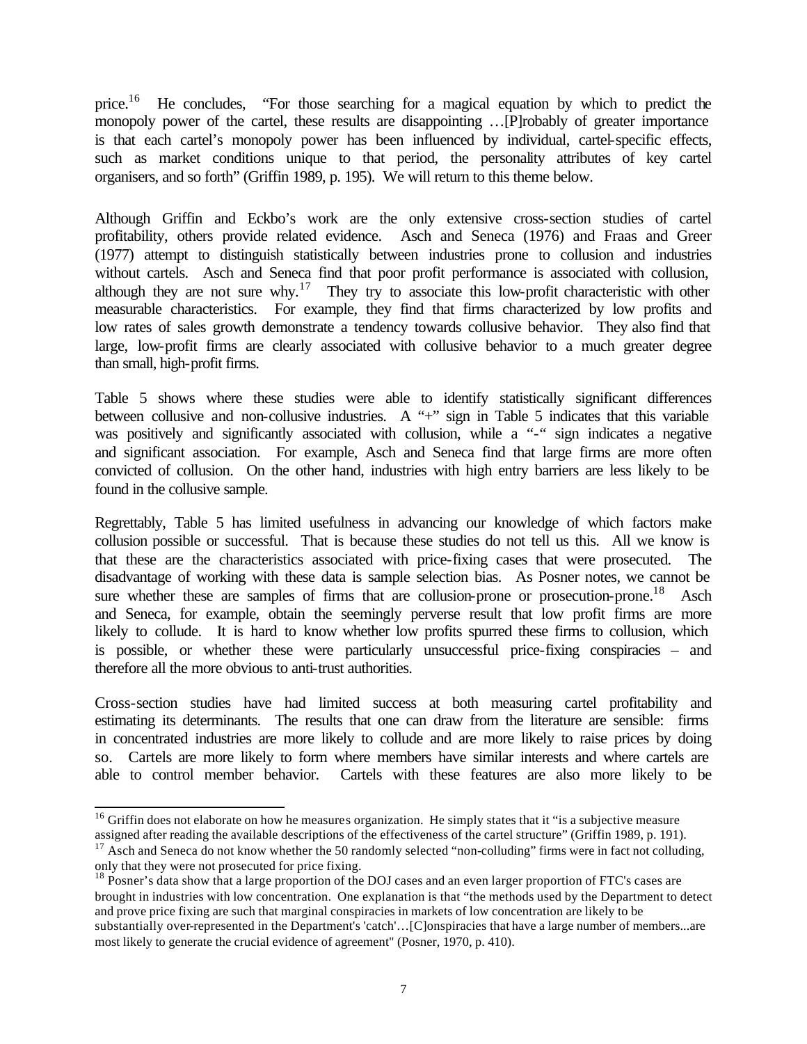price.[16] He concludes, "For those searching for a magical equation by which to predict the monopoly power of the cartel, these results are disappointing …[P]robably of greater importance is that each cartel's monopoly power has been influenced by individual, cartel-specific effects, such as market conditions unique to that period, the personality attributes of key cartel organisers, and so forth" (Griffin 1989, p. 195). We will return to this theme below.

Although Griffin and Eckbo's work are the only extensive cross-section studies of cartel profitability, others provide related evidence. Asch and Seneca (1976) and Fraas and Greer (1977) attempt to distinguish statistically between industries prone to collusion and industries without cartels. Asch and Seneca find that poor profit performance is associated with collusion, although they are not sure why.[17] They try to associate this low-profit characteristic with other measurable characteristics. For example, they find that firms characterized by low profits and low rates of sales growth demonstrate a tendency towards collusive behavior. They also find that large, low-profit firms are clearly associated with collusive behavior to a much greater degree than small, high-profit firms.

Table 5 shows where these studies were able to identify statistically significant differences between collusive and non-collusive industries. A "+" sign in Table 5 indicates that this variable was positively and significantly associated with collusion, while a "-" sign indicates a negative and significant association. For example, Asch and Seneca find that large firms are more often convicted of collusion. On the other hand, industries with high entry barriers are less likely to be found in the collusive sample.

Regrettably, Table 5 has limited usefulness in advancing our knowledge of which factors make collusion possible or successful. That is because these studies do not tell us this. All we know is that these are the characteristics associated with price-fixing cases that were prosecuted. The disadvantage of working with these data is sample selection bias. As Posner notes, we cannot be sure whether these are samples of firms that are collusion-prone or prosecution-prone.[18] Asch and Seneca, for example, obtain the seemingly perverse result that low profit firms are more likely to collude. It is hard to know whether low profits spurred these firms to collusion, which is possible, or whether these were particularly unsuccessful price-fixing conspiracies – and therefore all the more obvious to anti-trust authorities.

Cross-section studies have had limited success at both measuring cartel profitability and estimating its determinants. The results that one can draw from the literature are sensible: firms in concentrated industries are more likely to collude and are more likely to raise prices by doing so. Cartels are more likely to form where members have similar interests and where cartels are able to control member behavior. Cartels with these features are also more likely to be

---

[16] Griffin does not elaborate on how he measures organization. He simply states that it "is a subjective measure assigned after reading the available descriptions of the effectiveness of the cartel structure" (Griffin 1989, p. 191).

[17] Asch and Seneca do not know whether the 50 randomly selected "non-colluding" firms were in fact not colluding, only that they were not prosecuted for price fixing.

[18] Posner's data show that a large proportion of the DOJ cases and an even larger proportion of FTC's cases are brought in industries with low concentration. One explanation is that "the methods used by the Department to detect and prove price fixing are such that marginal conspiracies in markets of low concentration are likely to be substantially over-represented in the Department's 'catch'…[C]onspiracies that have a large number of members...are most likely to generate the crucial evidence of agreement" (Posner, 1970, p. 410).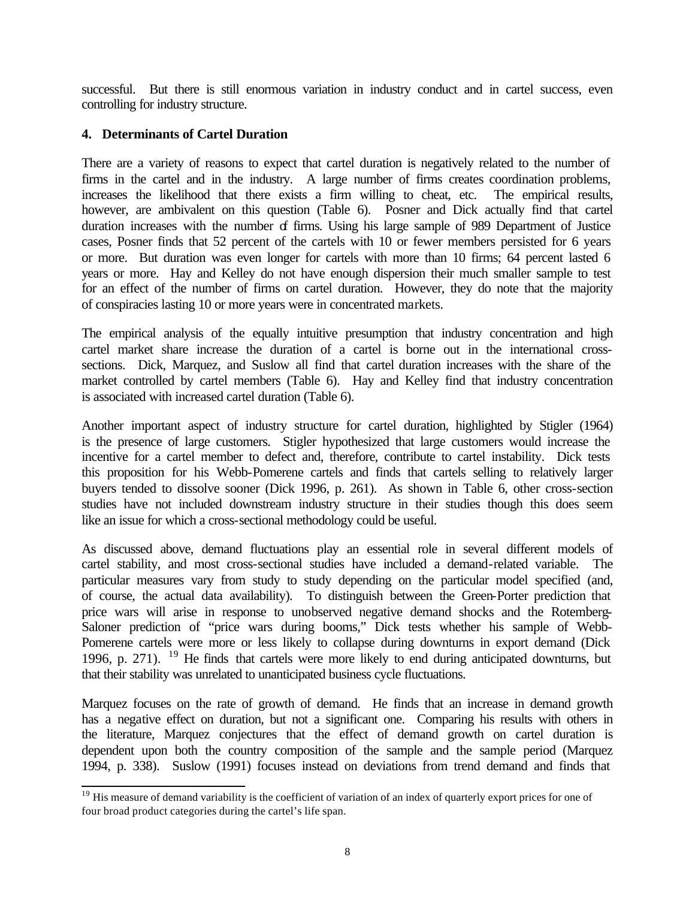successful. But there is still enormous variation in industry conduct and in cartel success, even controlling for industry structure.

**4. Determinants of Cartel Duration**

There are a variety of reasons to expect that cartel duration is negatively related to the number of firms in the cartel and in the industry. A large number of firms creates coordination problems, increases the likelihood that there exists a firm willing to cheat, etc. The empirical results, however, are ambivalent on this question (Table 6). Posner and Dick actually find that cartel duration increases with the number of firms. Using his large sample of 989 Department of Justice cases, Posner finds that 52 percent of the cartels with 10 or fewer members persisted for 6 years or more. But duration was even longer for cartels with more than 10 firms; 64 percent lasted 6 years or more. Hay and Kelley do not have enough dispersion their much smaller sample to test for an effect of the number of firms on cartel duration. However, they do note that the majority of conspiracies lasting 10 or more years were in concentrated markets.

The empirical analysis of the equally intuitive presumption that industry concentration and high cartel market share increase the duration of a cartel is borne out in the international cross-sections. Dick, Marquez, and Suslow all find that cartel duration increases with the share of the market controlled by cartel members (Table 6). Hay and Kelley find that industry concentration is associated with increased cartel duration (Table 6).

Another important aspect of industry structure for cartel duration, highlighted by Stigler (1964) is the presence of large customers. Stigler hypothesized that large customers would increase the incentive for a cartel member to defect and, therefore, contribute to cartel instability. Dick tests this proposition for his Webb-Pomerene cartels and finds that cartels selling to relatively larger buyers tended to dissolve sooner (Dick 1996, p. 261). As shown in Table 6, other cross-section studies have not included downstream industry structure in their studies though this does seem like an issue for which a cross-sectional methodology could be useful.

As discussed above, demand fluctuations play an essential role in several different models of cartel stability, and most cross-sectional studies have included a demand-related variable. The particular measures vary from study to study depending on the particular model specified (and, of course, the actual data availability). To distinguish between the Green-Porter prediction that price wars will arise in response to unobserved negative demand shocks and the Rotemberg-Saloner prediction of "price wars during booms," Dick tests whether his sample of Webb-Pomerene cartels were more or less likely to collapse during downturns in export demand (Dick 1996, p. 271). [19] He finds that cartels were more likely to end during anticipated downturns, but that their stability was unrelated to unanticipated business cycle fluctuations.

Marquez focuses on the rate of growth of demand. He finds that an increase in demand growth has a negative effect on duration, but not a significant one. Comparing his results with others in the literature, Marquez conjectures that the effect of demand growth on cartel duration is dependent upon both the country composition of the sample and the sample period (Marquez 1994, p. 338). Suslow (1991) focuses instead on deviations from trend demand and finds that

[19] His measure of demand variability is the coefficient of variation of an index of quarterly export prices for one of four broad product categories during the cartel's life span.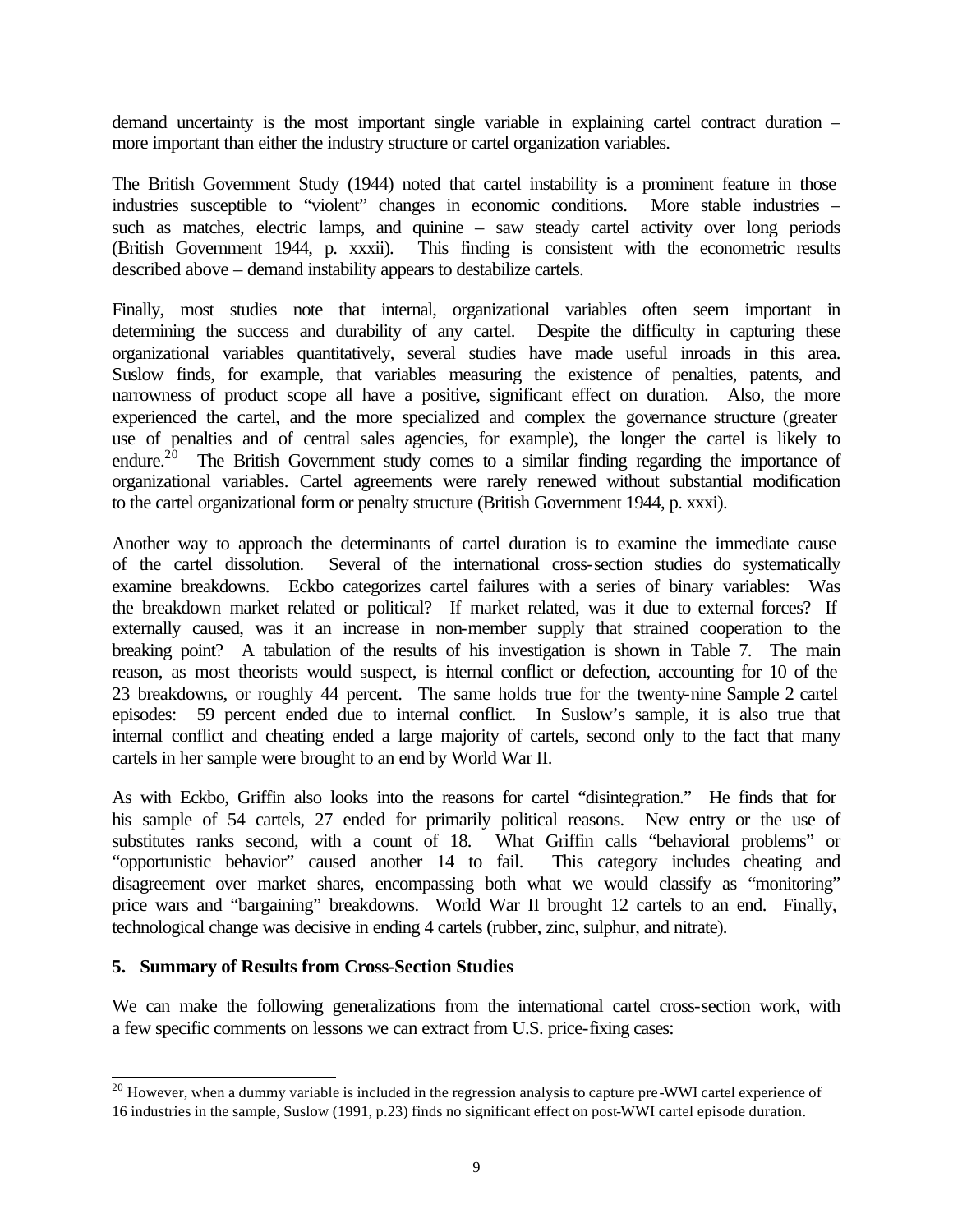demand uncertainty is the most important single variable in explaining cartel contract duration – more important than either the industry structure or cartel organization variables.

The British Government Study (1944) noted that cartel instability is a prominent feature in those industries susceptible to "violent" changes in economic conditions. More stable industries – such as matches, electric lamps, and quinine – saw steady cartel activity over long periods (British Government 1944, p. xxxii). This finding is consistent with the econometric results described above – demand instability appears to destabilize cartels.

Finally, most studies note that internal, organizational variables often seem important in determining the success and durability of any cartel. Despite the difficulty in capturing these organizational variables quantitatively, several studies have made useful inroads in this area. Suslow finds, for example, that variables measuring the existence of penalties, patents, and narrowness of product scope all have a positive, significant effect on duration. Also, the more experienced the cartel, and the more specialized and complex the governance structure (greater use of penalties and of central sales agencies, for example), the longer the cartel is likely to endure.[20] The British Government study comes to a similar finding regarding the importance of organizational variables. Cartel agreements were rarely renewed without substantial modification to the cartel organizational form or penalty structure (British Government 1944, p. xxxi).

Another way to approach the determinants of cartel duration is to examine the immediate cause of the cartel dissolution. Several of the international cross-section studies do systematically examine breakdowns. Eckbo categorizes cartel failures with a series of binary variables: Was the breakdown market related or political? If market related, was it due to external forces? If externally caused, was it an increase in non-member supply that strained cooperation to the breaking point? A tabulation of the results of his investigation is shown in Table 7. The main reason, as most theorists would suspect, is internal conflict or defection, accounting for 10 of the 23 breakdowns, or roughly 44 percent. The same holds true for the twenty-nine Sample 2 cartel episodes: 59 percent ended due to internal conflict. In Suslow's sample, it is also true that internal conflict and cheating ended a large majority of cartels, second only to the fact that many cartels in her sample were brought to an end by World War II.

As with Eckbo, Griffin also looks into the reasons for cartel "disintegration." He finds that for his sample of 54 cartels, 27 ended for primarily political reasons. New entry or the use of substitutes ranks second, with a count of 18. What Griffin calls "behavioral problems" or "opportunistic behavior" caused another 14 to fail. This category includes cheating and disagreement over market shares, encompassing both what we would classify as "monitoring" price wars and "bargaining" breakdowns. World War II brought 12 cartels to an end. Finally, technological change was decisive in ending 4 cartels (rubber, zinc, sulphur, and nitrate).

## 5. Summary of Results from Cross-Section Studies

We can make the following generalizations from the international cartel cross-section work, with a few specific comments on lessons we can extract from U.S. price-fixing cases:

---

[20] However, when a dummy variable is included in the regression analysis to capture pre-WWI cartel experience of 16 industries in the sample, Suslow (1991, p.23) finds no significant effect on post-WWI cartel episode duration.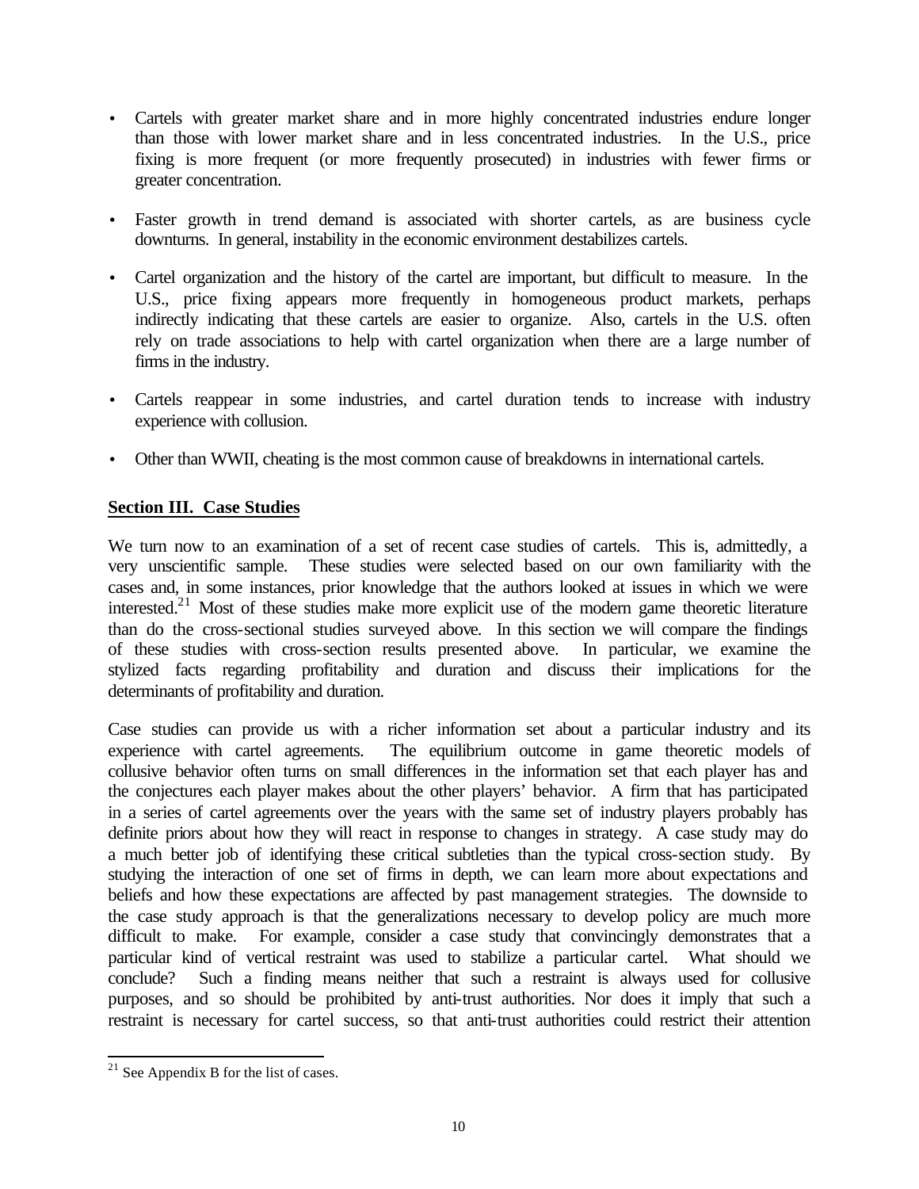- Cartels with greater market share and in more highly concentrated industries endure longer than those with lower market share and in less concentrated industries. In the U.S., price fixing is more frequent (or more frequently prosecuted) in industries with fewer firms or greater concentration.

- Faster growth in trend demand is associated with shorter cartels, as are business cycle downturns. In general, instability in the economic environment destabilizes cartels.

- Cartel organization and the history of the cartel are important, but difficult to measure. In the U.S., price fixing appears more frequently in homogeneous product markets, perhaps indirectly indicating that these cartels are easier to organize. Also, cartels in the U.S. often rely on trade associations to help with cartel organization when there are a large number of firms in the industry.

- Cartels reappear in some industries, and cartel duration tends to increase with industry experience with collusion.

- Other than WWII, cheating is the most common cause of breakdowns in international cartels.

## Section III. Case Studies

We turn now to an examination of a set of recent case studies of cartels. This is, admittedly, a very unscientific sample. These studies were selected based on our own familiarity with the cases and, in some instances, prior knowledge that the authors looked at issues in which we were interested.[21] Most of these studies make more explicit use of the modern game theoretic literature than do the cross-sectional studies surveyed above. In this section we will compare the findings of these studies with cross-section results presented above. In particular, we examine the stylized facts regarding profitability and duration and discuss their implications for the determinants of profitability and duration.

Case studies can provide us with a richer information set about a particular industry and its experience with cartel agreements. The equilibrium outcome in game theoretic models of collusive behavior often turns on small differences in the information set that each player has and the conjectures each player makes about the other players' behavior. A firm that has participated in a series of cartel agreements over the years with the same set of industry players probably has definite priors about how they will react in response to changes in strategy. A case study may do a much better job of identifying these critical subtleties than the typical cross-section study. By studying the interaction of one set of firms in depth, we can learn more about expectations and beliefs and how these expectations are affected by past management strategies. The downside to the case study approach is that the generalizations necessary to develop policy are much more difficult to make. For example, consider a case study that convincingly demonstrates that a particular kind of vertical restraint was used to stabilize a particular cartel. What should we conclude? Such a finding means neither that such a restraint is always used for collusive purposes, and so should be prohibited by anti-trust authorities. Nor does it imply that such a restraint is necessary for cartel success, so that anti-trust authorities could restrict their attention

[21] See Appendix B for the list of cases.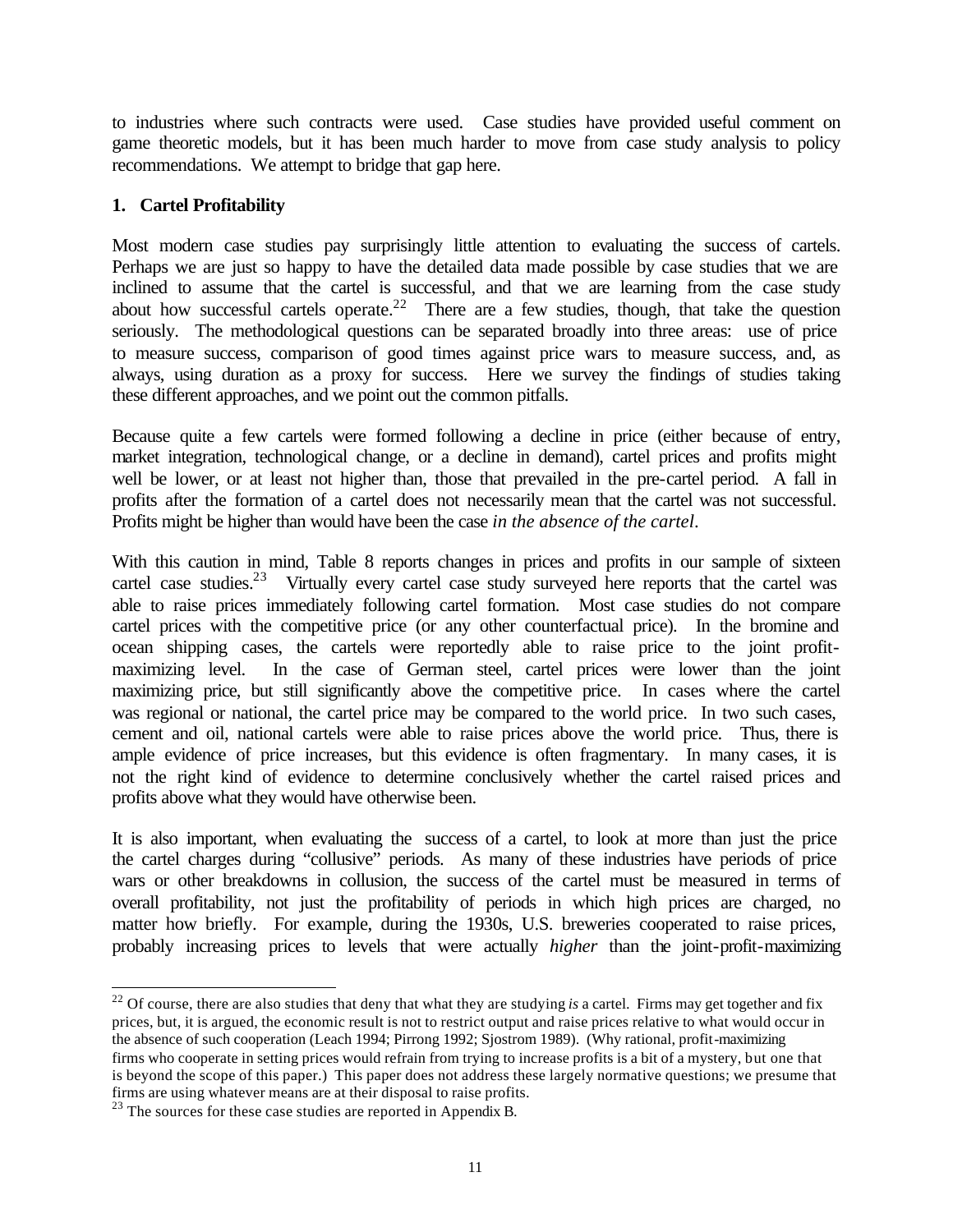to industries where such contracts were used. Case studies have provided useful comment on game theoretic models, but it has been much harder to move from case study analysis to policy recommendations. We attempt to bridge that gap here.

## 1. Cartel Profitability

Most modern case studies pay surprisingly little attention to evaluating the success of cartels. Perhaps we are just so happy to have the detailed data made possible by case studies that we are inclined to assume that the cartel is successful, and that we are learning from the case study about how successful cartels operate.[22] There are a few studies, though, that take the question seriously. The methodological questions can be separated broadly into three areas: use of price to measure success, comparison of good times against price wars to measure success, and, as always, using duration as a proxy for success. Here we survey the findings of studies taking these different approaches, and we point out the common pitfalls.

Because quite a few cartels were formed following a decline in price (either because of entry, market integration, technological change, or a decline in demand), cartel prices and profits might well be lower, or at least not higher than, those that prevailed in the pre-cartel period. A fall in profits after the formation of a cartel does not necessarily mean that the cartel was not successful. Profits might be higher than would have been the case *in the absence of the cartel*.

With this caution in mind, Table 8 reports changes in prices and profits in our sample of sixteen cartel case studies.[23] Virtually every cartel case study surveyed here reports that the cartel was able to raise prices immediately following cartel formation. Most case studies do not compare cartel prices with the competitive price (or any other counterfactual price). In the bromine and ocean shipping cases, the cartels were reportedly able to raise price to the joint profit-maximizing level. In the case of German steel, cartel prices were lower than the joint maximizing price, but still significantly above the competitive price. In cases where the cartel was regional or national, the cartel price may be compared to the world price. In two such cases, cement and oil, national cartels were able to raise prices above the world price. Thus, there is ample evidence of price increases, but this evidence is often fragmentary. In many cases, it is not the right kind of evidence to determine conclusively whether the cartel raised prices and profits above what they would have otherwise been.

It is also important, when evaluating the success of a cartel, to look at more than just the price the cartel charges during "collusive" periods. As many of these industries have periods of price wars or other breakdowns in collusion, the success of the cartel must be measured in terms of overall profitability, not just the profitability of periods in which high prices are charged, no matter how briefly. For example, during the 1930s, U.S. breweries cooperated to raise prices, probably increasing prices to levels that were actually *higher* than the joint-profit-maximizing

---

[22] Of course, there are also studies that deny that what they are studying *is* a cartel. Firms may get together and fix prices, but, it is argued, the economic result is not to restrict output and raise prices relative to what would occur in the absence of such cooperation (Leach 1994; Pirrong 1992; Sjostrom 1989). (Why rational, profit-maximizing firms who cooperate in setting prices would refrain from trying to increase profits is a bit of a mystery, but one that is beyond the scope of this paper.) This paper does not address these largely normative questions; we presume that firms are using whatever means are at their disposal to raise profits.

[23] The sources for these case studies are reported in Appendix B.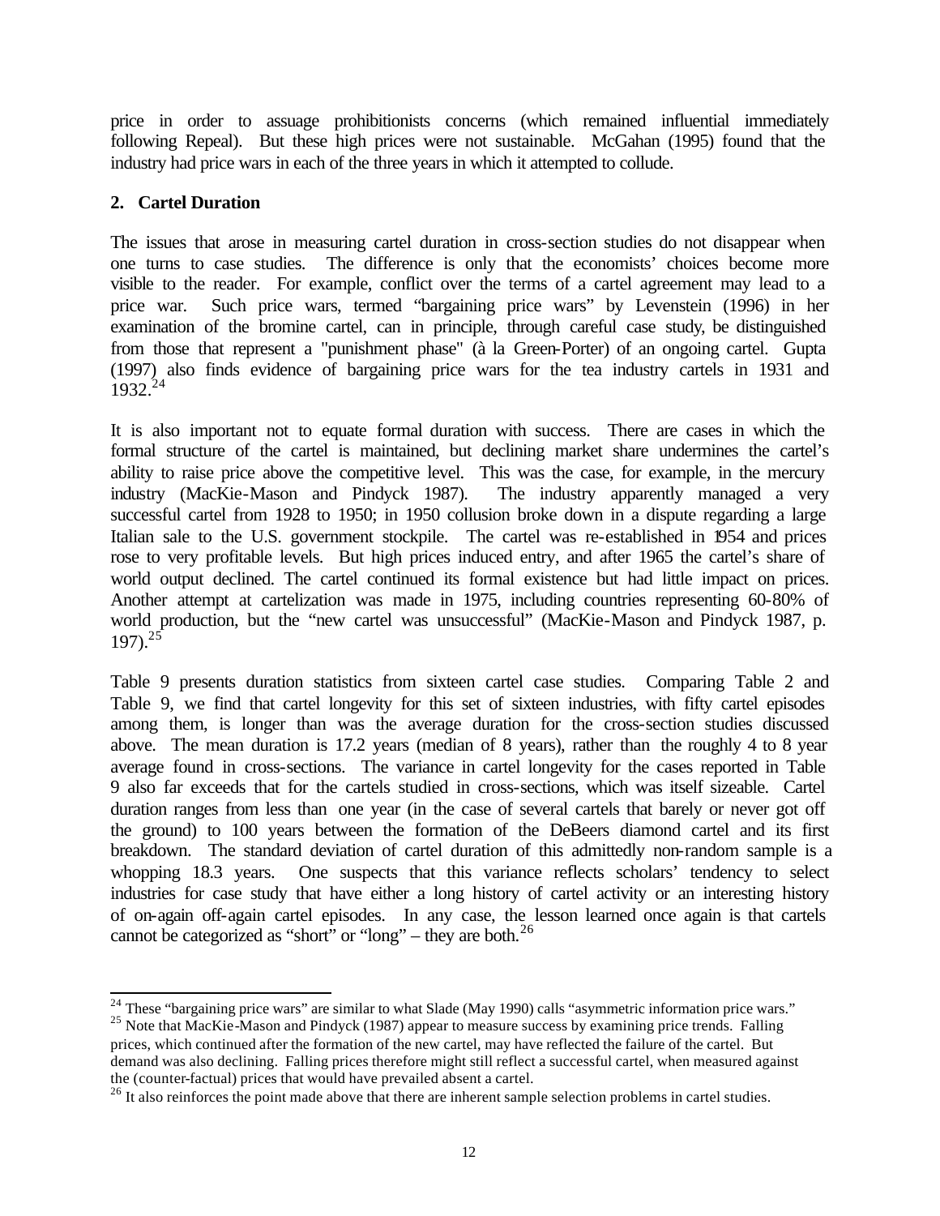price in order to assuage prohibitionists concerns (which remained influential immediately following Repeal). But these high prices were not sustainable. McGahan (1995) found that the industry had price wars in each of the three years in which it attempted to collude.

## 2. Cartel Duration

The issues that arose in measuring cartel duration in cross-section studies do not disappear when one turns to case studies. The difference is only that the economists' choices become more visible to the reader. For example, conflict over the terms of a cartel agreement may lead to a price war. Such price wars, termed "bargaining price wars" by Levenstein (1996) in her examination of the bromine cartel, can in principle, through careful case study, be distinguished from those that represent a "punishment phase" (à la Green-Porter) of an ongoing cartel. Gupta (1997) also finds evidence of bargaining price wars for the tea industry cartels in 1931 and 1932.[24]

It is also important not to equate formal duration with success. There are cases in which the formal structure of the cartel is maintained, but declining market share undermines the cartel's ability to raise price above the competitive level. This was the case, for example, in the mercury industry (MacKie-Mason and Pindyck 1987). The industry apparently managed a very successful cartel from 1928 to 1950; in 1950 collusion broke down in a dispute regarding a large Italian sale to the U.S. government stockpile. The cartel was re-established in 1954 and prices rose to very profitable levels. But high prices induced entry, and after 1965 the cartel's share of world output declined. The cartel continued its formal existence but had little impact on prices. Another attempt at cartelization was made in 1975, including countries representing 60-80% of world production, but the "new cartel was unsuccessful" (MacKie-Mason and Pindyck 1987, p. 197).[25]

Table 9 presents duration statistics from sixteen cartel case studies. Comparing Table 2 and Table 9, we find that cartel longevity for this set of sixteen industries, with fifty cartel episodes among them, is longer than was the average duration for the cross-section studies discussed above. The mean duration is 17.2 years (median of 8 years), rather than the roughly 4 to 8 year average found in cross-sections. The variance in cartel longevity for the cases reported in Table 9 also far exceeds that for the cartels studied in cross-sections, which was itself sizeable. Cartel duration ranges from less than one year (in the case of several cartels that barely or never got off the ground) to 100 years between the formation of the DeBeers diamond cartel and its first breakdown. The standard deviation of cartel duration of this admittedly non-random sample is a whopping 18.3 years. One suspects that this variance reflects scholars' tendency to select industries for case study that have either a long history of cartel activity or an interesting history of on-again off-again cartel episodes. In any case, the lesson learned once again is that cartels cannot be categorized as "short" or "long" – they are both.[26]

---

[24] These "bargaining price wars" are similar to what Slade (May 1990) calls "asymmetric information price wars."

[25] Note that MacKie-Mason and Pindyck (1987) appear to measure success by examining price trends. Falling prices, which continued after the formation of the new cartel, may have reflected the failure of the cartel. But demand was also declining. Falling prices therefore might still reflect a successful cartel, when measured against the (counter-factual) prices that would have prevailed absent a cartel.

[26] It also reinforces the point made above that there are inherent sample selection problems in cartel studies.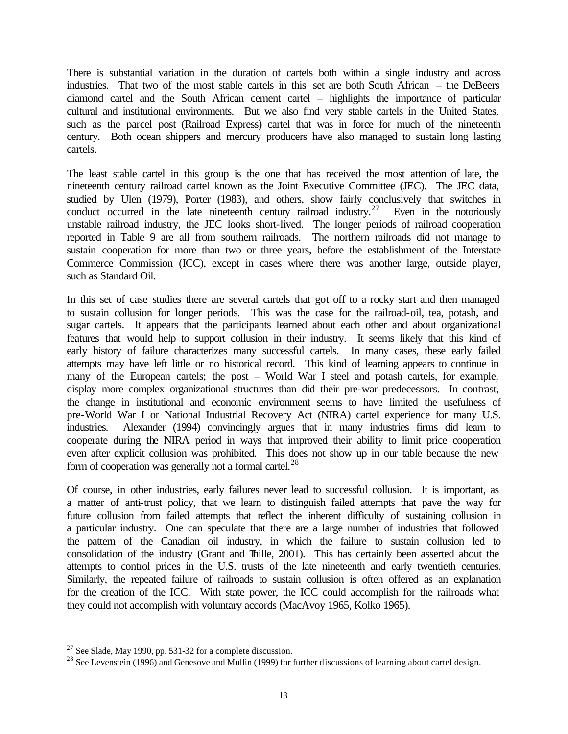There is substantial variation in the duration of cartels both within a single industry and across industries. That two of the most stable cartels in this set are both South African – the DeBeers diamond cartel and the South African cement cartel – highlights the importance of particular cultural and institutional environments. But we also find very stable cartels in the United States, such as the parcel post (Railroad Express) cartel that was in force for much of the nineteenth century. Both ocean shippers and mercury producers have also managed to sustain long lasting cartels.

The least stable cartel in this group is the one that has received the most attention of late, the nineteenth century railroad cartel known as the Joint Executive Committee (JEC). The JEC data, studied by Ulen (1979), Porter (1983), and others, show fairly conclusively that switches in conduct occurred in the late nineteenth century railroad industry.[27] Even in the notoriously unstable railroad industry, the JEC looks short-lived. The longer periods of railroad cooperation reported in Table 9 are all from southern railroads. The northern railroads did not manage to sustain cooperation for more than two or three years, before the establishment of the Interstate Commerce Commission (ICC), except in cases where there was another large, outside player, such as Standard Oil.

In this set of case studies there are several cartels that got off to a rocky start and then managed to sustain collusion for longer periods. This was the case for the railroad-oil, tea, potash, and sugar cartels. It appears that the participants learned about each other and about organizational features that would help to support collusion in their industry. It seems likely that this kind of early history of failure characterizes many successful cartels. In many cases, these early failed attempts may have left little or no historical record. This kind of learning appears to continue in many of the European cartels; the post – World War I steel and potash cartels, for example, display more complex organizational structures than did their pre-war predecessors. In contrast, the change in institutional and economic environment seems to have limited the usefulness of pre-World War I or National Industrial Recovery Act (NIRA) cartel experience for many U.S. industries. Alexander (1994) convincingly argues that in many industries firms did learn to cooperate during the NIRA period in ways that improved their ability to limit price cooperation even after explicit collusion was prohibited. This does not show up in our table because the new form of cooperation was generally not a formal cartel.[28]

Of course, in other industries, early failures never lead to successful collusion. It is important, as a matter of anti-trust policy, that we learn to distinguish failed attempts that pave the way for future collusion from failed attempts that reflect the inherent difficulty of sustaining collusion in a particular industry. One can speculate that there are a large number of industries that followed the pattern of the Canadian oil industry, in which the failure to sustain collusion led to consolidation of the industry (Grant and Thille, 2001). This has certainly been asserted about the attempts to control prices in the U.S. trusts of the late nineteenth and early twentieth centuries. Similarly, the repeated failure of railroads to sustain collusion is often offered as an explanation for the creation of the ICC. With state power, the ICC could accomplish for the railroads what they could not accomplish with voluntary accords (MacAvoy 1965, Kolko 1965).

---

[27] See Slade, May 1990, pp. 531-32 for a complete discussion.

[28] See Levenstein (1996) and Genesove and Mullin (1999) for further discussions of learning about cartel design.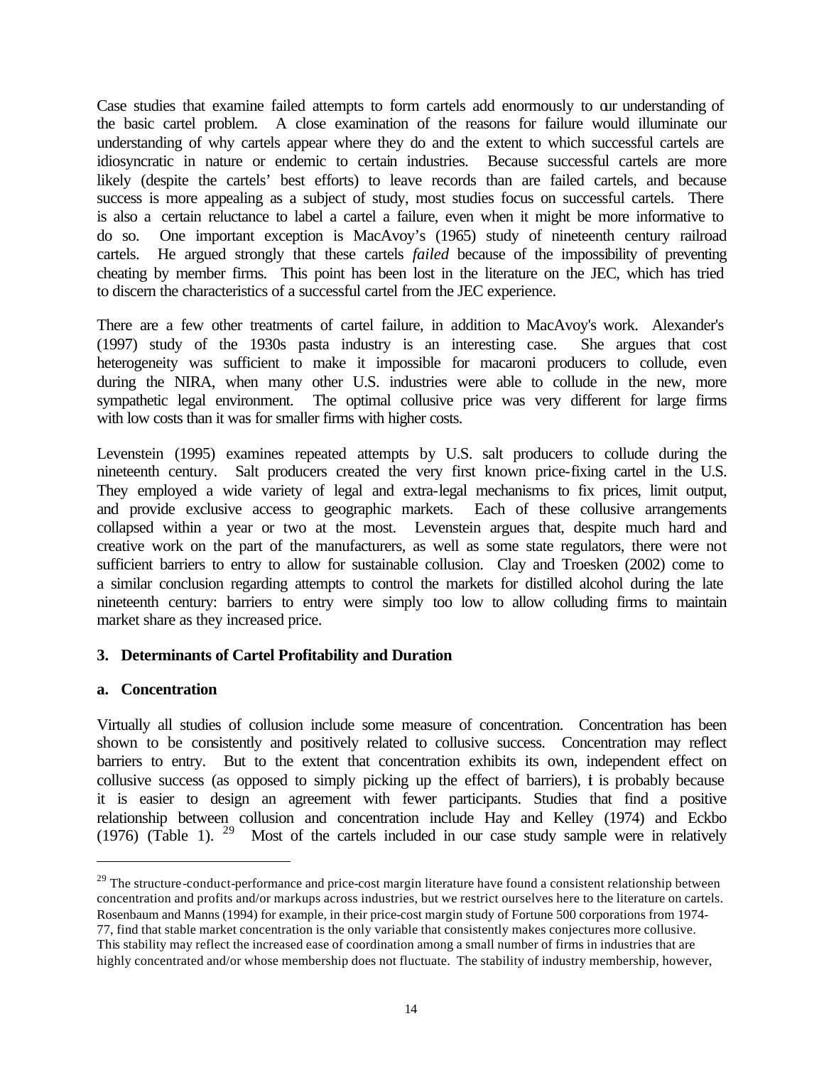Case studies that examine failed attempts to form cartels add enormously to our understanding of the basic cartel problem. A close examination of the reasons for failure would illuminate our understanding of why cartels appear where they do and the extent to which successful cartels are idiosyncratic in nature or endemic to certain industries. Because successful cartels are more likely (despite the cartels' best efforts) to leave records than are failed cartels, and because success is more appealing as a subject of study, most studies focus on successful cartels. There is also a certain reluctance to label a cartel a failure, even when it might be more informative to do so. One important exception is MacAvoy's (1965) study of nineteenth century railroad cartels. He argued strongly that these cartels *failed* because of the impossibility of preventing cheating by member firms. This point has been lost in the literature on the JEC, which has tried to discern the characteristics of a successful cartel from the JEC experience.

There are a few other treatments of cartel failure, in addition to MacAvoy's work. Alexander's (1997) study of the 1930s pasta industry is an interesting case. She argues that cost heterogeneity was sufficient to make it impossible for macaroni producers to collude, even during the NIRA, when many other U.S. industries were able to collude in the new, more sympathetic legal environment. The optimal collusive price was very different for large firms with low costs than it was for smaller firms with higher costs.

Levenstein (1995) examines repeated attempts by U.S. salt producers to collude during the nineteenth century. Salt producers created the very first known price-fixing cartel in the U.S. They employed a wide variety of legal and extra-legal mechanisms to fix prices, limit output, and provide exclusive access to geographic markets. Each of these collusive arrangements collapsed within a year or two at the most. Levenstein argues that, despite much hard and creative work on the part of the manufacturers, as well as some state regulators, there were not sufficient barriers to entry to allow for sustainable collusion. Clay and Troesken (2002) come to a similar conclusion regarding attempts to control the markets for distilled alcohol during the late nineteenth century: barriers to entry were simply too low to allow colluding firms to maintain market share as they increased price.

## 3. Determinants of Cartel Profitability and Duration

### a. Concentration

Virtually all studies of collusion include some measure of concentration. Concentration has been shown to be consistently and positively related to collusive success. Concentration may reflect barriers to entry. But to the extent that concentration exhibits its own, independent effect on collusive success (as opposed to simply picking up the effect of barriers), it is probably because it is easier to design an agreement with fewer participants. Studies that find a positive relationship between collusion and concentration include Hay and Kelley (1974) and Eckbo (1976) (Table 1). [29] Most of the cartels included in our case study sample were in relatively

---

[29] The structure-conduct-performance and price-cost margin literature have found a consistent relationship between concentration and profits and/or markups across industries, but we restrict ourselves here to the literature on cartels. Rosenbaum and Manns (1994) for example, in their price-cost margin study of Fortune 500 corporations from 1974-77, find that stable market concentration is the only variable that consistently makes conjectures more collusive. This stability may reflect the increased ease of coordination among a small number of firms in industries that are highly concentrated and/or whose membership does not fluctuate. The stability of industry membership, however,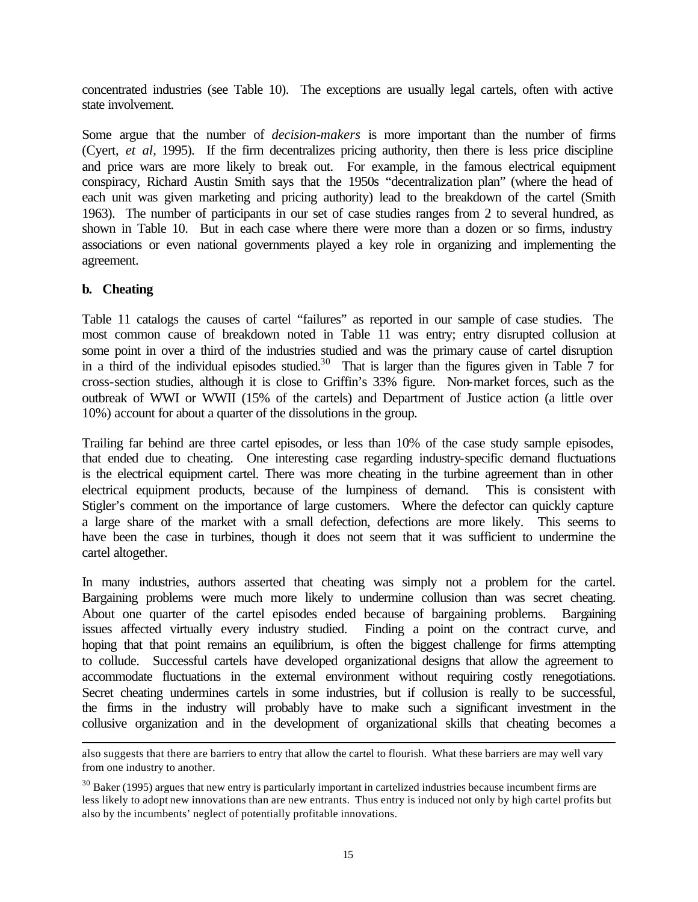concentrated industries (see Table 10). The exceptions are usually legal cartels, often with active state involvement.

Some argue that the number of *decision-makers* is more important than the number of firms (Cyert, *et al*, 1995). If the firm decentralizes pricing authority, then there is less price discipline and price wars are more likely to break out. For example, in the famous electrical equipment conspiracy, Richard Austin Smith says that the 1950s "decentralization plan" (where the head of each unit was given marketing and pricing authority) lead to the breakdown of the cartel (Smith 1963). The number of participants in our set of case studies ranges from 2 to several hundred, as shown in Table 10. But in each case where there were more than a dozen or so firms, industry associations or even national governments played a key role in organizing and implementing the agreement.

**b. Cheating**

Table 11 catalogs the causes of cartel "failures" as reported in our sample of case studies. The most common cause of breakdown noted in Table 11 was entry; entry disrupted collusion at some point in over a third of the industries studied and was the primary cause of cartel disruption in a third of the individual episodes studied.[30] That is larger than the figures given in Table 7 for cross-section studies, although it is close to Griffin's 33% figure. Non-market forces, such as the outbreak of WWI or WWII (15% of the cartels) and Department of Justice action (a little over 10%) account for about a quarter of the dissolutions in the group.

Trailing far behind are three cartel episodes, or less than 10% of the case study sample episodes, that ended due to cheating. One interesting case regarding industry-specific demand fluctuations is the electrical equipment cartel. There was more cheating in the turbine agreement than in other electrical equipment products, because of the lumpiness of demand. This is consistent with Stigler's comment on the importance of large customers. Where the defector can quickly capture a large share of the market with a small defection, defections are more likely. This seems to have been the case in turbines, though it does not seem that it was sufficient to undermine the cartel altogether.

In many industries, authors asserted that cheating was simply not a problem for the cartel. Bargaining problems were much more likely to undermine collusion than was secret cheating. About one quarter of the cartel episodes ended because of bargaining problems. Bargaining issues affected virtually every industry studied. Finding a point on the contract curve, and hoping that that point remains an equilibrium, is often the biggest challenge for firms attempting to collude. Successful cartels have developed organizational designs that allow the agreement to accommodate fluctuations in the external environment without requiring costly renegotiations. Secret cheating undermines cartels in some industries, but if collusion is really to be successful, the firms in the industry will probably have to make such a significant investment in the collusive organization and in the development of organizational skills that cheating becomes a

---

also suggests that there are barriers to entry that allow the cartel to flourish. What these barriers are may well vary from one industry to another.

[30] Baker (1995) argues that new entry is particularly important in cartelized industries because incumbent firms are less likely to adopt new innovations than are new entrants. Thus entry is induced not only by high cartel profits but also by the incumbents' neglect of potentially profitable innovations.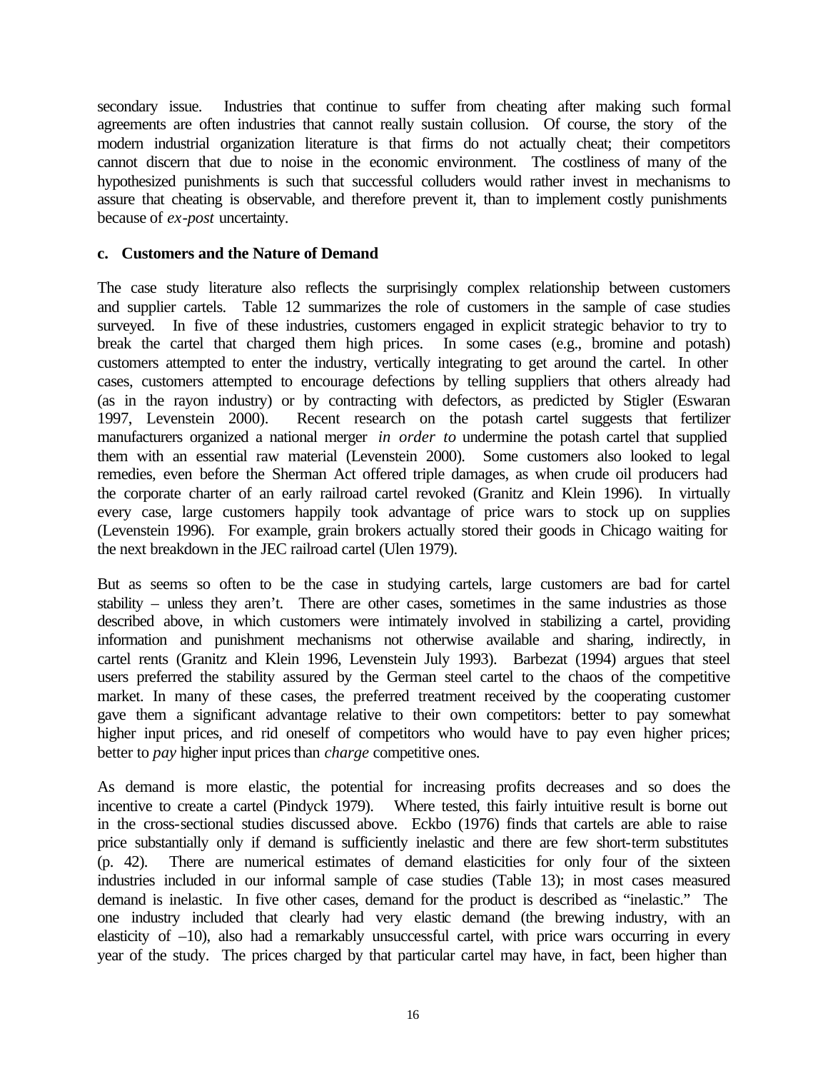secondary issue. Industries that continue to suffer from cheating after making such formal agreements are often industries that cannot really sustain collusion. Of course, the story of the modern industrial organization literature is that firms do not actually cheat; their competitors cannot discern that due to noise in the economic environment. The costliness of many of the hypothesized punishments is such that successful colluders would rather invest in mechanisms to assure that cheating is observable, and therefore prevent it, than to implement costly punishments because of *ex-post* uncertainty.

**c. Customers and the Nature of Demand**

The case study literature also reflects the surprisingly complex relationship between customers and supplier cartels. Table 12 summarizes the role of customers in the sample of case studies surveyed. In five of these industries, customers engaged in explicit strategic behavior to try to break the cartel that charged them high prices. In some cases (e.g., bromine and potash) customers attempted to enter the industry, vertically integrating to get around the cartel. In other cases, customers attempted to encourage defections by telling suppliers that others already had (as in the rayon industry) or by contracting with defectors, as predicted by Stigler (Eswaran 1997, Levenstein 2000). Recent research on the potash cartel suggests that fertilizer manufacturers organized a national merger *in order to* undermine the potash cartel that supplied them with an essential raw material (Levenstein 2000). Some customers also looked to legal remedies, even before the Sherman Act offered triple damages, as when crude oil producers had the corporate charter of an early railroad cartel revoked (Granitz and Klein 1996). In virtually every case, large customers happily took advantage of price wars to stock up on supplies (Levenstein 1996). For example, grain brokers actually stored their goods in Chicago waiting for the next breakdown in the JEC railroad cartel (Ulen 1979).

But as seems so often to be the case in studying cartels, large customers are bad for cartel stability – unless they aren't. There are other cases, sometimes in the same industries as those described above, in which customers were intimately involved in stabilizing a cartel, providing information and punishment mechanisms not otherwise available and sharing, indirectly, in cartel rents (Granitz and Klein 1996, Levenstein July 1993). Barbezat (1994) argues that steel users preferred the stability assured by the German steel cartel to the chaos of the competitive market. In many of these cases, the preferred treatment received by the cooperating customer gave them a significant advantage relative to their own competitors: better to pay somewhat higher input prices, and rid oneself of competitors who would have to pay even higher prices; better to *pay* higher input prices than *charge* competitive ones.

As demand is more elastic, the potential for increasing profits decreases and so does the incentive to create a cartel (Pindyck 1979). Where tested, this fairly intuitive result is borne out in the cross-sectional studies discussed above. Eckbo (1976) finds that cartels are able to raise price substantially only if demand is sufficiently inelastic and there are few short-term substitutes (p. 42). There are numerical estimates of demand elasticities for only four of the sixteen industries included in our informal sample of case studies (Table 13); in most cases measured demand is inelastic. In five other cases, demand for the product is described as "inelastic." The one industry included that clearly had very elastic demand (the brewing industry, with an elasticity of –10), also had a remarkably unsuccessful cartel, with price wars occurring in every year of the study. The prices charged by that particular cartel may have, in fact, been higher than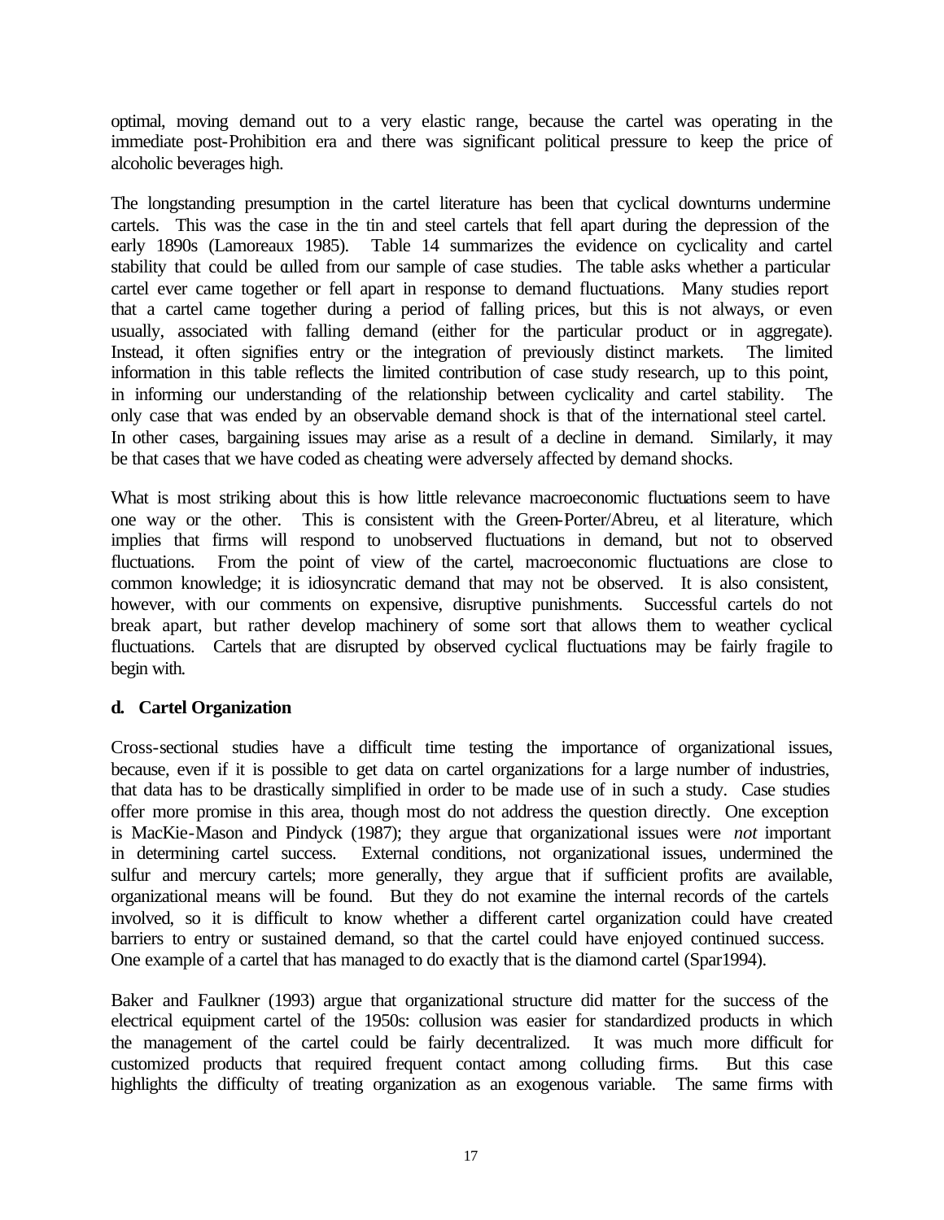optimal, moving demand out to a very elastic range, because the cartel was operating in the immediate post-Prohibition era and there was significant political pressure to keep the price of alcoholic beverages high.

The longstanding presumption in the cartel literature has been that cyclical downturns undermine cartels. This was the case in the tin and steel cartels that fell apart during the depression of the early 1890s (Lamoreaux 1985). Table 14 summarizes the evidence on cyclicality and cartel stability that could be culled from our sample of case studies. The table asks whether a particular cartel ever came together or fell apart in response to demand fluctuations. Many studies report that a cartel came together during a period of falling prices, but this is not always, or even usually, associated with falling demand (either for the particular product or in aggregate). Instead, it often signifies entry or the integration of previously distinct markets. The limited information in this table reflects the limited contribution of case study research, up to this point, in informing our understanding of the relationship between cyclicality and cartel stability. The only case that was ended by an observable demand shock is that of the international steel cartel. In other cases, bargaining issues may arise as a result of a decline in demand. Similarly, it may be that cases that we have coded as cheating were adversely affected by demand shocks.

What is most striking about this is how little relevance macroeconomic fluctuations seem to have one way or the other. This is consistent with the Green-Porter/Abreu, et al literature, which implies that firms will respond to unobserved fluctuations in demand, but not to observed fluctuations. From the point of view of the cartel, macroeconomic fluctuations are close to common knowledge; it is idiosyncratic demand that may not be observed. It is also consistent, however, with our comments on expensive, disruptive punishments. Successful cartels do not break apart, but rather develop machinery of some sort that allows them to weather cyclical fluctuations. Cartels that are disrupted by observed cyclical fluctuations may be fairly fragile to begin with.

**d. Cartel Organization**

Cross-sectional studies have a difficult time testing the importance of organizational issues, because, even if it is possible to get data on cartel organizations for a large number of industries, that data has to be drastically simplified in order to be made use of in such a study. Case studies offer more promise in this area, though most do not address the question directly. One exception is MacKie-Mason and Pindyck (1987); they argue that organizational issues were *not* important in determining cartel success. External conditions, not organizational issues, undermined the sulfur and mercury cartels; more generally, they argue that if sufficient profits are available, organizational means will be found. But they do not examine the internal records of the cartels involved, so it is difficult to know whether a different cartel organization could have created barriers to entry or sustained demand, so that the cartel could have enjoyed continued success. One example of a cartel that has managed to do exactly that is the diamond cartel (Spar1994).

Baker and Faulkner (1993) argue that organizational structure did matter for the success of the electrical equipment cartel of the 1950s: collusion was easier for standardized products in which the management of the cartel could be fairly decentralized. It was much more difficult for customized products that required frequent contact among colluding firms. But this case highlights the difficulty of treating organization as an exogenous variable. The same firms with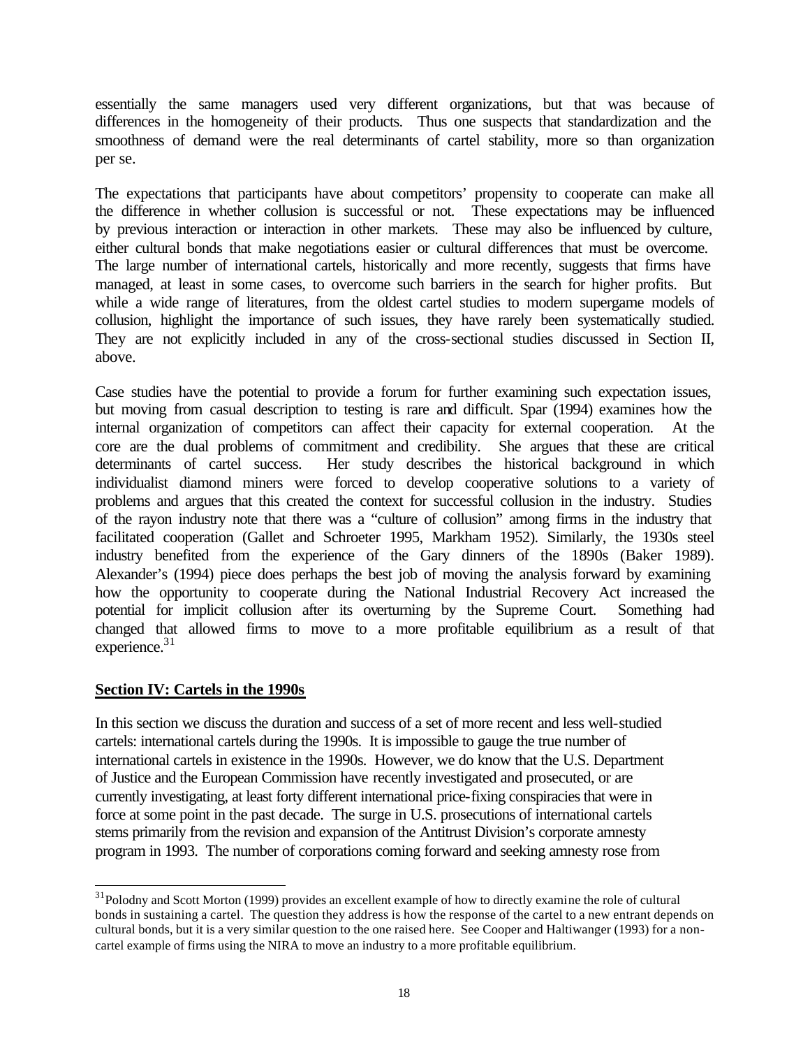essentially the same managers used very different organizations, but that was because of differences in the homogeneity of their products. Thus one suspects that standardization and the smoothness of demand were the real determinants of cartel stability, more so than organization per se.

The expectations that participants have about competitors' propensity to cooperate can make all the difference in whether collusion is successful or not. These expectations may be influenced by previous interaction or interaction in other markets. These may also be influenced by culture, either cultural bonds that make negotiations easier or cultural differences that must be overcome. The large number of international cartels, historically and more recently, suggests that firms have managed, at least in some cases, to overcome such barriers in the search for higher profits. But while a wide range of literatures, from the oldest cartel studies to modern supergame models of collusion, highlight the importance of such issues, they have rarely been systematically studied. They are not explicitly included in any of the cross-sectional studies discussed in Section II, above.

Case studies have the potential to provide a forum for further examining such expectation issues, but moving from casual description to testing is rare and difficult. Spar (1994) examines how the internal organization of competitors can affect their capacity for external cooperation. At the core are the dual problems of commitment and credibility. She argues that these are critical determinants of cartel success. Her study describes the historical background in which individualist diamond miners were forced to develop cooperative solutions to a variety of problems and argues that this created the context for successful collusion in the industry. Studies of the rayon industry note that there was a "culture of collusion" among firms in the industry that facilitated cooperation (Gallet and Schroeter 1995, Markham 1952). Similarly, the 1930s steel industry benefited from the experience of the Gary dinners of the 1890s (Baker 1989). Alexander's (1994) piece does perhaps the best job of moving the analysis forward by examining how the opportunity to cooperate during the National Industrial Recovery Act increased the potential for implicit collusion after its overturning by the Supreme Court. Something had changed that allowed firms to move to a more profitable equilibrium as a result of that experience.[31]

## Section IV: Cartels in the 1990s

In this section we discuss the duration and success of a set of more recent and less well-studied cartels: international cartels during the 1990s. It is impossible to gauge the true number of international cartels in existence in the 1990s. However, we do know that the U.S. Department of Justice and the European Commission have recently investigated and prosecuted, or are currently investigating, at least forty different international price-fixing conspiracies that were in force at some point in the past decade. The surge in U.S. prosecutions of international cartels stems primarily from the revision and expansion of the Antitrust Division's corporate amnesty program in 1993. The number of corporations coming forward and seeking amnesty rose from

[31] Polodny and Scott Morton (1999) provides an excellent example of how to directly examine the role of cultural bonds in sustaining a cartel. The question they address is how the response of the cartel to a new entrant depends on cultural bonds, but it is a very similar question to the one raised here. See Cooper and Haltiwanger (1993) for a non-cartel example of firms using the NIRA to move an industry to a more profitable equilibrium.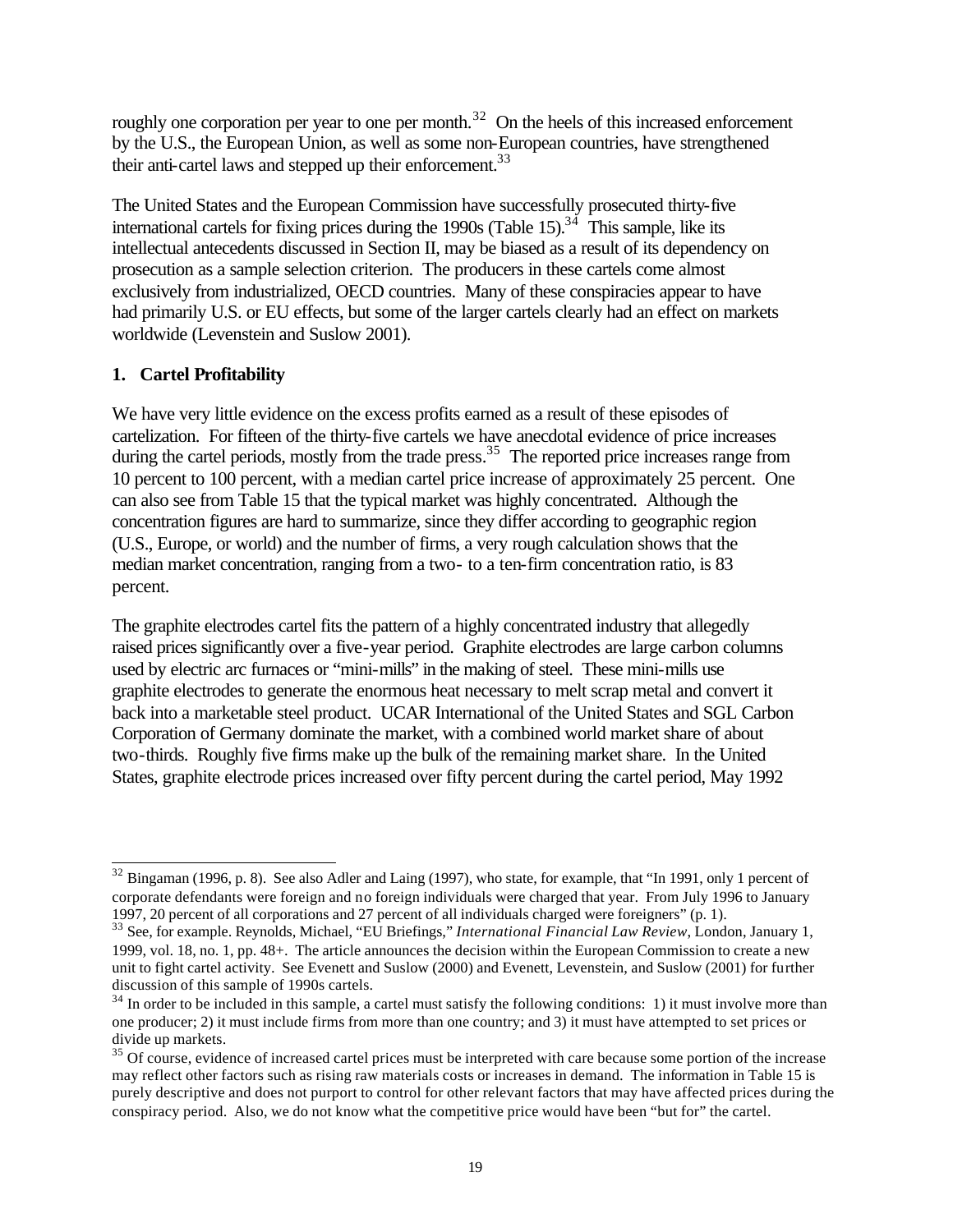roughly one corporation per year to one per month.[32] On the heels of this increased enforcement by the U.S., the European Union, as well as some non-European countries, have strengthened their anti-cartel laws and stepped up their enforcement.[33]

The United States and the European Commission have successfully prosecuted thirty-five international cartels for fixing prices during the 1990s (Table 15).[34] This sample, like its intellectual antecedents discussed in Section II, may be biased as a result of its dependency on prosecution as a sample selection criterion. The producers in these cartels come almost exclusively from industrialized, OECD countries. Many of these conspiracies appear to have had primarily U.S. or EU effects, but some of the larger cartels clearly had an effect on markets worldwide (Levenstein and Suslow 2001).

### 1. Cartel Profitability

We have very little evidence on the excess profits earned as a result of these episodes of cartelization. For fifteen of the thirty-five cartels we have anecdotal evidence of price increases during the cartel periods, mostly from the trade press.[35] The reported price increases range from 10 percent to 100 percent, with a median cartel price increase of approximately 25 percent. One can also see from Table 15 that the typical market was highly concentrated. Although the concentration figures are hard to summarize, since they differ according to geographic region (U.S., Europe, or world) and the number of firms, a very rough calculation shows that the median market concentration, ranging from a two- to a ten-firm concentration ratio, is 83 percent.

The graphite electrodes cartel fits the pattern of a highly concentrated industry that allegedly raised prices significantly over a five-year period. Graphite electrodes are large carbon columns used by electric arc furnaces or "mini-mills" in the making of steel. These mini-mills use graphite electrodes to generate the enormous heat necessary to melt scrap metal and convert it back into a marketable steel product. UCAR International of the United States and SGL Carbon Corporation of Germany dominate the market, with a combined world market share of about two-thirds. Roughly five firms make up the bulk of the remaining market share. In the United States, graphite electrode prices increased over fifty percent during the cartel period, May 1992

---

[32] Bingaman (1996, p. 8). See also Adler and Laing (1997), who state, for example, that "In 1991, only 1 percent of corporate defendants were foreign and no foreign individuals were charged that year. From July 1996 to January 1997, 20 percent of all corporations and 27 percent of all individuals charged were foreigners" (p. 1).

[33] See, for example. Reynolds, Michael, "EU Briefings," *International Financial Law Review*, London, January 1, 1999, vol. 18, no. 1, pp. 48+. The article announces the decision within the European Commission to create a new unit to fight cartel activity. See Evenett and Suslow (2000) and Evenett, Levenstein, and Suslow (2001) for further discussion of this sample of 1990s cartels.

[34] In order to be included in this sample, a cartel must satisfy the following conditions: 1) it must involve more than one producer; 2) it must include firms from more than one country; and 3) it must have attempted to set prices or divide up markets.

[35] Of course, evidence of increased cartel prices must be interpreted with care because some portion of the increase may reflect other factors such as rising raw materials costs or increases in demand. The information in Table 15 is purely descriptive and does not purport to control for other relevant factors that may have affected prices during the conspiracy period. Also, we do not know what the competitive price would have been "but for" the cartel.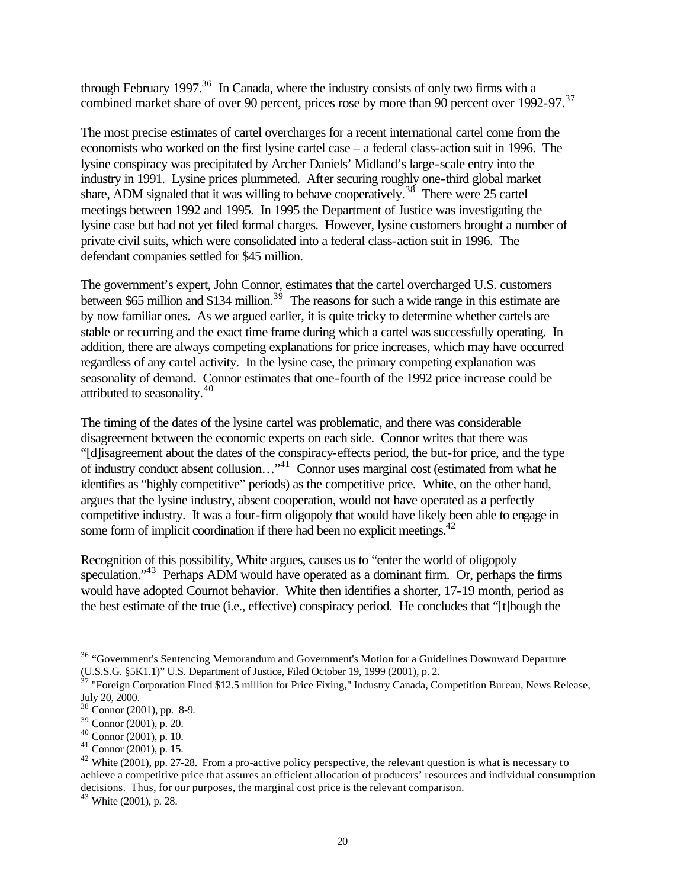through February 1997.[36] In Canada, where the industry consists of only two firms with a combined market share of over 90 percent, prices rose by more than 90 percent over 1992-97.[37]

The most precise estimates of cartel overcharges for a recent international cartel come from the economists who worked on the first lysine cartel case – a federal class-action suit in 1996. The lysine conspiracy was precipitated by Archer Daniels' Midland's large-scale entry into the industry in 1991. Lysine prices plummeted. After securing roughly one-third global market share, ADM signaled that it was willing to behave cooperatively.[38] There were 25 cartel meetings between 1992 and 1995. In 1995 the Department of Justice was investigating the lysine case but had not yet filed formal charges. However, lysine customers brought a number of private civil suits, which were consolidated into a federal class-action suit in 1996. The defendant companies settled for $45 million.

The government's expert, John Connor, estimates that the cartel overcharged U.S. customers between $65 million and $134 million.[39] The reasons for such a wide range in this estimate are by now familiar ones. As we argued earlier, it is quite tricky to determine whether cartels are stable or recurring and the exact time frame during which a cartel was successfully operating. In addition, there are always competing explanations for price increases, which may have occurred regardless of any cartel activity. In the lysine case, the primary competing explanation was seasonality of demand. Connor estimates that one-fourth of the 1992 price increase could be attributed to seasonality.[40]

The timing of the dates of the lysine cartel was problematic, and there was considerable disagreement between the economic experts on each side. Connor writes that there was "[d]isagreement about the dates of the conspiracy-effects period, the but-for price, and the type of industry conduct absent collusion…"[41] Connor uses marginal cost (estimated from what he identifies as "highly competitive" periods) as the competitive price. White, on the other hand, argues that the lysine industry, absent cooperation, would not have operated as a perfectly competitive industry. It was a four-firm oligopoly that would have likely been able to engage in some form of implicit coordination if there had been no explicit meetings.[42]

Recognition of this possibility, White argues, causes us to "enter the world of oligopoly speculation."[43] Perhaps ADM would have operated as a dominant firm. Or, perhaps the firms would have adopted Cournot behavior. White then identifies a shorter, 17-19 month, period as the best estimate of the true (i.e., effective) conspiracy period. He concludes that "[t]hough the

---

[36] "Government's Sentencing Memorandum and Government's Motion for a Guidelines Downward Departure (U.S.S.G. §5K1.1)" U.S. Department of Justice, Filed October 19, 1999 (2001), p. 2.

[37] "Foreign Corporation Fined $12.5 million for Price Fixing," Industry Canada, Competition Bureau, News Release, July 20, 2000.

[38] Connor (2001), pp. 8-9.

[39] Connor (2001), p. 20.

[40] Connor (2001), p. 10.

[41] Connor (2001), p. 15.

[42] White (2001), pp. 27-28. From a pro-active policy perspective, the relevant question is what is necessary to achieve a competitive price that assures an efficient allocation of producers' resources and individual consumption decisions. Thus, for our purposes, the marginal cost price is the relevant comparison.

[43] White (2001), p. 28.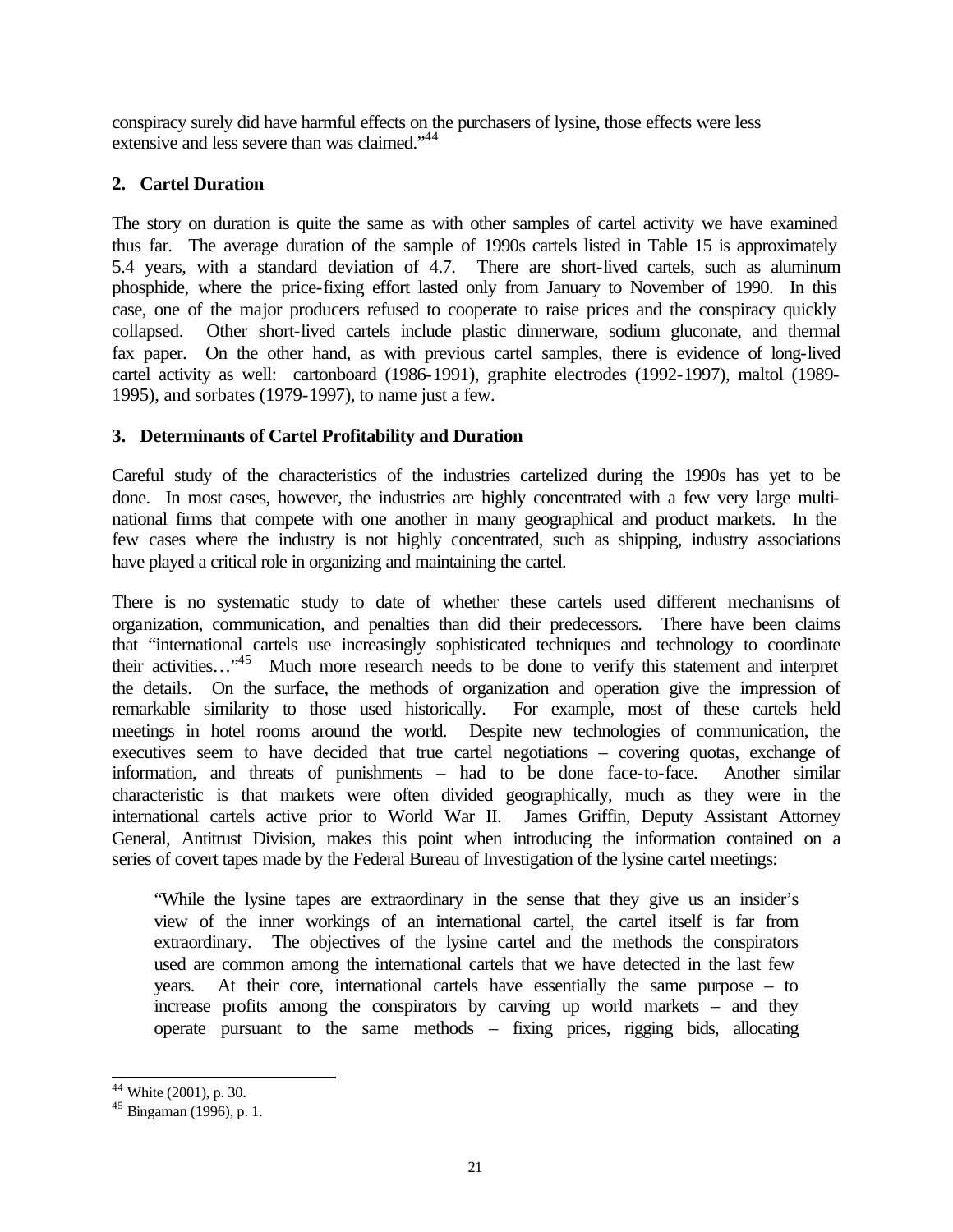conspiracy surely did have harmful effects on the purchasers of lysine, those effects were less extensive and less severe than was claimed."[44]

### 2. Cartel Duration

The story on duration is quite the same as with other samples of cartel activity we have examined thus far. The average duration of the sample of 1990s cartels listed in Table 15 is approximately 5.4 years, with a standard deviation of 4.7. There are short-lived cartels, such as aluminum phosphide, where the price-fixing effort lasted only from January to November of 1990. In this case, one of the major producers refused to cooperate to raise prices and the conspiracy quickly collapsed. Other short-lived cartels include plastic dinnerware, sodium gluconate, and thermal fax paper. On the other hand, as with previous cartel samples, there is evidence of long-lived cartel activity as well: cartonboard (1986-1991), graphite electrodes (1992-1997), maltol (1989-1995), and sorbates (1979-1997), to name just a few.

### 3. Determinants of Cartel Profitability and Duration

Careful study of the characteristics of the industries cartelized during the 1990s has yet to be done. In most cases, however, the industries are highly concentrated with a few very large multi-national firms that compete with one another in many geographical and product markets. In the few cases where the industry is not highly concentrated, such as shipping, industry associations have played a critical role in organizing and maintaining the cartel.

There is no systematic study to date of whether these cartels used different mechanisms of organization, communication, and penalties than did their predecessors. There have been claims that "international cartels use increasingly sophisticated techniques and technology to coordinate their activities…"[45] Much more research needs to be done to verify this statement and interpret the details. On the surface, the methods of organization and operation give the impression of remarkable similarity to those used historically. For example, most of these cartels held meetings in hotel rooms around the world. Despite new technologies of communication, the executives seem to have decided that true cartel negotiations – covering quotas, exchange of information, and threats of punishments – had to be done face-to-face. Another similar characteristic is that markets were often divided geographically, much as they were in the international cartels active prior to World War II. James Griffin, Deputy Assistant Attorney General, Antitrust Division, makes this point when introducing the information contained on a series of covert tapes made by the Federal Bureau of Investigation of the lysine cartel meetings:

> "While the lysine tapes are extraordinary in the sense that they give us an insider's view of the inner workings of an international cartel, the cartel itself is far from extraordinary. The objectives of the lysine cartel and the methods the conspirators used are common among the international cartels that we have detected in the last few years. At their core, international cartels have essentially the same purpose – to increase profits among the conspirators by carving up world markets – and they operate pursuant to the same methods – fixing prices, rigging bids, allocating

---

[44] White (2001), p. 30.

[45] Bingaman (1996), p. 1.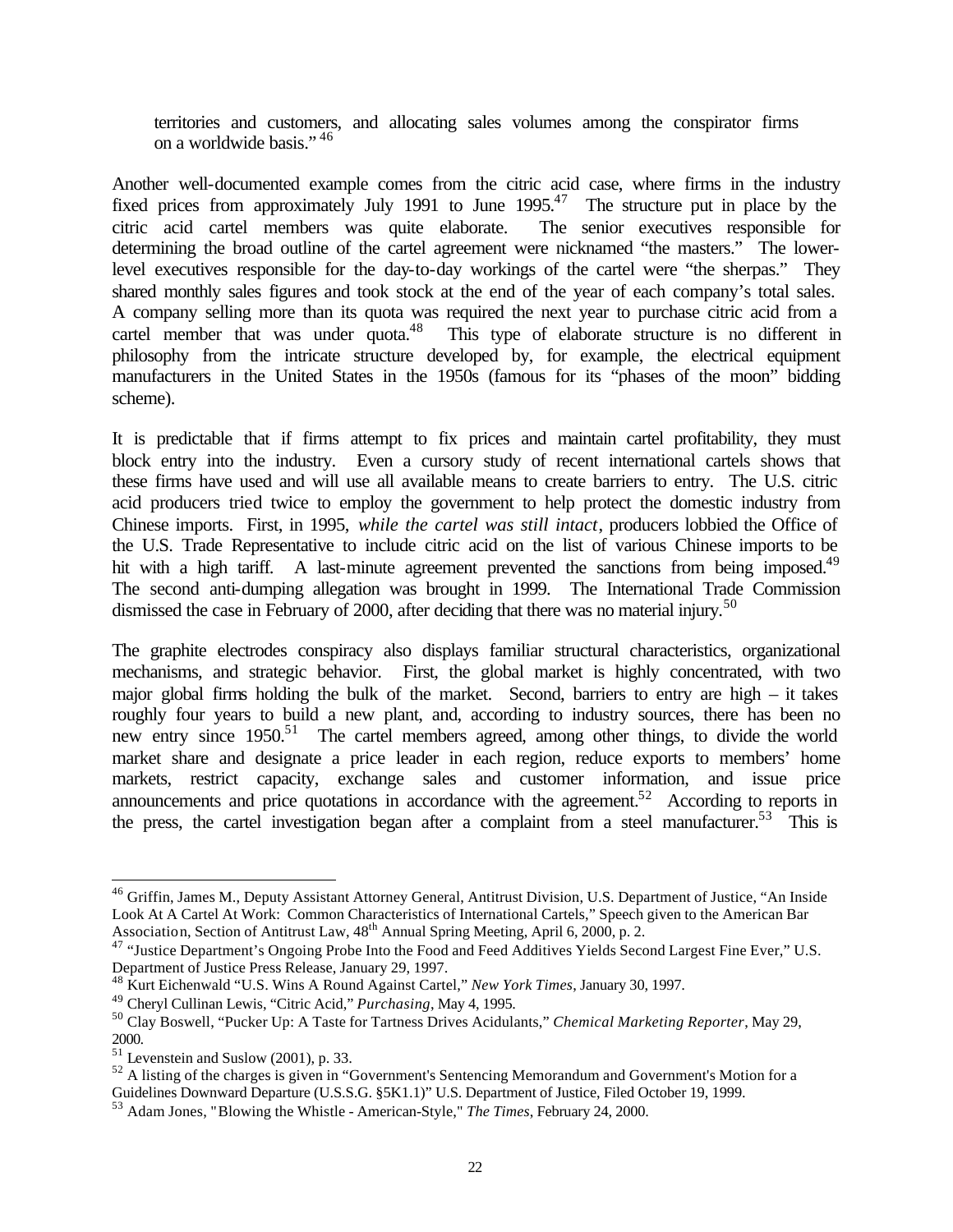> territories and customers, and allocating sales volumes among the conspirator firms on a worldwide basis."[46]

Another well-documented example comes from the citric acid case, where firms in the industry fixed prices from approximately July 1991 to June 1995.[47] The structure put in place by the citric acid cartel members was quite elaborate. The senior executives responsible for determining the broad outline of the cartel agreement were nicknamed "the masters." The lower-level executives responsible for the day-to-day workings of the cartel were "the sherpas." They shared monthly sales figures and took stock at the end of the year of each company's total sales. A company selling more than its quota was required the next year to purchase citric acid from a cartel member that was under quota.[48] This type of elaborate structure is no different in philosophy from the intricate structure developed by, for example, the electrical equipment manufacturers in the United States in the 1950s (famous for its "phases of the moon" bidding scheme).

It is predictable that if firms attempt to fix prices and maintain cartel profitability, they must block entry into the industry. Even a cursory study of recent international cartels shows that these firms have used and will use all available means to create barriers to entry. The U.S. citric acid producers tried twice to employ the government to help protect the domestic industry from Chinese imports. First, in 1995, *while the cartel was still intact*, producers lobbied the Office of the U.S. Trade Representative to include citric acid on the list of various Chinese imports to be hit with a high tariff. A last-minute agreement prevented the sanctions from being imposed.[49] The second anti-dumping allegation was brought in 1999. The International Trade Commission dismissed the case in February of 2000, after deciding that there was no material injury.[50]

The graphite electrodes conspiracy also displays familiar structural characteristics, organizational mechanisms, and strategic behavior. First, the global market is highly concentrated, with two major global firms holding the bulk of the market. Second, barriers to entry are high – it takes roughly four years to build a new plant, and, according to industry sources, there has been no new entry since 1950.[51] The cartel members agreed, among other things, to divide the world market share and designate a price leader in each region, reduce exports to members' home markets, restrict capacity, exchange sales and customer information, and issue price announcements and price quotations in accordance with the agreement.[52] According to reports in the press, the cartel investigation began after a complaint from a steel manufacturer.[53] This is

---

[46] Griffin, James M., Deputy Assistant Attorney General, Antitrust Division, U.S. Department of Justice, "An Inside Look At A Cartel At Work: Common Characteristics of International Cartels," Speech given to the American Bar Association, Section of Antitrust Law, 48th Annual Spring Meeting, April 6, 2000, p. 2.

[47] "Justice Department's Ongoing Probe Into the Food and Feed Additives Yields Second Largest Fine Ever," U.S. Department of Justice Press Release, January 29, 1997.

[48] Kurt Eichenwald "U.S. Wins A Round Against Cartel," *New York Times*, January 30, 1997.

[49] Cheryl Cullinan Lewis, "Citric Acid," *Purchasing*, May 4, 1995.

[50] Clay Boswell, "Pucker Up: A Taste for Tartness Drives Acidulants," *Chemical Marketing Reporter*, May 29, 2000.

[51] Levenstein and Suslow (2001), p. 33.

[52] A listing of the charges is given in "Government's Sentencing Memorandum and Government's Motion for a Guidelines Downward Departure (U.S.S.G. §5K1.1)" U.S. Department of Justice, Filed October 19, 1999.

[53] Adam Jones, "Blowing the Whistle - American-Style," *The Times*, February 24, 2000.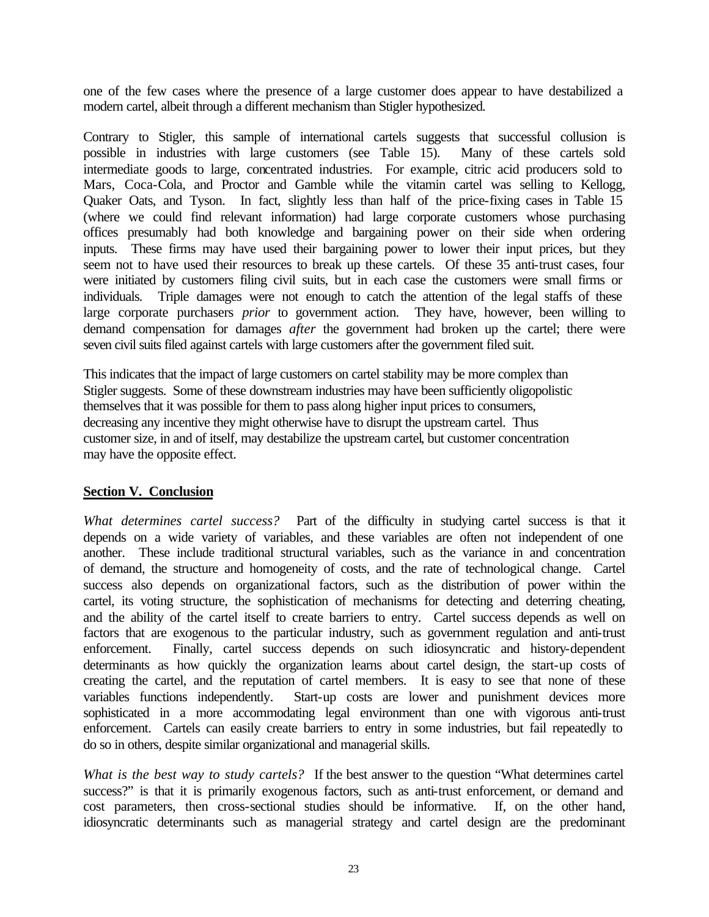one of the few cases where the presence of a large customer does appear to have destabilized a modern cartel, albeit through a different mechanism than Stigler hypothesized.

Contrary to Stigler, this sample of international cartels suggests that successful collusion is possible in industries with large customers (see Table 15). Many of these cartels sold intermediate goods to large, concentrated industries. For example, citric acid producers sold to Mars, Coca-Cola, and Proctor and Gamble while the vitamin cartel was selling to Kellogg, Quaker Oats, and Tyson. In fact, slightly less than half of the price-fixing cases in Table 15 (where we could find relevant information) had large corporate customers whose purchasing offices presumably had both knowledge and bargaining power on their side when ordering inputs. These firms may have used their bargaining power to lower their input prices, but they seem not to have used their resources to break up these cartels. Of these 35 anti-trust cases, four were initiated by customers filing civil suits, but in each case the customers were small firms or individuals. Triple damages were not enough to catch the attention of the legal staffs of these large corporate purchasers *prior* to government action. They have, however, been willing to demand compensation for damages *after* the government had broken up the cartel; there were seven civil suits filed against cartels with large customers after the government filed suit.

This indicates that the impact of large customers on cartel stability may be more complex than Stigler suggests. Some of these downstream industries may have been sufficiently oligopolistic themselves that it was possible for them to pass along higher input prices to consumers, decreasing any incentive they might otherwise have to disrupt the upstream cartel. Thus customer size, in and of itself, may destabilize the upstream cartel, but customer concentration may have the opposite effect.

## Section V. Conclusion

*What determines cartel success?* Part of the difficulty in studying cartel success is that it depends on a wide variety of variables, and these variables are often not independent of one another. These include traditional structural variables, such as the variance in and concentration of demand, the structure and homogeneity of costs, and the rate of technological change. Cartel success also depends on organizational factors, such as the distribution of power within the cartel, its voting structure, the sophistication of mechanisms for detecting and deterring cheating, and the ability of the cartel itself to create barriers to entry. Cartel success depends as well on factors that are exogenous to the particular industry, such as government regulation and anti-trust enforcement. Finally, cartel success depends on such idiosyncratic and history-dependent determinants as how quickly the organization learns about cartel design, the start-up costs of creating the cartel, and the reputation of cartel members. It is easy to see that none of these variables functions independently. Start-up costs are lower and punishment devices more sophisticated in a more accommodating legal environment than one with vigorous anti-trust enforcement. Cartels can easily create barriers to entry in some industries, but fail repeatedly to do so in others, despite similar organizational and managerial skills.

*What is the best way to study cartels?* If the best answer to the question "What determines cartel success?" is that it is primarily exogenous factors, such as anti-trust enforcement, or demand and cost parameters, then cross-sectional studies should be informative. If, on the other hand, idiosyncratic determinants such as managerial strategy and cartel design are the predominant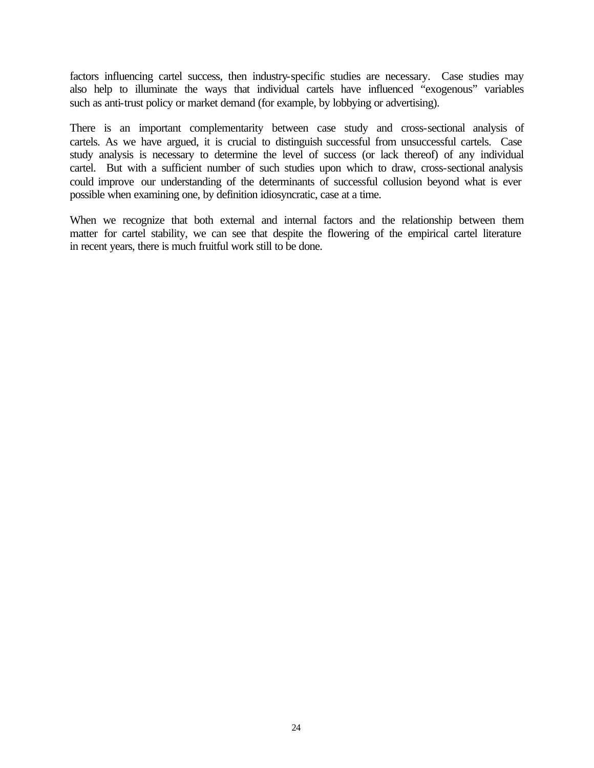factors influencing cartel success, then industry-specific studies are necessary. Case studies may also help to illuminate the ways that individual cartels have influenced "exogenous" variables such as anti-trust policy or market demand (for example, by lobbying or advertising).

There is an important complementarity between case study and cross-sectional analysis of cartels. As we have argued, it is crucial to distinguish successful from unsuccessful cartels. Case study analysis is necessary to determine the level of success (or lack thereof) of any individual cartel. But with a sufficient number of such studies upon which to draw, cross-sectional analysis could improve our understanding of the determinants of successful collusion beyond what is ever possible when examining one, by definition idiosyncratic, case at a time.

When we recognize that both external and internal factors and the relationship between them matter for cartel stability, we can see that despite the flowering of the empirical cartel literature in recent years, there is much fruitful work still to be done.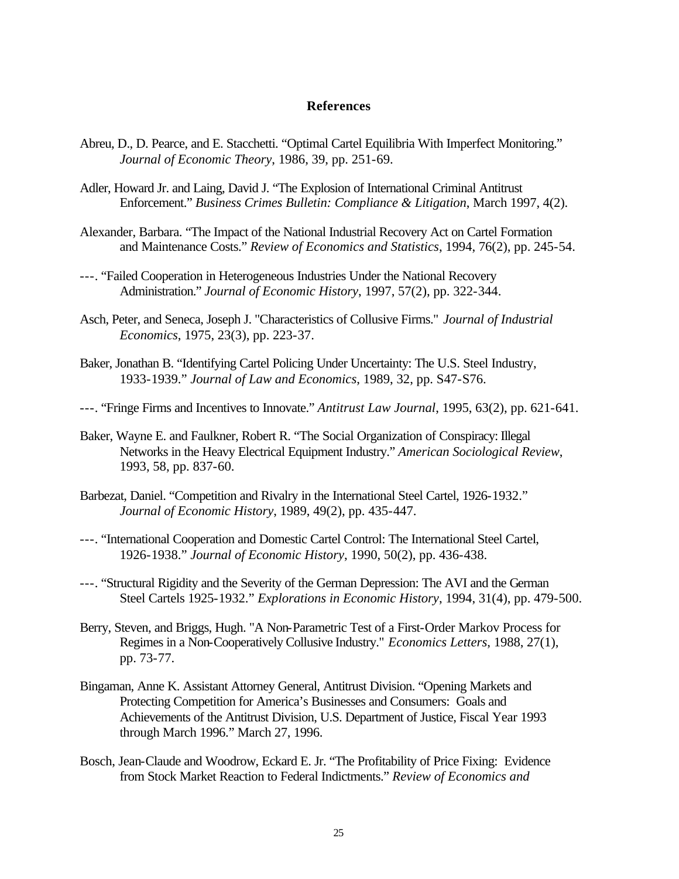## References

Abreu, D., D. Pearce, and E. Stacchetti. "Optimal Cartel Equilibria With Imperfect Monitoring." *Journal of Economic Theory*, 1986, 39, pp. 251-69.

Adler, Howard Jr. and Laing, David J. "The Explosion of International Criminal Antitrust Enforcement." *Business Crimes Bulletin: Compliance & Litigation*, March 1997, 4(2).

Alexander, Barbara. "The Impact of the National Industrial Recovery Act on Cartel Formation and Maintenance Costs." *Review of Economics and Statistics*, 1994, 76(2), pp. 245-54.

---. "Failed Cooperation in Heterogeneous Industries Under the National Recovery Administration." *Journal of Economic History*, 1997, 57(2), pp. 322-344.

Asch, Peter, and Seneca, Joseph J. "Characteristics of Collusive Firms." *Journal of Industrial Economics*, 1975, 23(3), pp. 223-37.

Baker, Jonathan B. "Identifying Cartel Policing Under Uncertainty: The U.S. Steel Industry, 1933-1939." *Journal of Law and Economics*, 1989, 32, pp. S47-S76.

---. "Fringe Firms and Incentives to Innovate." *Antitrust Law Journal*, 1995, 63(2), pp. 621-641.

Baker, Wayne E. and Faulkner, Robert R. "The Social Organization of Conspiracy: Illegal Networks in the Heavy Electrical Equipment Industry." *American Sociological Review*, 1993, 58, pp. 837-60.

Barbezat, Daniel. "Competition and Rivalry in the International Steel Cartel, 1926-1932." *Journal of Economic History*, 1989, 49(2), pp. 435-447.

---. "International Cooperation and Domestic Cartel Control: The International Steel Cartel, 1926-1938." *Journal of Economic History*, 1990, 50(2), pp. 436-438.

---. "Structural Rigidity and the Severity of the German Depression: The AVI and the German Steel Cartels 1925-1932." *Explorations in Economic History*, 1994, 31(4), pp. 479-500.

Berry, Steven, and Briggs, Hugh. "A Non-Parametric Test of a First-Order Markov Process for Regimes in a Non-Cooperatively Collusive Industry." *Economics Letters*, 1988, 27(1), pp. 73-77.

Bingaman, Anne K. Assistant Attorney General, Antitrust Division. "Opening Markets and Protecting Competition for America's Businesses and Consumers: Goals and Achievements of the Antitrust Division, U.S. Department of Justice, Fiscal Year 1993 through March 1996." March 27, 1996.

Bosch, Jean-Claude and Woodrow, Eckard E. Jr. "The Profitability of Price Fixing: Evidence from Stock Market Reaction to Federal Indictments." *Review of Economics and*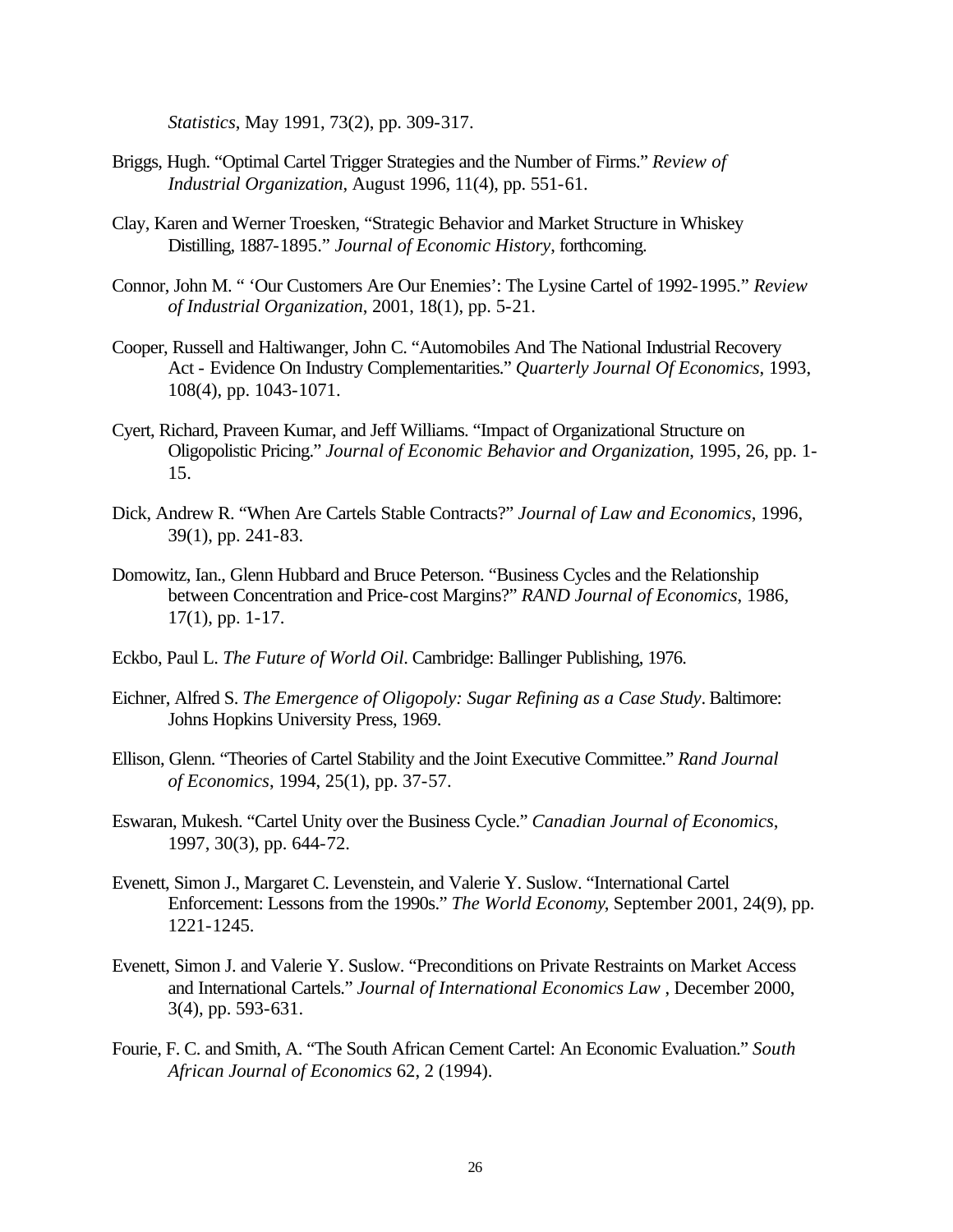*Statistics*, May 1991, 73(2), pp. 309-317.

Briggs, Hugh. "Optimal Cartel Trigger Strategies and the Number of Firms." *Review of Industrial Organization*, August 1996, 11(4), pp. 551-61.

Clay, Karen and Werner Troesken, "Strategic Behavior and Market Structure in Whiskey Distilling, 1887-1895." *Journal of Economic History*, forthcoming.

Connor, John M. " 'Our Customers Are Our Enemies': The Lysine Cartel of 1992-1995." *Review of Industrial Organization*, 2001, 18(1), pp. 5-21.

Cooper, Russell and Haltiwanger, John C. "Automobiles And The National Industrial Recovery Act - Evidence On Industry Complementarities." *Quarterly Journal Of Economics*, 1993, 108(4), pp. 1043-1071.

Cyert, Richard, Praveen Kumar, and Jeff Williams. "Impact of Organizational Structure on Oligopolistic Pricing." *Journal of Economic Behavior and Organization*, 1995, 26, pp. 1-15.

Dick, Andrew R. "When Are Cartels Stable Contracts?" *Journal of Law and Economics*, 1996, 39(1), pp. 241-83.

Domowitz, Ian., Glenn Hubbard and Bruce Peterson. "Business Cycles and the Relationship between Concentration and Price-cost Margins?" *RAND Journal of Economics*, 1986, 17(1), pp. 1-17.

Eckbo, Paul L. *The Future of World Oil*. Cambridge: Ballinger Publishing, 1976.

Eichner, Alfred S. *The Emergence of Oligopoly: Sugar Refining as a Case Study*. Baltimore: Johns Hopkins University Press, 1969.

Ellison, Glenn. "Theories of Cartel Stability and the Joint Executive Committee." *Rand Journal of Economics*, 1994, 25(1), pp. 37-57.

Eswaran, Mukesh. "Cartel Unity over the Business Cycle." *Canadian Journal of Economics*, 1997, 30(3), pp. 644-72.

Evenett, Simon J., Margaret C. Levenstein, and Valerie Y. Suslow. "International Cartel Enforcement: Lessons from the 1990s." *The World Economy*, September 2001, 24(9), pp. 1221-1245.

Evenett, Simon J. and Valerie Y. Suslow. "Preconditions on Private Restraints on Market Access and International Cartels." *Journal of International Economics Law* , December 2000, 3(4), pp. 593-631.

Fourie, F. C. and Smith, A. "The South African Cement Cartel: An Economic Evaluation." *South African Journal of Economics* 62, 2 (1994).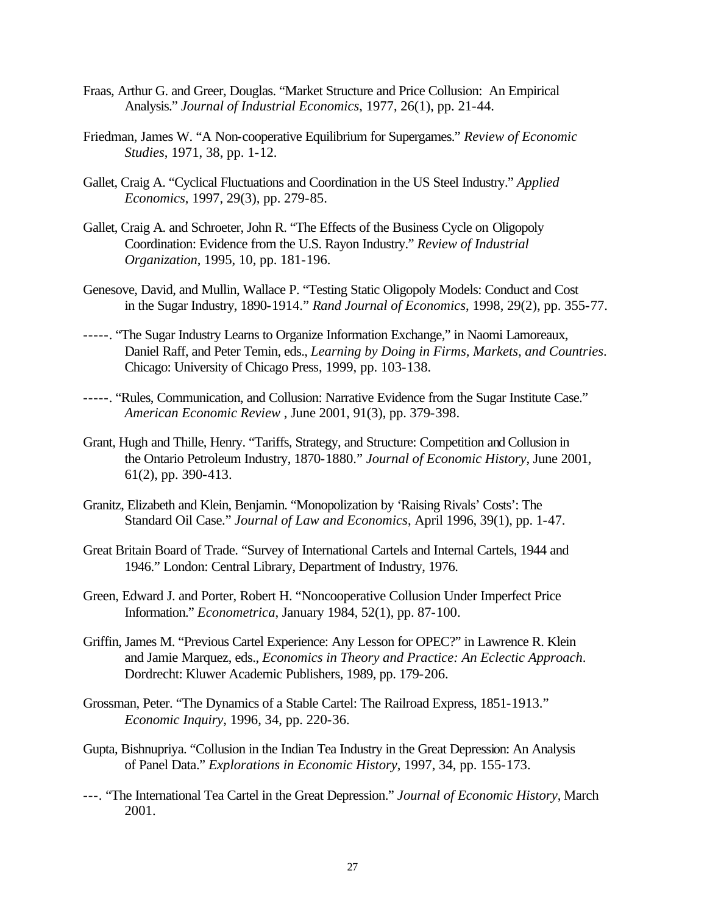Fraas, Arthur G. and Greer, Douglas. "Market Structure and Price Collusion: An Empirical Analysis." *Journal of Industrial Economics*, 1977, 26(1), pp. 21-44.

Friedman, James W. "A Non-cooperative Equilibrium for Supergames." *Review of Economic Studies*, 1971, 38, pp. 1-12.

Gallet, Craig A. "Cyclical Fluctuations and Coordination in the US Steel Industry." *Applied Economics*, 1997, 29(3), pp. 279-85.

Gallet, Craig A. and Schroeter, John R. "The Effects of the Business Cycle on Oligopoly Coordination: Evidence from the U.S. Rayon Industry." *Review of Industrial Organization*, 1995, 10, pp. 181-196.

Genesove, David, and Mullin, Wallace P. "Testing Static Oligopoly Models: Conduct and Cost in the Sugar Industry, 1890-1914." *Rand Journal of Economics*, 1998, 29(2), pp. 355-77.

-----. "The Sugar Industry Learns to Organize Information Exchange," in Naomi Lamoreaux, Daniel Raff, and Peter Temin, eds., *Learning by Doing in Firms, Markets, and Countries*. Chicago: University of Chicago Press, 1999, pp. 103-138.

-----. "Rules, Communication, and Collusion: Narrative Evidence from the Sugar Institute Case." *American Economic Review* , June 2001, 91(3), pp. 379-398.

Grant, Hugh and Thille, Henry. "Tariffs, Strategy, and Structure: Competition and Collusion in the Ontario Petroleum Industry, 1870-1880." *Journal of Economic History*, June 2001, 61(2), pp. 390-413.

Granitz, Elizabeth and Klein, Benjamin. "Monopolization by 'Raising Rivals' Costs': The Standard Oil Case." *Journal of Law and Economics*, April 1996, 39(1), pp. 1-47.

Great Britain Board of Trade. "Survey of International Cartels and Internal Cartels, 1944 and 1946." London: Central Library, Department of Industry, 1976.

Green, Edward J. and Porter, Robert H. "Noncooperative Collusion Under Imperfect Price Information." *Econometrica*, January 1984, 52(1), pp. 87-100.

Griffin, James M. "Previous Cartel Experience: Any Lesson for OPEC?" in Lawrence R. Klein and Jamie Marquez, eds., *Economics in Theory and Practice: An Eclectic Approach*. Dordrecht: Kluwer Academic Publishers, 1989, pp. 179-206.

Grossman, Peter. "The Dynamics of a Stable Cartel: The Railroad Express, 1851-1913." *Economic Inquiry*, 1996, 34, pp. 220-36.

Gupta, Bishnupriya. "Collusion in the Indian Tea Industry in the Great Depression: An Analysis of Panel Data." *Explorations in Economic History*, 1997, 34, pp. 155-173.

---. "The International Tea Cartel in the Great Depression." *Journal of Economic History*, March 2001.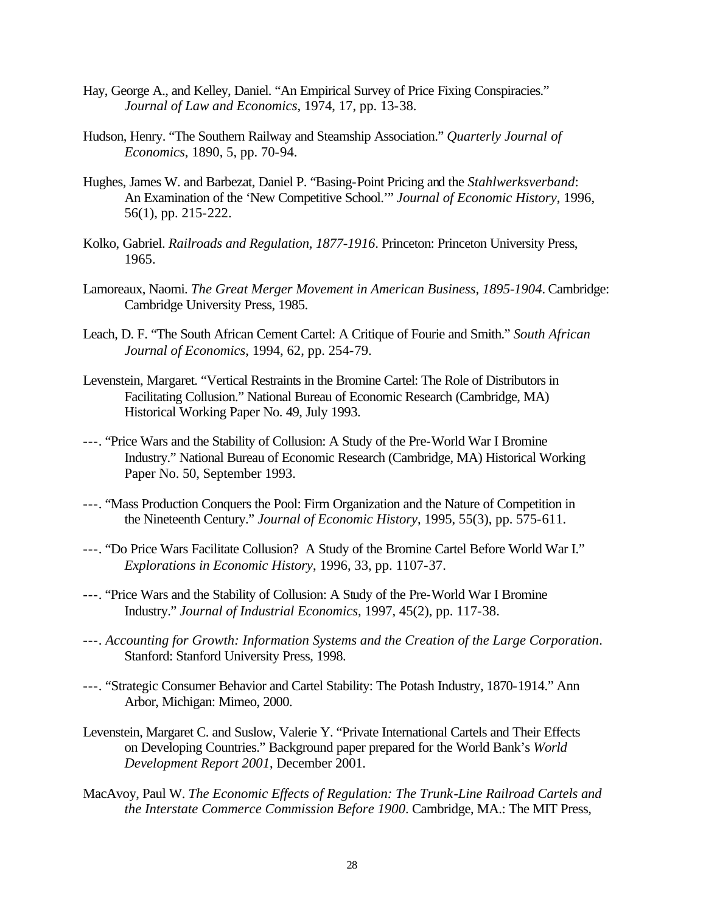Hay, George A., and Kelley, Daniel. "An Empirical Survey of Price Fixing Conspiracies." *Journal of Law and Economics*, 1974, 17, pp. 13-38.

Hudson, Henry. "The Southern Railway and Steamship Association." *Quarterly Journal of Economics*, 1890, 5, pp. 70-94.

Hughes, James W. and Barbezat, Daniel P. "Basing-Point Pricing and the *Stahlwerksverband*: An Examination of the 'New Competitive School.'" *Journal of Economic History*, 1996, 56(1), pp. 215-222.

Kolko, Gabriel. *Railroads and Regulation, 1877-1916*. Princeton: Princeton University Press, 1965.

Lamoreaux, Naomi. *The Great Merger Movement in American Business, 1895-1904*. Cambridge: Cambridge University Press, 1985.

Leach, D. F. "The South African Cement Cartel: A Critique of Fourie and Smith." *South African Journal of Economics*, 1994, 62, pp. 254-79.

Levenstein, Margaret. "Vertical Restraints in the Bromine Cartel: The Role of Distributors in Facilitating Collusion." National Bureau of Economic Research (Cambridge, MA) Historical Working Paper No. 49, July 1993.

---. "Price Wars and the Stability of Collusion: A Study of the Pre-World War I Bromine Industry." National Bureau of Economic Research (Cambridge, MA) Historical Working Paper No. 50, September 1993.

---. "Mass Production Conquers the Pool: Firm Organization and the Nature of Competition in the Nineteenth Century." *Journal of Economic History*, 1995, 55(3), pp. 575-611.

---. "Do Price Wars Facilitate Collusion? A Study of the Bromine Cartel Before World War I." *Explorations in Economic History*, 1996, 33, pp. 1107-37.

---. "Price Wars and the Stability of Collusion: A Study of the Pre-World War I Bromine Industry." *Journal of Industrial Economics*, 1997, 45(2), pp. 117-38.

---. *Accounting for Growth: Information Systems and the Creation of the Large Corporation*. Stanford: Stanford University Press, 1998.

---. "Strategic Consumer Behavior and Cartel Stability: The Potash Industry, 1870-1914." Ann Arbor, Michigan: Mimeo, 2000.

Levenstein, Margaret C. and Suslow, Valerie Y. "Private International Cartels and Their Effects on Developing Countries." Background paper prepared for the World Bank's *World Development Report 2001*, December 2001.

MacAvoy, Paul W. *The Economic Effects of Regulation: The Trunk-Line Railroad Cartels and the Interstate Commerce Commission Before 1900*. Cambridge, MA.: The MIT Press,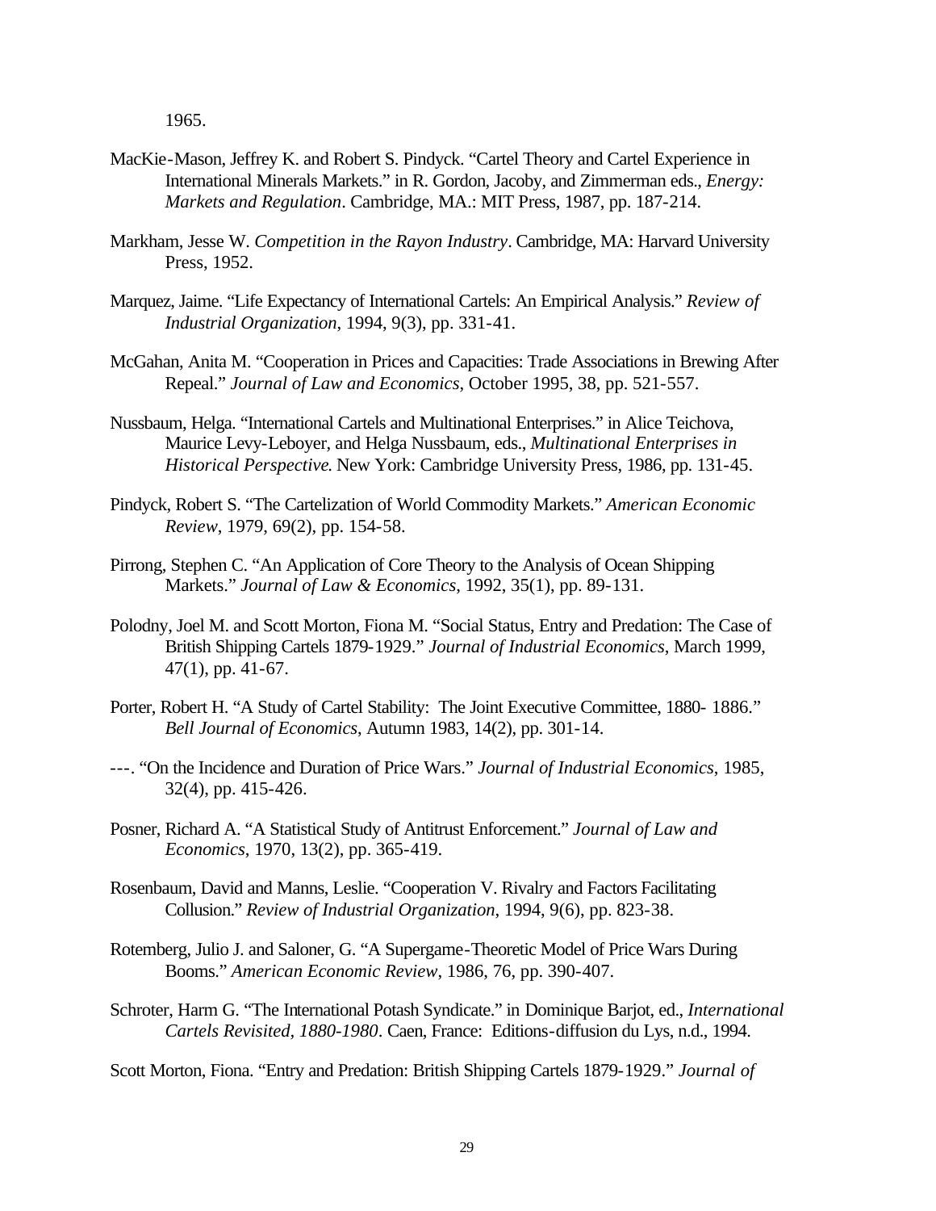1965.

MacKie-Mason, Jeffrey K. and Robert S. Pindyck. "Cartel Theory and Cartel Experience in International Minerals Markets." in R. Gordon, Jacoby, and Zimmerman eds., *Energy: Markets and Regulation*. Cambridge, MA.: MIT Press, 1987, pp. 187-214.

Markham, Jesse W. *Competition in the Rayon Industry*. Cambridge, MA: Harvard University Press, 1952.

Marquez, Jaime. "Life Expectancy of International Cartels: An Empirical Analysis." *Review of Industrial Organization*, 1994, 9(3), pp. 331-41.

McGahan, Anita M. "Cooperation in Prices and Capacities: Trade Associations in Brewing After Repeal." *Journal of Law and Economics*, October 1995, 38, pp. 521-557.

Nussbaum, Helga. "International Cartels and Multinational Enterprises." in Alice Teichova, Maurice Levy-Leboyer, and Helga Nussbaum, eds., *Multinational Enterprises in Historical Perspective*. New York: Cambridge University Press, 1986, pp. 131-45.

Pindyck, Robert S. "The Cartelization of World Commodity Markets." *American Economic Review*, 1979, 69(2), pp. 154-58.

Pirrong, Stephen C. "An Application of Core Theory to the Analysis of Ocean Shipping Markets." *Journal of Law & Economics*, 1992, 35(1), pp. 89-131.

Polodny, Joel M. and Scott Morton, Fiona M. "Social Status, Entry and Predation: The Case of British Shipping Cartels 1879-1929." *Journal of Industrial Economics*, March 1999, 47(1), pp. 41-67.

Porter, Robert H. "A Study of Cartel Stability: The Joint Executive Committee, 1880- 1886." *Bell Journal of Economics*, Autumn 1983, 14(2), pp. 301-14.

---. "On the Incidence and Duration of Price Wars." *Journal of Industrial Economics*, 1985, 32(4), pp. 415-426.

Posner, Richard A. "A Statistical Study of Antitrust Enforcement." *Journal of Law and Economics*, 1970, 13(2), pp. 365-419.

Rosenbaum, David and Manns, Leslie. "Cooperation V. Rivalry and Factors Facilitating Collusion." *Review of Industrial Organization*, 1994, 9(6), pp. 823-38.

Rotemberg, Julio J. and Saloner, G. "A Supergame-Theoretic Model of Price Wars During Booms." *American Economic Review*, 1986, 76, pp. 390-407.

Schroter, Harm G. "The International Potash Syndicate." in Dominique Barjot, ed., *International Cartels Revisited, 1880-1980*. Caen, France: Editions-diffusion du Lys, n.d., 1994.

Scott Morton, Fiona. "Entry and Predation: British Shipping Cartels 1879-1929." *Journal of*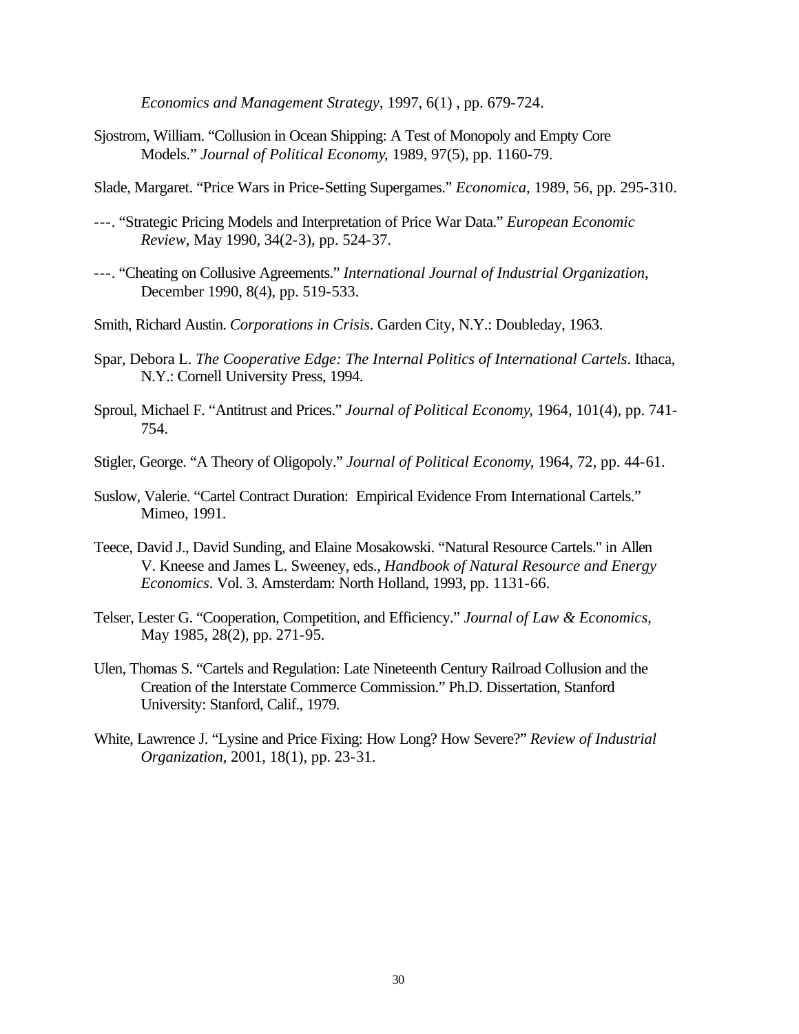*Economics and Management Strategy*, 1997, 6(1) , pp. 679-724.

Sjostrom, William. "Collusion in Ocean Shipping: A Test of Monopoly and Empty Core Models." *Journal of Political Economy*, 1989, 97(5), pp. 1160-79.

Slade, Margaret. "Price Wars in Price-Setting Supergames." *Economica*, 1989, 56, pp. 295-310.

---. "Strategic Pricing Models and Interpretation of Price War Data." *European Economic Review*, May 1990, 34(2-3), pp. 524-37.

---. "Cheating on Collusive Agreements." *International Journal of Industrial Organization*, December 1990, 8(4), pp. 519-533.

Smith, Richard Austin. *Corporations in Crisis*. Garden City, N.Y.: Doubleday, 1963.

Spar, Debora L. *The Cooperative Edge: The Internal Politics of International Cartels*. Ithaca, N.Y.: Cornell University Press, 1994.

Sproul, Michael F. "Antitrust and Prices." *Journal of Political Economy*, 1964, 101(4), pp. 741-754.

Stigler, George. "A Theory of Oligopoly." *Journal of Political Economy*, 1964, 72, pp. 44-61.

Suslow, Valerie. "Cartel Contract Duration: Empirical Evidence From International Cartels." Mimeo, 1991.

Teece, David J., David Sunding, and Elaine Mosakowski. "Natural Resource Cartels." in Allen V. Kneese and James L. Sweeney, eds., *Handbook of Natural Resource and Energy Economics*. Vol. 3. Amsterdam: North Holland, 1993, pp. 1131-66.

Telser, Lester G. "Cooperation, Competition, and Efficiency." *Journal of Law & Economics*, May 1985, 28(2), pp. 271-95.

Ulen, Thomas S. "Cartels and Regulation: Late Nineteenth Century Railroad Collusion and the Creation of the Interstate Commerce Commission." Ph.D. Dissertation, Stanford University: Stanford, Calif., 1979.

White, Lawrence J. "Lysine and Price Fixing: How Long? How Severe?" *Review of Industrial Organization*, 2001, 18(1), pp. 23-31.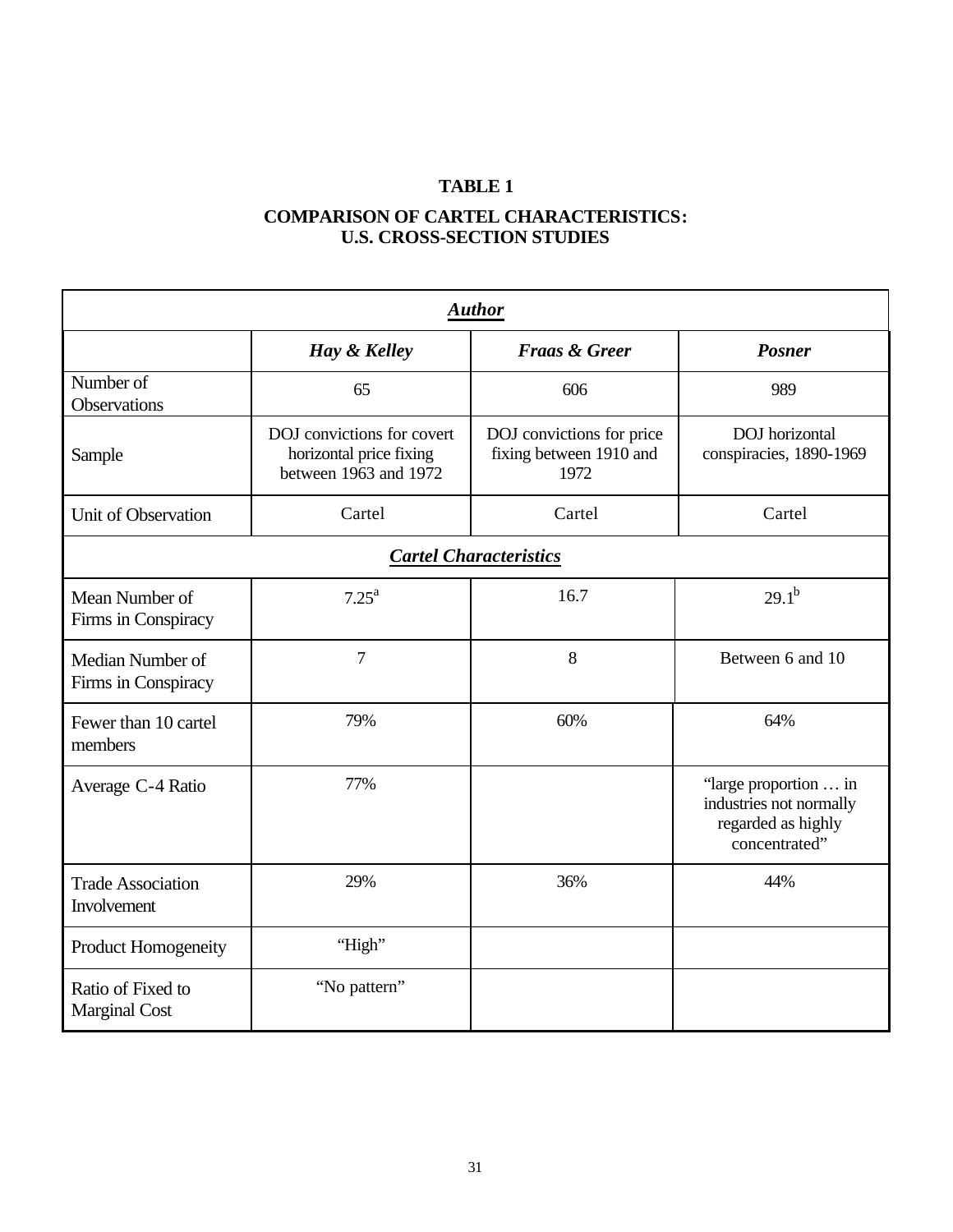**TABLE 1**

**COMPARISON OF CARTEL CHARACTERISTICS: U.S. CROSS-SECTION STUDIES**

| | ***Author*** | | |
|---|---|---|---|
| | ***Hay & Kelley*** | ***Fraas & Greer*** | ***Posner*** |
| Number of Observations | 65 | 606 | 989 |
| Sample | DOJ convictions for covert horizontal price fixing between 1963 and 1972 | DOJ convictions for price fixing between 1910 and 1972 | DOJ horizontal conspiracies, 1890-1969 |
| Unit of Observation | Cartel | Cartel | Cartel |
| | ***Cartel Characteristics*** | | |
| Mean Number of Firms in Conspiracy | 7.25[a] | 16.7 | 29.1[b] |
| Median Number of Firms in Conspiracy | 7 | 8 | Between 6 and 10 |
| Fewer than 10 cartel members | 79% | 60% | 64% |
| Average C-4 Ratio | 77% | | "large proportion … in industries not normally regarded as highly concentrated" |
| Trade Association Involvement | 29% | 36% | 44% |
| Product Homogeneity | "High" | | |
| Ratio of Fixed to Marginal Cost | "No pattern" | | |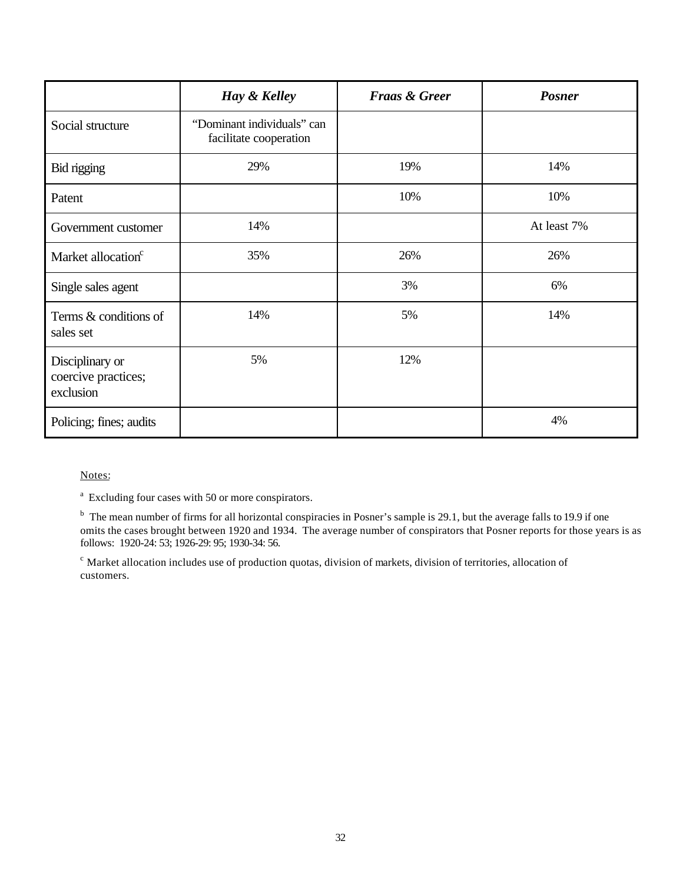| | ***Hay & Kelley*** | ***Fraas & Greer*** | ***Posner*** |
|---|---|---|---|
| Social structure | "Dominant individuals" can facilitate cooperation | | |
| Bid rigging | 29% | 19% | 14% |
| Patent | | 10% | 10% |
| Government customer | 14% | | At least 7% |
| Market allocation[c] | 35% | 26% | 26% |
| Single sales agent | | 3% | 6% |
| Terms & conditions of sales set | 14% | 5% | 14% |
| Disciplinary or coercive practices; exclusion | 5% | 12% | |
| Policing; fines; audits | | | 4% |

Notes:

[a] Excluding four cases with 50 or more conspirators.

[b] The mean number of firms for all horizontal conspiracies in Posner's sample is 29.1, but the average falls to 19.9 if one omits the cases brought between 1920 and 1934. The average number of conspirators that Posner reports for those years is as follows: 1920-24: 53; 1926-29: 95; 1930-34: 56.

[c] Market allocation includes use of production quotas, division of markets, division of territories, allocation of customers.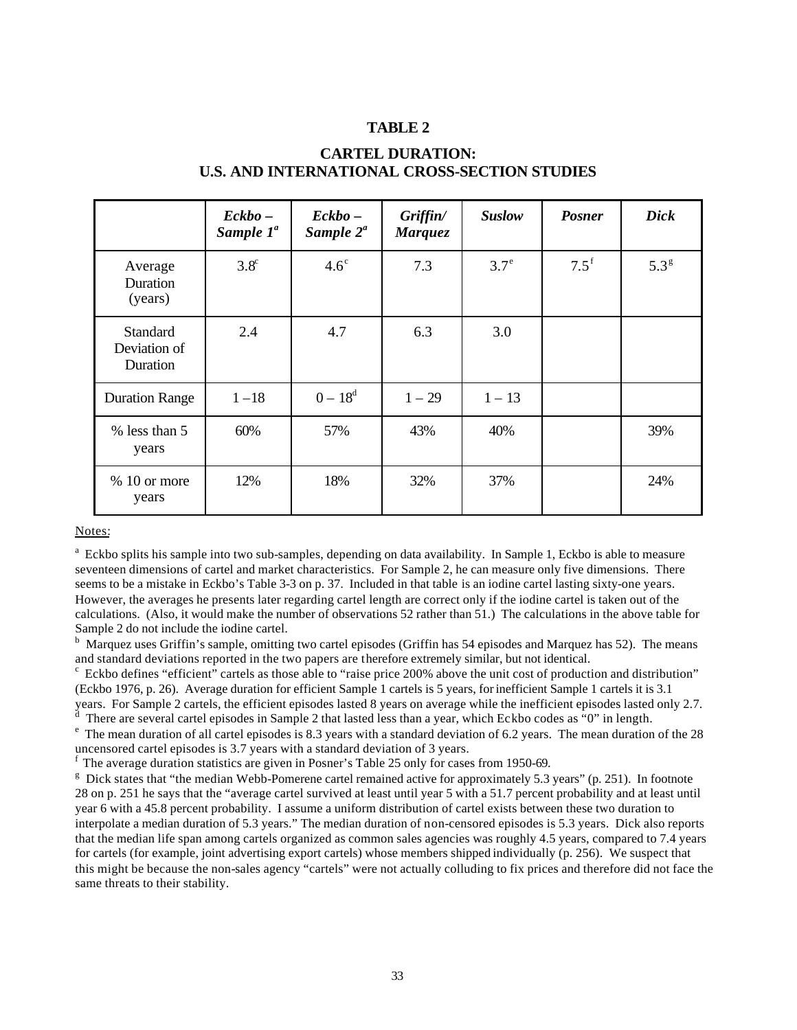# TABLE 2

## CARTEL DURATION: U.S. AND INTERNATIONAL CROSS-SECTION STUDIES

| | ***Eckbo – Sample 1***[a] | ***Eckbo – Sample 2***[a] | ***Griffin/ Marquez*** | ***Suslow*** | ***Posner*** | ***Dick*** |
|---|---|---|---|---|---|---|
| Average Duration (years) | 3.8[c] | 4.6[c] | 7.3 | 3.7[e] | 7.5[f] | 5.3[g] |
| Standard Deviation of Duration | 2.4 | 4.7 | 6.3 | 3.0 | | |
| Duration Range | 1 – 18 | 0 – 18[d] | 1 – 29 | 1 – 13 | | |
| % less than 5 years | 60% | 57% | 43% | 40% | | 39% |
| % 10 or more years | 12% | 18% | 32% | 37% | | 24% |

Notes:

[a] Eckbo splits his sample into two sub-samples, depending on data availability. In Sample 1, Eckbo is able to measure seventeen dimensions of cartel and market characteristics. For Sample 2, he can measure only five dimensions. There seems to be a mistake in Eckbo's Table 3-3 on p. 37. Included in that table is an iodine cartel lasting sixty-one years. However, the averages he presents later regarding cartel length are correct only if the iodine cartel is taken out of the calculations. (Also, it would make the number of observations 52 rather than 51.) The calculations in the above table for Sample 2 do not include the iodine cartel.

[b] Marquez uses Griffin's sample, omitting two cartel episodes (Griffin has 54 episodes and Marquez has 52). The means and standard deviations reported in the two papers are therefore extremely similar, but not identical.

[c] Eckbo defines "efficient" cartels as those able to "raise price 200% above the unit cost of production and distribution" (Eckbo 1976, p. 26). Average duration for efficient Sample 1 cartels is 5 years, for inefficient Sample 1 cartels it is 3.1 years. For Sample 2 cartels, the efficient episodes lasted 8 years on average while the inefficient episodes lasted only 2.7.

[d] There are several cartel episodes in Sample 2 that lasted less than a year, which Eckbo codes as "0" in length.

[e] The mean duration of all cartel episodes is 8.3 years with a standard deviation of 6.2 years. The mean duration of the 28 uncensored cartel episodes is 3.7 years with a standard deviation of 3 years.

[f] The average duration statistics are given in Posner's Table 25 only for cases from 1950-69.

[g] Dick states that "the median Webb-Pomerene cartel remained active for approximately 5.3 years" (p. 251). In footnote 28 on p. 251 he says that the "average cartel survived at least until year 5 with a 51.7 percent probability and at least until year 6 with a 45.8 percent probability. I assume a uniform distribution of cartel exists between these two duration to interpolate a median duration of 5.3 years." The median duration of non-censored episodes is 5.3 years. Dick also reports that the median life span among cartels organized as common sales agencies was roughly 4.5 years, compared to 7.4 years for cartels (for example, joint advertising export cartels) whose members shipped individually (p. 256). We suspect that this might be because the non-sales agency "cartels" were not actually colluding to fix prices and therefore did not face the same threats to their stability.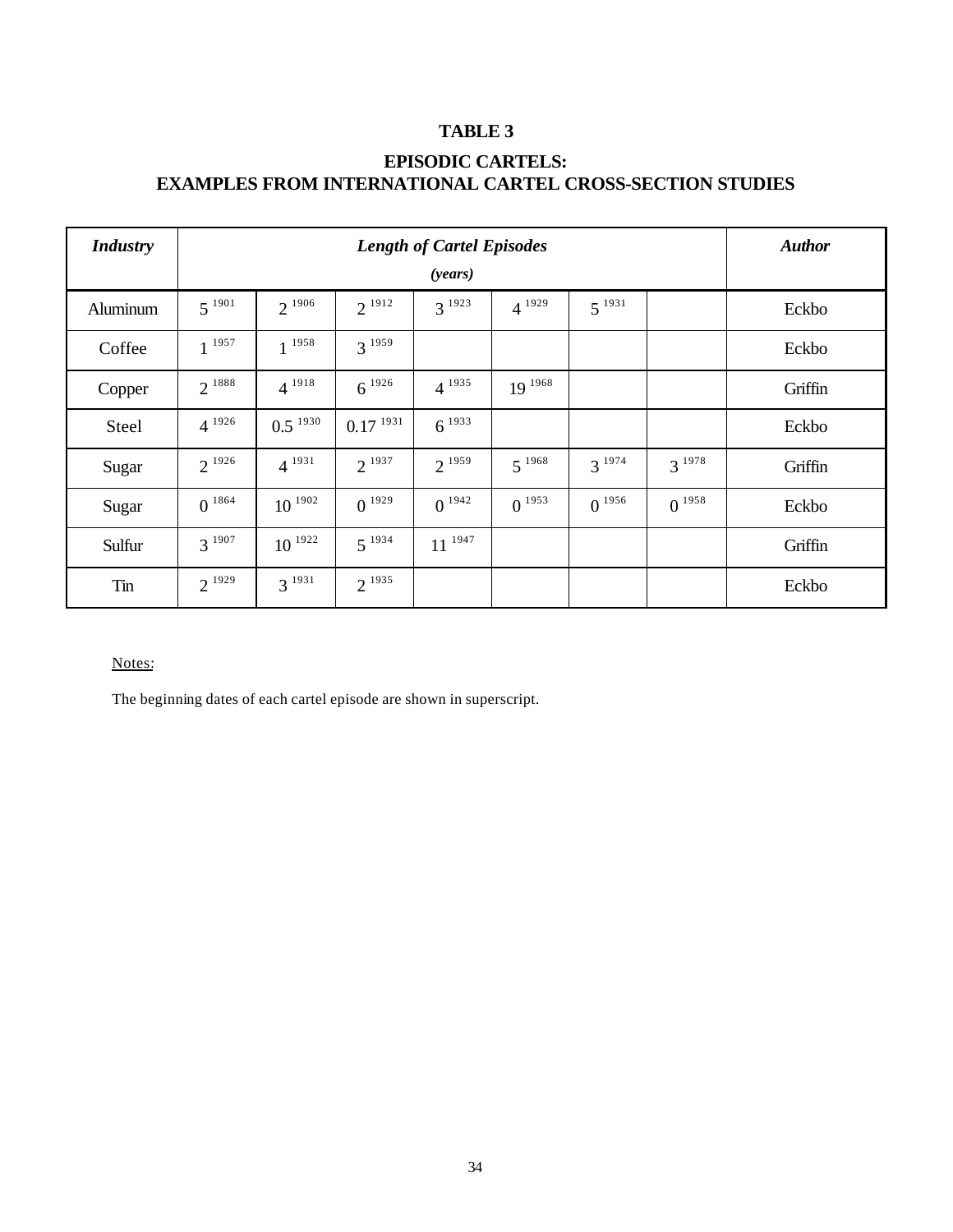# TABLE 3

## EPISODIC CARTELS:
## EXAMPLES FROM INTERNATIONAL CARTEL CROSS-SECTION STUDIES

| ***Industry*** | ***Length of Cartel Episodes (years)*** | | | | | | | ***Author*** |
|---|---|---|---|---|---|---|---|---|
| Aluminum | $5^{1901}$ | $2^{1906}$ | $2^{1912}$ | $3^{1923}$ | $4^{1929}$ | $5^{1931}$ | | Eckbo |
| Coffee | $1^{1957}$ | $1^{1958}$ | $3^{1959}$ | | | | | Eckbo |
| Copper | $2^{1888}$ | $4^{1918}$ | $6^{1926}$ | $4^{1935}$ | $19^{1968}$ | | | Griffin |
| Steel | $4^{1926}$ | $0.5^{1930}$ | $0.17^{1931}$ | $6^{1933}$ | | | | Eckbo |
| Sugar | $2^{1926}$ | $4^{1931}$ | $2^{1937}$ | $2^{1959}$ | $5^{1968}$ | $3^{1974}$ | $3^{1978}$ | Griffin |
| Sugar | $0^{1864}$ | $10^{1902}$ | $0^{1929}$ | $0^{1942}$ | $0^{1953}$ | $0^{1956}$ | $0^{1958}$ | Eckbo |
| Sulfur | $3^{1907}$ | $10^{1922}$ | $5^{1934}$ | $11^{1947}$ | | | | Griffin |
| Tin | $2^{1929}$ | $3^{1931}$ | $2^{1935}$ | | | | | Eckbo |

Notes:

The beginning dates of each cartel episode are shown in superscript.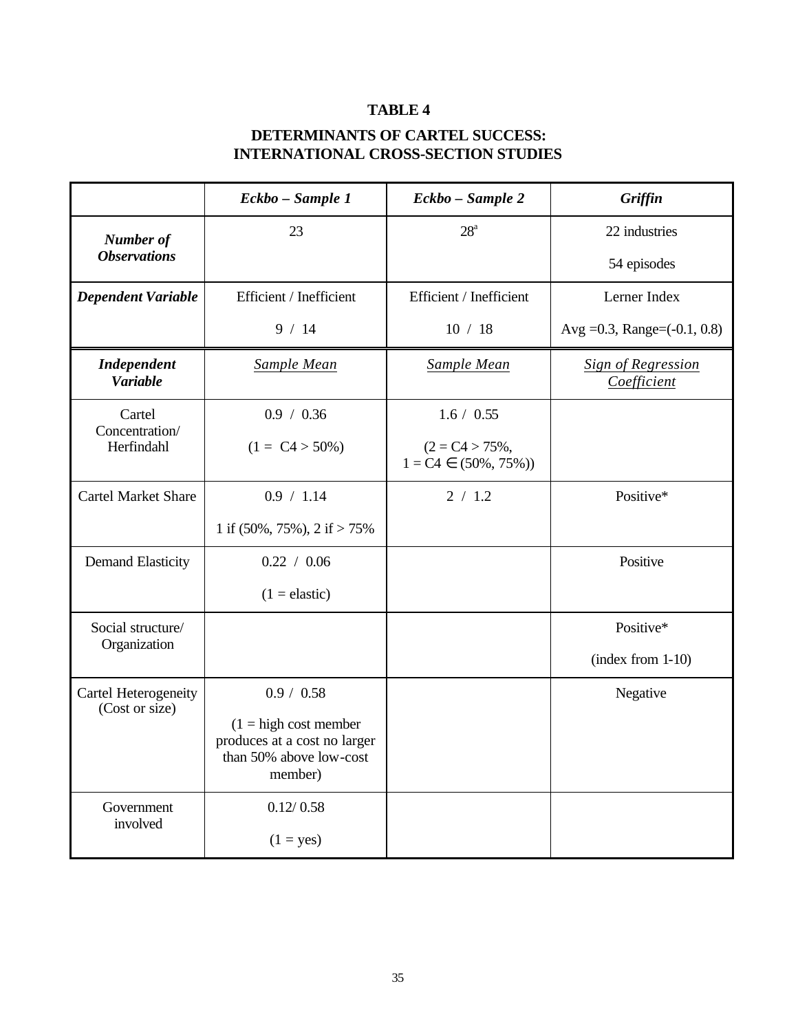# TABLE 4

## DETERMINANTS OF CARTEL SUCCESS: INTERNATIONAL CROSS-SECTION STUDIES

| | ***Eckbo – Sample 1*** | ***Eckbo – Sample 2*** | ***Griffin*** |
|---|---|---|---|
| ***Number of Observations*** | 23 | 28[a] | 22 industries<br>54 episodes |
| ***Dependent Variable*** | Efficient / Inefficient<br>9 / 14 | Efficient / Inefficient<br>10 / 18 | Lerner Index<br>Avg =0.3, Range=(-0.1, 0.8) |
| ***Independent Variable*** | *Sample Mean* | *Sample Mean* | *Sign of Regression Coefficient* |
| Cartel Concentration/ Herfindahl | 0.9 / 0.36<br>(1 = C4 > 50%) | 1.6 / 0.55<br>(2 = C4 > 75%, 1 = C4 ∈ (50%, 75%)) | |
| Cartel Market Share | 0.9 / 1.14<br>1 if (50%, 75%), 2 if > 75% | 2 / 1.2 | Positive* |
| Demand Elasticity | 0.22 / 0.06<br>(1 = elastic) | | Positive |
| Social structure/ Organization | | | Positive*<br>(index from 1-10) |
| Cartel Heterogeneity (Cost or size) | 0.9 / 0.58<br>(1 = high cost member produces at a cost no larger than 50% above low-cost member) | | Negative |
| Government involved | 0.12/ 0.58<br>(1 = yes) | | |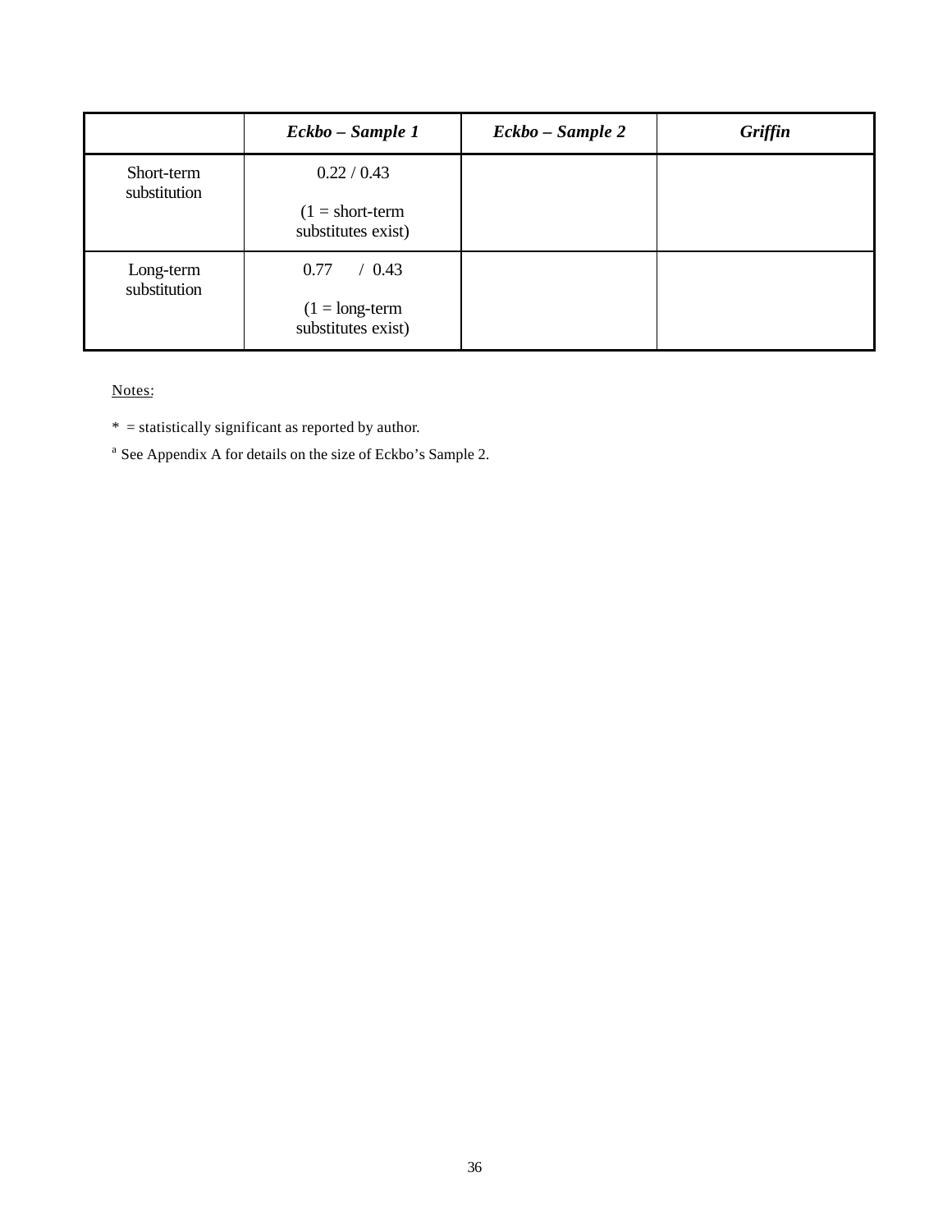| | *Eckbo – Sample 1* | *Eckbo – Sample 2* | *Griffin* |
|---|---|---|---|
| Short-term substitution | 0.22 / 0.43<br><br>(1 = short-term substitutes exist) | | |
| Long-term substitution | 0.77 / 0.43<br><br>(1 = long-term substitutes exist) | | |

Notes:

* = statistically significant as reported by author.

[a] See Appendix A for details on the size of Eckbo's Sample 2.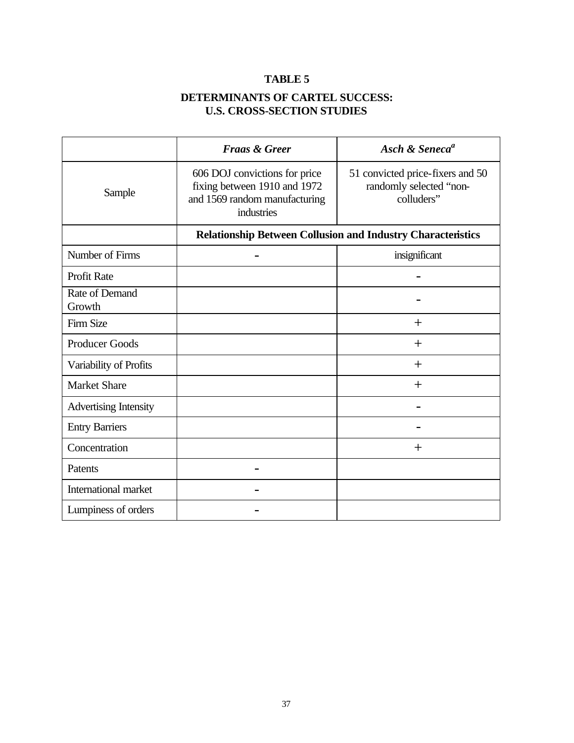# TABLE 5

## DETERMINANTS OF CARTEL SUCCESS: U.S. CROSS-SECTION STUDIES

| | ***Fraas & Greer*** | ***Asch & Seneca***[a] |
|---|---|---|
| Sample | 606 DOJ convictions for price fixing between 1910 and 1972 and 1569 random manufacturing industries | 51 convicted price-fixers and 50 randomly selected "non-colluders" |
| | **Relationship Between Collusion and Industry Characteristics** | |
| Number of Firms | – | insignificant |
| Profit Rate | | – |
| Rate of Demand Growth | | – |
| Firm Size | | + |
| Producer Goods | | + |
| Variability of Profits | | + |
| Market Share | | + |
| Advertising Intensity | | – |
| Entry Barriers | | – |
| Concentration | | + |
| Patents | – | |
| International market | – | |
| Lumpiness of orders | – | |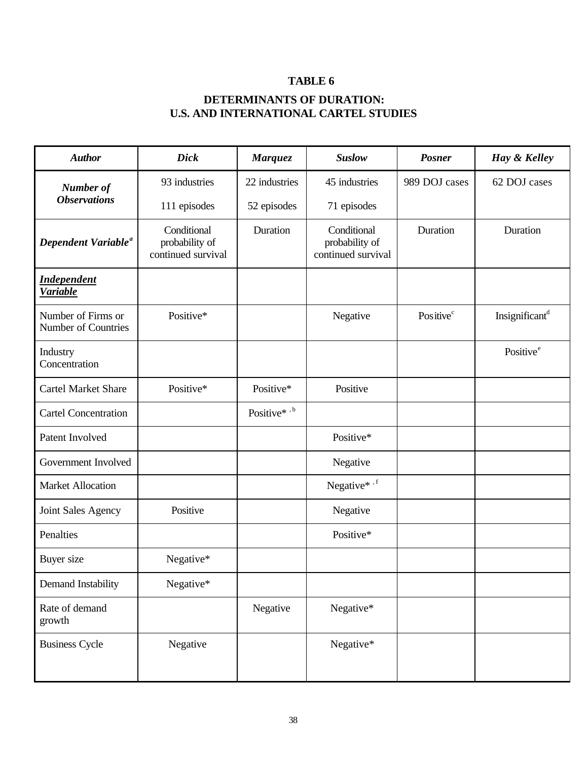**TABLE 6**

**DETERMINANTS OF DURATION:
U.S. AND INTERNATIONAL CARTEL STUDIES**

| ***Author*** | ***Dick*** | ***Marquez*** | ***Suslow*** | ***Posner*** | ***Hay & Kelley*** |
|---|---|---|---|---|---|
| ***Number of Observations*** | 93 industries<br>111 episodes | 22 industries<br>52 episodes | 45 industries<br>71 episodes | 989 DOJ cases | 62 DOJ cases |
| ***Dependent Variable***[a] | Conditional probability of continued survival | Duration | Conditional probability of continued survival | Duration | Duration |
| ***Independent Variable*** | | | | | |
| Number of Firms or Number of Countries | Positive* | | Negative | Positive[c] | Insignificant[d] |
| Industry Concentration | | | | | Positive[e] |
| Cartel Market Share | Positive* | Positive* | Positive | | |
| Cartel Concentration | | Positive*, [b] | | | |
| Patent Involved | | | Positive* | | |
| Government Involved | | | Negative | | |
| Market Allocation | | | Negative*, [f] | | |
| Joint Sales Agency | Positive | | Negative | | |
| Penalties | | | Positive* | | |
| Buyer size | Negative* | | | | |
| Demand Instability | Negative* | | | | |
| Rate of demand growth | | Negative | Negative* | | |
| Business Cycle | Negative | | Negative* | | |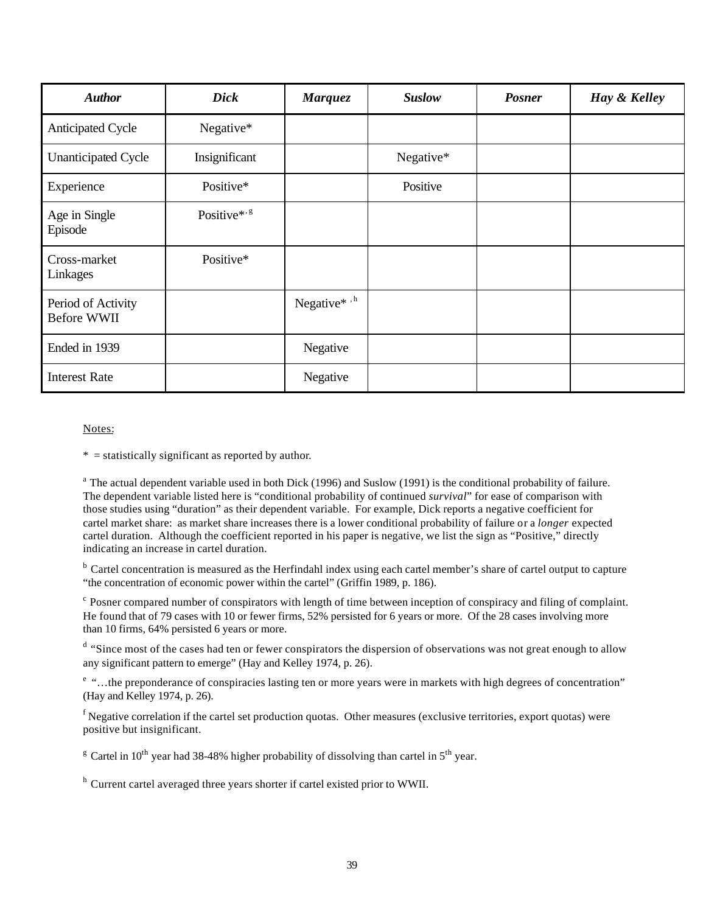| *Author* | *Dick* | *Marquez* | *Suslow* | *Posner* | *Hay & Kelley* |
|---|---|---|---|---|---|
| Anticipated Cycle | Negative* | | | | |
| Unanticipated Cycle | Insignificant | | Negative* | | |
| Experience | Positive* | | Positive | | |
| Age in Single Episode | Positive*[g] | | | | |
| Cross-market Linkages | Positive* | | | | |
| Period of Activity Before WWII | | Negative*[h] | | | |
| Ended in 1939 | | Negative | | | |
| Interest Rate | | Negative | | | |

Notes:

* = statistically significant as reported by author.

[a] The actual dependent variable used in both Dick (1996) and Suslow (1991) is the conditional probability of failure. The dependent variable listed here is "conditional probability of continued *survival*" for ease of comparison with those studies using "duration" as their dependent variable. For example, Dick reports a negative coefficient for cartel market share: as market share increases there is a lower conditional probability of failure or a *longer* expected cartel duration. Although the coefficient reported in his paper is negative, we list the sign as "Positive," directly indicating an increase in cartel duration.

[b] Cartel concentration is measured as the Herfindahl index using each cartel member's share of cartel output to capture "the concentration of economic power within the cartel" (Griffin 1989, p. 186).

[c] Posner compared number of conspirators with length of time between inception of conspiracy and filing of complaint. He found that of 79 cases with 10 or fewer firms, 52% persisted for 6 years or more. Of the 28 cases involving more than 10 firms, 64% persisted 6 years or more.

[d] "Since most of the cases had ten or fewer conspirators the dispersion of observations was not great enough to allow any significant pattern to emerge" (Hay and Kelley 1974, p. 26).

[e] "…the preponderance of conspiracies lasting ten or more years were in markets with high degrees of concentration" (Hay and Kelley 1974, p. 26).

[f] Negative correlation if the cartel set production quotas. Other measures (exclusive territories, export quotas) were positive but insignificant.

[g] Cartel in 10$^{th}$ year had 38-48% higher probability of dissolving than cartel in 5$^{th}$ year.

[h] Current cartel averaged three years shorter if cartel existed prior to WWII.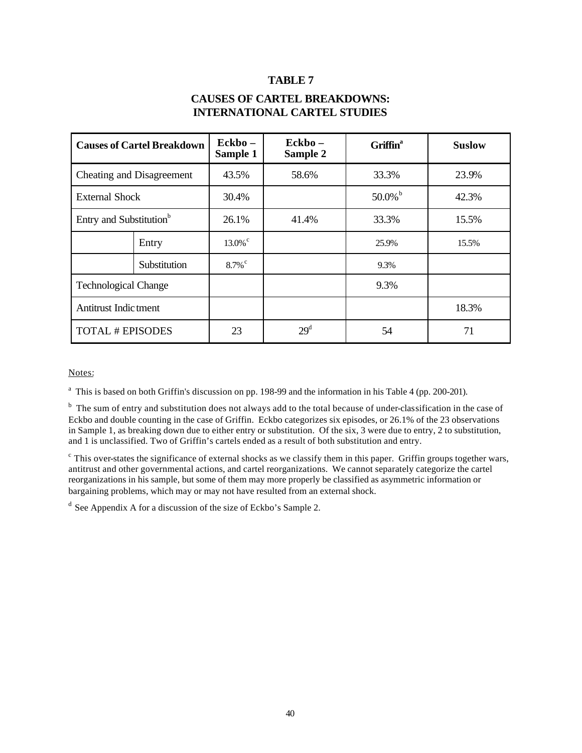# TABLE 7

## CAUSES OF CARTEL BREAKDOWNS: INTERNATIONAL CARTEL STUDIES

| Causes of Cartel Breakdown | | Eckbo – Sample 1 | Eckbo – Sample 2 | Griffin[a] | Suslow |
|---|---|---|---|---|---|
| Cheating and Disagreement | | 43.5% | 58.6% | 33.3% | 23.9% |
| External Shock | | 30.4% | | 50.0%[b] | 42.3% |
| Entry and Substitution[b] | | 26.1% | 41.4% | 33.3% | 15.5% |
| | Entry | 13.0%[c] | | 25.9% | 15.5% |
| | Substitution | 8.7%[c] | | 9.3% | |
| Technological Change | | | | 9.3% | |
| Antitrust Indictment | | | | | 18.3% |
| TOTAL # EPISODES | | 23 | 29[d] | 54 | 71 |

Notes:

[a] This is based on both Griffin's discussion on pp. 198-99 and the information in his Table 4 (pp. 200-201).

[b] The sum of entry and substitution does not always add to the total because of under-classification in the case of Eckbo and double counting in the case of Griffin. Eckbo categorizes six episodes, or 26.1% of the 23 observations in Sample 1, as breaking down due to either entry or substitution. Of the six, 3 were due to entry, 2 to substitution, and 1 is unclassified. Two of Griffin's cartels ended as a result of both substitution and entry.

[c] This over-states the significance of external shocks as we classify them in this paper. Griffin groups together wars, antitrust and other governmental actions, and cartel reorganizations. We cannot separately categorize the cartel reorganizations in his sample, but some of them may more properly be classified as asymmetric information or bargaining problems, which may or may not have resulted from an external shock.

[d] See Appendix A for a discussion of the size of Eckbo's Sample 2.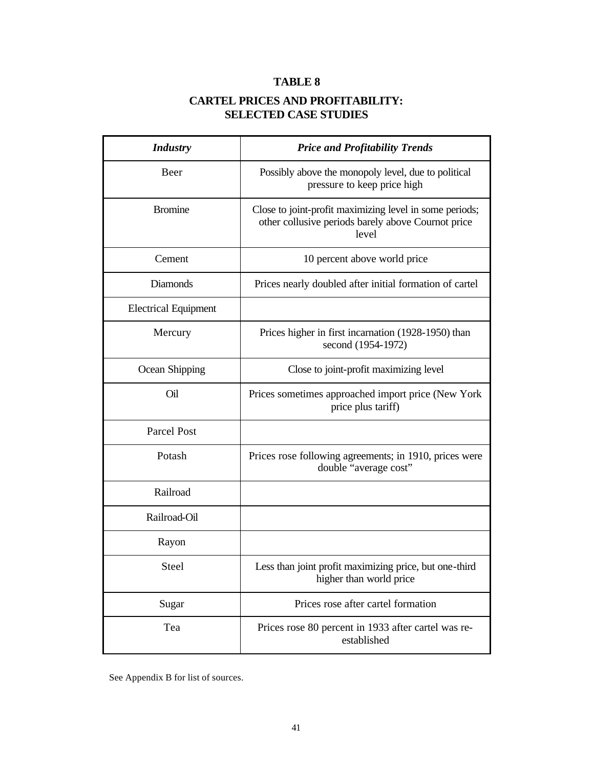**TABLE 8**

**CARTEL PRICES AND PROFITABILITY: SELECTED CASE STUDIES**

| ***Industry*** | ***Price and Profitability Trends*** |
|---|---|
| Beer | Possibly above the monopoly level, due to political pressure to keep price high |
| Bromine | Close to joint-profit maximizing level in some periods; other collusive periods barely above Cournot price level |
| Cement | 10 percent above world price |
| Diamonds | Prices nearly doubled after initial formation of cartel |
| Electrical Equipment | |
| Mercury | Prices higher in first incarnation (1928-1950) than second (1954-1972) |
| Ocean Shipping | Close to joint-profit maximizing level |
| Oil | Prices sometimes approached import price (New York price plus tariff) |
| Parcel Post | |
| Potash | Prices rose following agreements; in 1910, prices were double "average cost" |
| Railroad | |
| Railroad-Oil | |
| Rayon | |
| Steel | Less than joint profit maximizing price, but one-third higher than world price |
| Sugar | Prices rose after cartel formation |
| Tea | Prices rose 80 percent in 1933 after cartel was re-established |

See Appendix B for list of sources.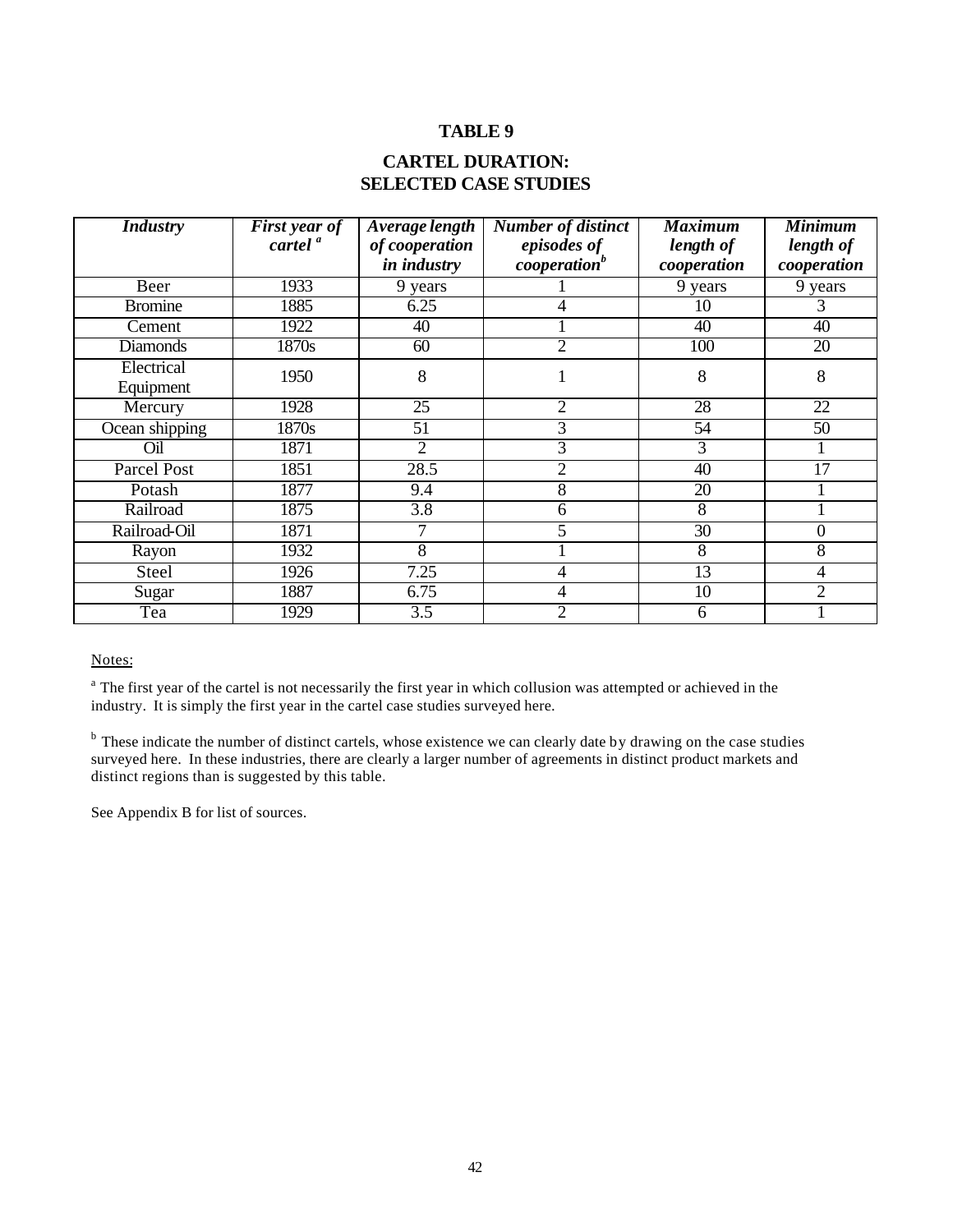# TABLE 9

## CARTEL DURATION: SELECTED CASE STUDIES

| *Industry* | *First year of cartel* [a] | *Average length of cooperation in industry* | *Number of distinct episodes of cooperation*[b] | *Maximum length of cooperation* | *Minimum length of cooperation* |
|---|---|---|---|---|---|
| Beer | 1933 | 9 years | 1 | 9 years | 9 years |
| Bromine | 1885 | 6.25 | 4 | 10 | 3 |
| Cement | 1922 | 40 | 1 | 40 | 40 |
| Diamonds | 1870s | 60 | 2 | 100 | 20 |
| Electrical Equipment | 1950 | 8 | 1 | 8 | 8 |
| Mercury | 1928 | 25 | 2 | 28 | 22 |
| Ocean shipping | 1870s | 51 | 3 | 54 | 50 |
| Oil | 1871 | 2 | 3 | 3 | 1 |
| Parcel Post | 1851 | 28.5 | 2 | 40 | 17 |
| Potash | 1877 | 9.4 | 8 | 20 | 1 |
| Railroad | 1875 | 3.8 | 6 | 8 | 1 |
| Railroad-Oil | 1871 | 7 | 5 | 30 | 0 |
| Rayon | 1932 | 8 | 1 | 8 | 8 |
| Steel | 1926 | 7.25 | 4 | 13 | 4 |
| Sugar | 1887 | 6.75 | 4 | 10 | 2 |
| Tea | 1929 | 3.5 | 2 | 6 | 1 |

Notes:

[a] The first year of the cartel is not necessarily the first year in which collusion was attempted or achieved in the industry. It is simply the first year in the cartel case studies surveyed here.

[b] These indicate the number of distinct cartels, whose existence we can clearly date by drawing on the case studies surveyed here. In these industries, there are clearly a larger number of agreements in distinct product markets and distinct regions than is suggested by this table.

See Appendix B for list of sources.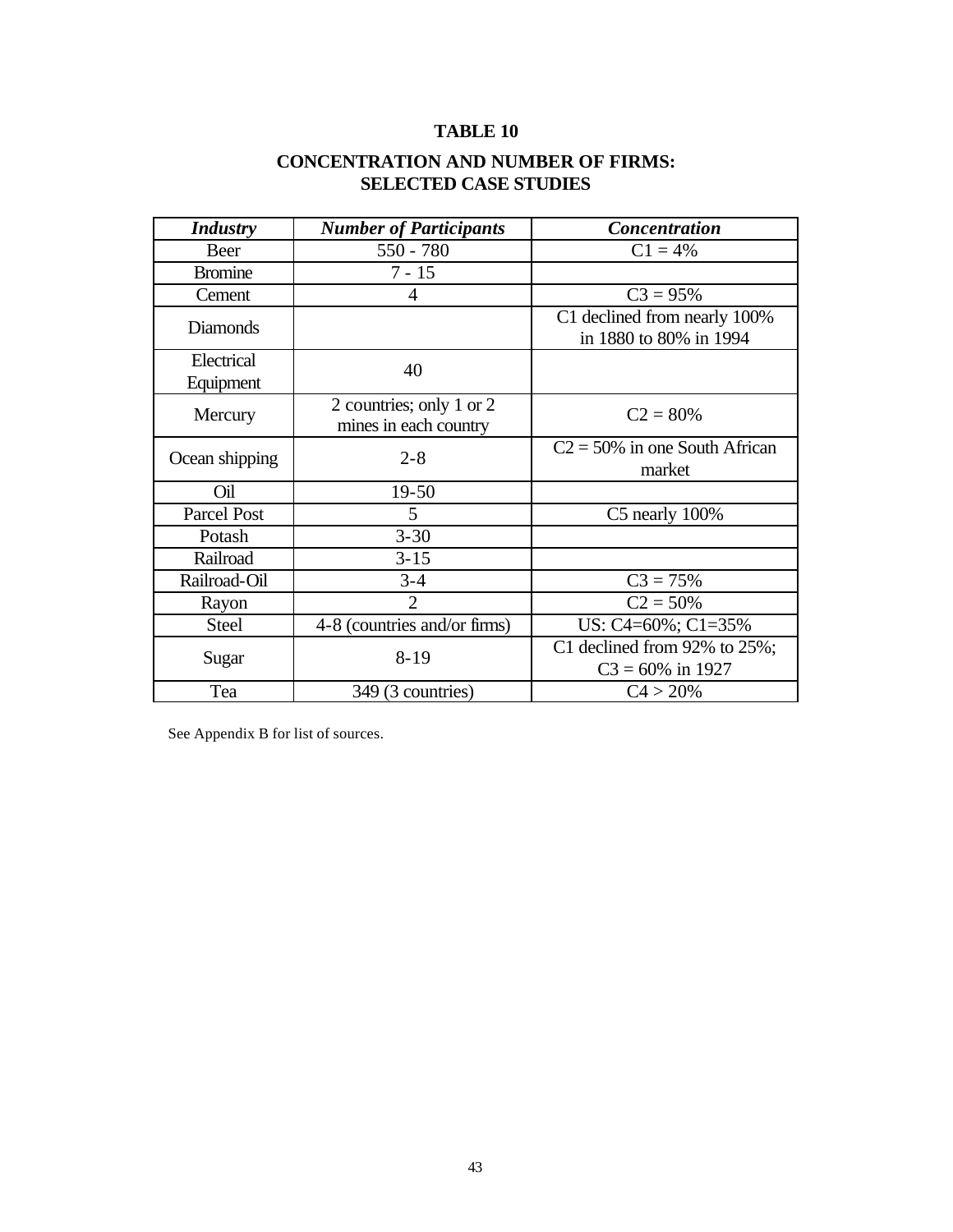**TABLE 10**

**CONCENTRATION AND NUMBER OF FIRMS: SELECTED CASE STUDIES**

| ***Industry*** | ***Number of Participants*** | ***Concentration*** |
|---|---|---|
| Beer | 550 - 780 | C1 = 4% |
| Bromine | 7 - 15 | |
| Cement | 4 | C3 = 95% |
| Diamonds | | C1 declined from nearly 100% in 1880 to 80% in 1994 |
| Electrical Equipment | 40 | |
| Mercury | 2 countries; only 1 or 2 mines in each country | C2 = 80% |
| Ocean shipping | 2-8 | C2 = 50% in one South African market |
| Oil | 19-50 | |
| Parcel Post | 5 | C5 nearly 100% |
| Potash | 3-30 | |
| Railroad | 3-15 | |
| Railroad-Oil | 3-4 | C3 = 75% |
| Rayon | 2 | C2 = 50% |
| Steel | 4-8 (countries and/or firms) | US: C4=60%; C1=35% |
| Sugar | 8-19 | C1 declined from 92% to 25%; C3 = 60% in 1927 |
| Tea | 349 (3 countries) | C4 > 20% |

See Appendix B for list of sources.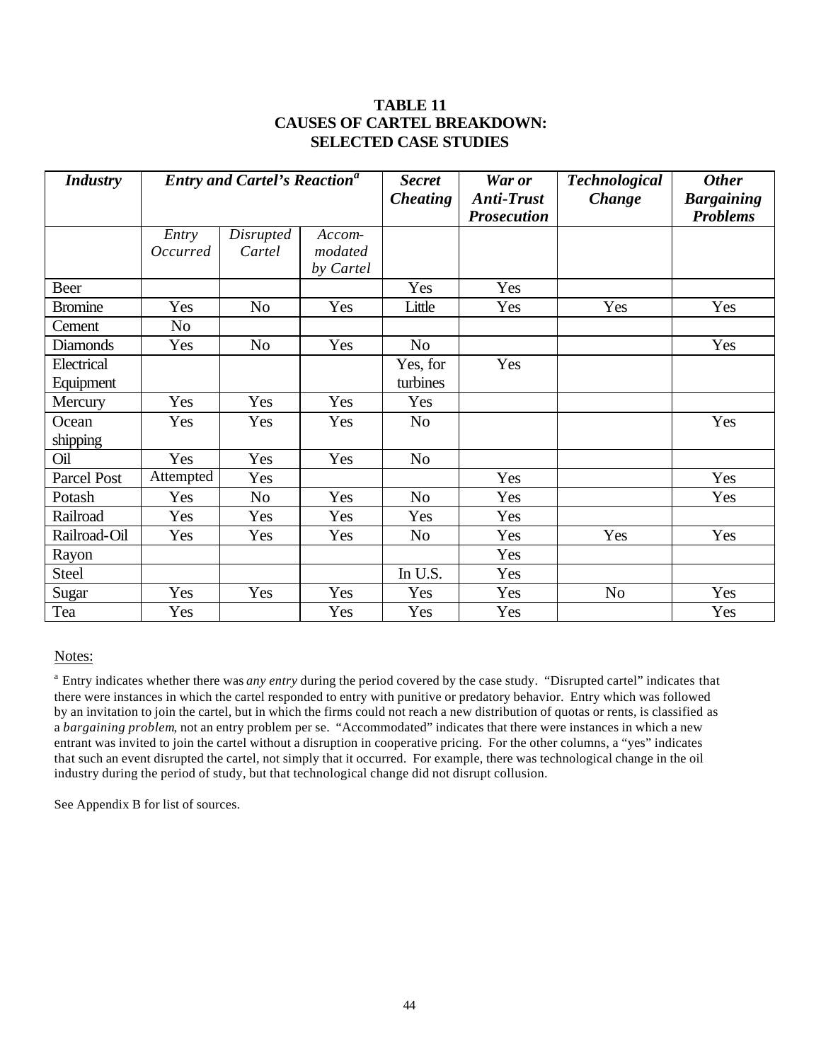**TABLE 11**
**CAUSES OF CARTEL BREAKDOWN:**
**SELECTED CASE STUDIES**

| *Industry* | *Entry and Cartel's Reaction*[a] | | | *Secret Cheating* | *War or Anti-Trust Prosecution* | *Technological Change* | *Other Bargaining Problems* |
|---|---|---|---|---|---|---|---|
| | *Entry Occurred* | *Disrupted Cartel* | *Accom-modated by Cartel* | | | | |
| Beer | | | | Yes | Yes | | |
| Bromine | Yes | No | Yes | Little | Yes | Yes | Yes |
| Cement | No | | | | | | |
| Diamonds | Yes | No | Yes | No | | | Yes |
| Electrical Equipment | | | | Yes, for turbines | Yes | | |
| Mercury | Yes | Yes | Yes | Yes | | | |
| Ocean shipping | Yes | Yes | Yes | No | | | Yes |
| Oil | Yes | Yes | Yes | No | | | |
| Parcel Post | Attempted | Yes | | | Yes | | Yes |
| Potash | Yes | No | Yes | No | Yes | | Yes |
| Railroad | Yes | Yes | Yes | Yes | Yes | | |
| Railroad-Oil | Yes | Yes | Yes | No | Yes | Yes | Yes |
| Rayon | | | | | Yes | | |
| Steel | | | | In U.S. | Yes | | |
| Sugar | Yes | Yes | Yes | Yes | Yes | No | Yes |
| Tea | Yes | | Yes | Yes | Yes | | Yes |

Notes:

[a] Entry indicates whether there was *any entry* during the period covered by the case study. "Disrupted cartel" indicates that there were instances in which the cartel responded to entry with punitive or predatory behavior. Entry which was followed by an invitation to join the cartel, but in which the firms could not reach a new distribution of quotas or rents, is classified as a *bargaining problem*, not an entry problem per se. "Accommodated" indicates that there were instances in which a new entrant was invited to join the cartel without a disruption in cooperative pricing. For the other columns, a "yes" indicates that such an event disrupted the cartel, not simply that it occurred. For example, there was technological change in the oil industry during the period of study, but that technological change did not disrupt collusion.

See Appendix B for list of sources.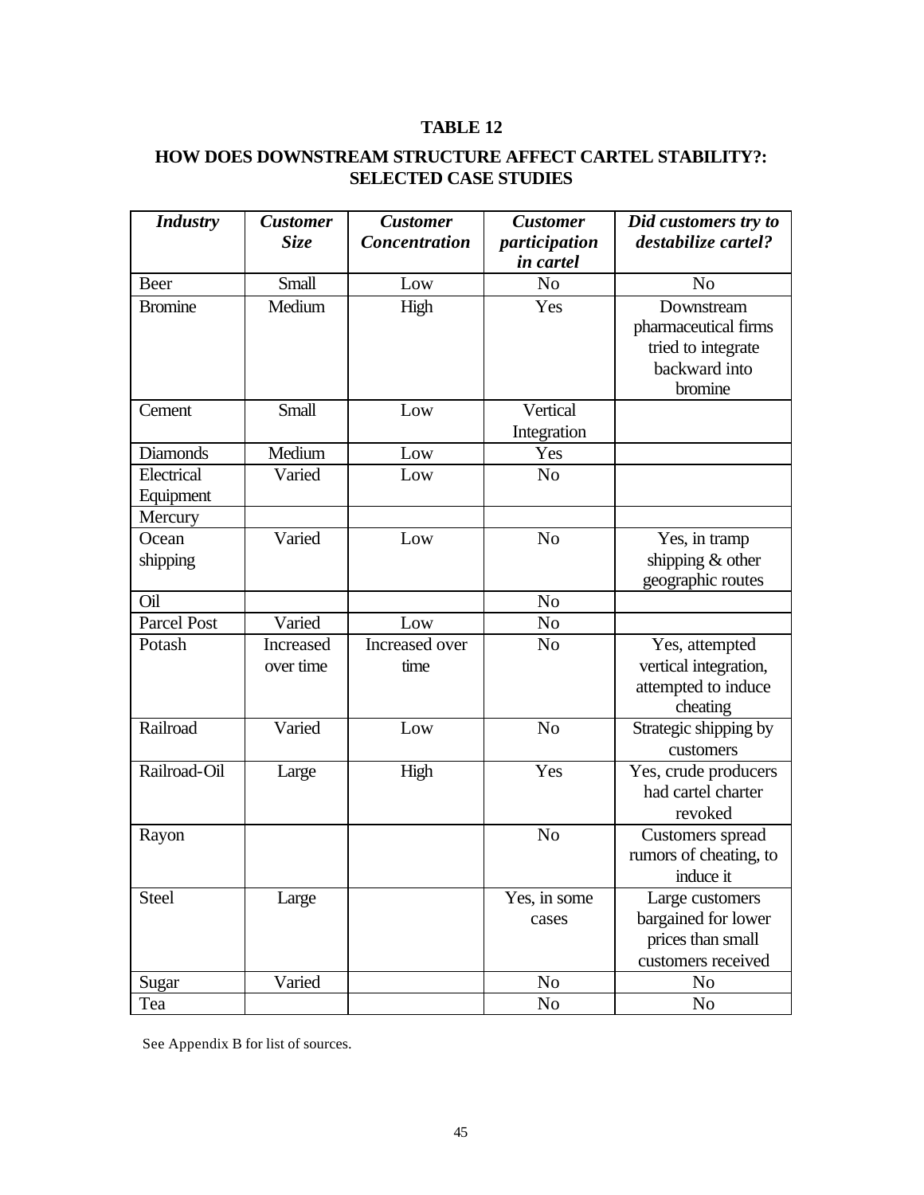**TABLE 12**

**HOW DOES DOWNSTREAM STRUCTURE AFFECT CARTEL STABILITY?: SELECTED CASE STUDIES**

| ***Industry*** | ***Customer Size*** | ***Customer Concentration*** | ***Customer participation in cartel*** | ***Did customers try to destabilize cartel?*** |
|---|---|---|---|---|
| Beer | Small | Low | No | No |
| Bromine | Medium | High | Yes | Downstream pharmaceutical firms tried to integrate backward into bromine |
| Cement | Small | Low | Vertical Integration | |
| Diamonds | Medium | Low | Yes | |
| Electrical Equipment | Varied | Low | No | |
| Mercury | | | | |
| Ocean shipping | Varied | Low | No | Yes, in tramp shipping & other geographic routes |
| Oil | | | No | |
| Parcel Post | Varied | Low | No | |
| Potash | Increased over time | Increased over time | No | Yes, attempted vertical integration, attempted to induce cheating |
| Railroad | Varied | Low | No | Strategic shipping by customers |
| Railroad-Oil | Large | High | Yes | Yes, crude producers had cartel charter revoked |
| Rayon | | | No | Customers spread rumors of cheating, to induce it |
| Steel | Large | | Yes, in some cases | Large customers bargained for lower prices than small customers received |
| Sugar | Varied | | No | No |
| Tea | | | No | No |

See Appendix B for list of sources.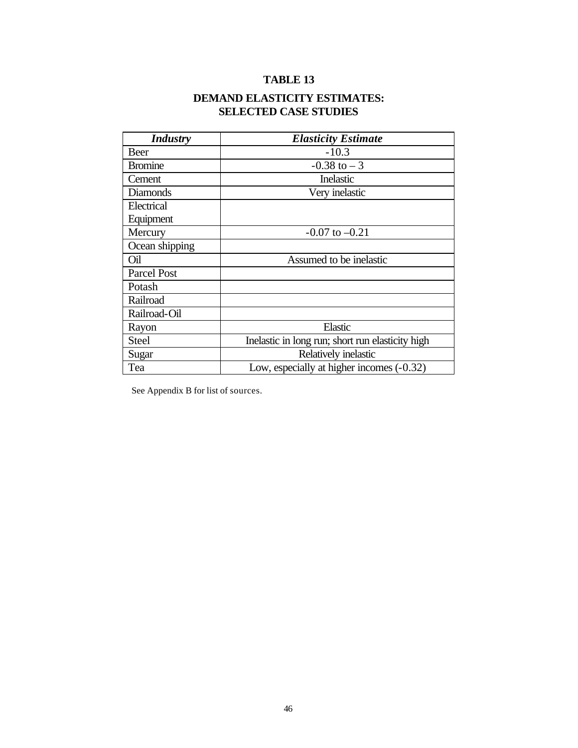**TABLE 13**

**DEMAND ELASTICITY ESTIMATES:
SELECTED CASE STUDIES**

| *Industry* | *Elasticity Estimate* |
|---|---|
| Beer | -10.3 |
| Bromine | -0.38 to – 3 |
| Cement | Inelastic |
| Diamonds | Very inelastic |
| Electrical Equipment | |
| Mercury | -0.07 to –0.21 |
| Ocean shipping | |
| Oil | Assumed to be inelastic |
| Parcel Post | |
| Potash | |
| Railroad | |
| Railroad-Oil | |
| Rayon | Elastic |
| Steel | Inelastic in long run; short run elasticity high |
| Sugar | Relatively inelastic |
| Tea | Low, especially at higher incomes (-0.32) |

See Appendix B for list of sources.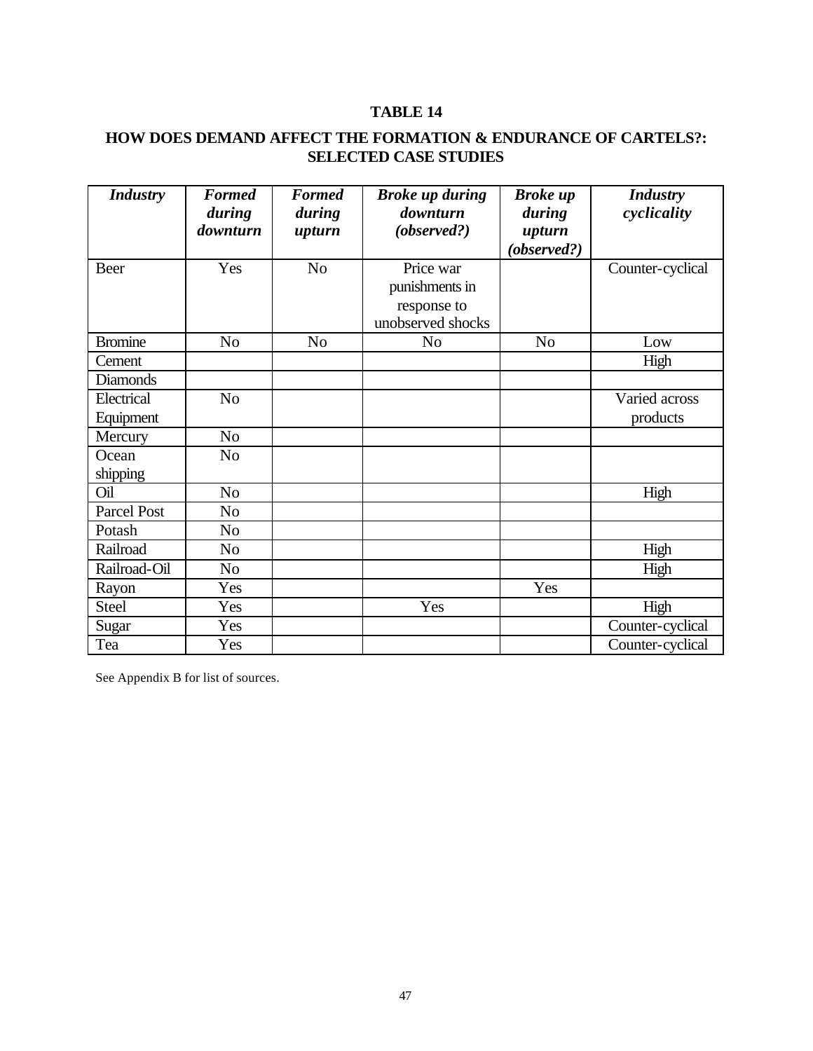# TABLE 14

## HOW DOES DEMAND AFFECT THE FORMATION & ENDURANCE OF CARTELS?: SELECTED CASE STUDIES

| *Industry* | *Formed during downturn* | *Formed during upturn* | *Broke up during downturn (observed?)* | *Broke up during upturn (observed?)* | *Industry cyclicality* |
|---|---|---|---|---|---|
| Beer | Yes | No | Price war punishments in response to unobserved shocks | | Counter-cyclical |
| Bromine | No | No | No | No | Low |
| Cement | | | | | High |
| Diamonds | | | | | |
| Electrical Equipment | No | | | | Varied across products |
| Mercury | No | | | | |
| Ocean shipping | No | | | | |
| Oil | No | | | | High |
| Parcel Post | No | | | | |
| Potash | No | | | | |
| Railroad | No | | | | High |
| Railroad-Oil | No | | | | High |
| Rayon | Yes | | | Yes | |
| Steel | Yes | | Yes | | High |
| Sugar | Yes | | | | Counter-cyclical |
| Tea | Yes | | | | Counter-cyclical |

See Appendix B for list of sources.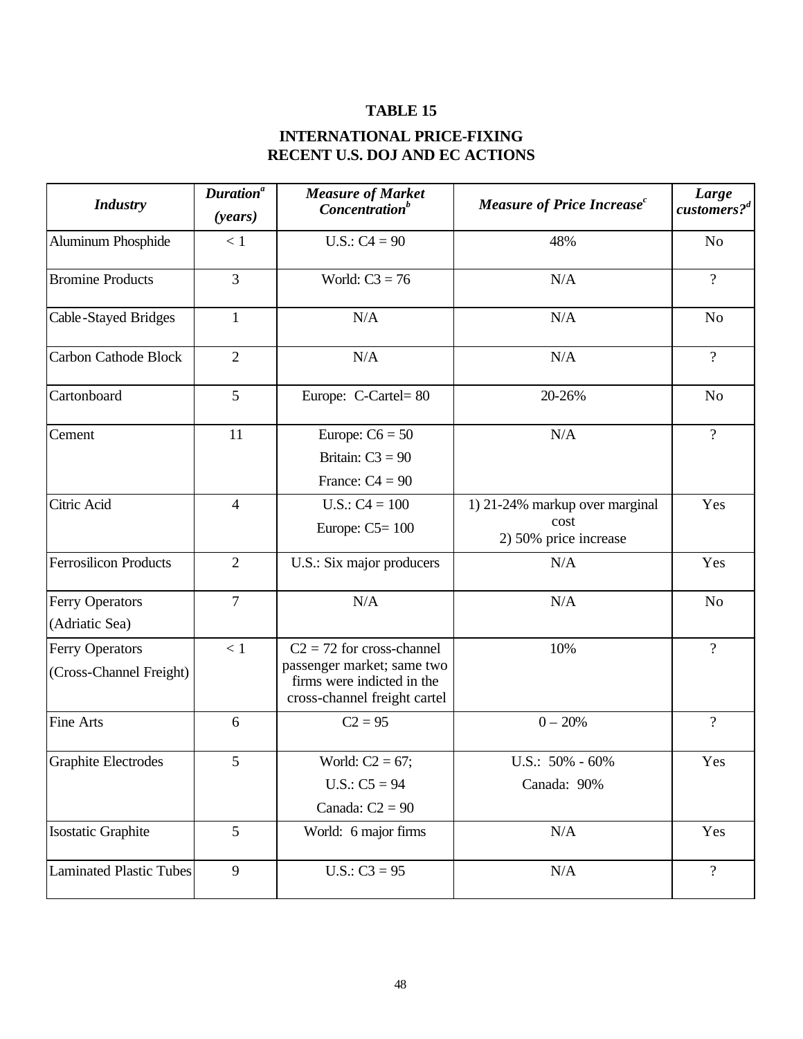**TABLE 15**

**INTERNATIONAL PRICE-FIXING**
**RECENT U.S. DOJ AND EC ACTIONS**

| *Industry* | *Duration*[a] *(years)* | *Measure of Market Concentration*[b] | *Measure of Price Increase*[c] | *Large customers?*[d] |
|---|---|---|---|---|
| Aluminum Phosphide | < 1 | U.S.: C4 = 90 | 48% | No |
| Bromine Products | 3 | World: C3 = 76 | N/A | ? |
| Cable-Stayed Bridges | 1 | N/A | N/A | No |
| Carbon Cathode Block | 2 | N/A | N/A | ? |
| Cartonboard | 5 | Europe: C-Cartel= 80 | 20-26% | No |
| Cement | 11 | Europe: C6 = 50<br>Britain: C3 = 90<br>France: C4 = 90 | N/A | ? |
| Citric Acid | 4 | U.S.: C4 = 100<br>Europe: C5= 100 | 1) 21-24% markup over marginal cost<br>2) 50% price increase | Yes |
| Ferrosilicon Products | 2 | U.S.: Six major producers | N/A | Yes |
| Ferry Operators (Adriatic Sea) | 7 | N/A | N/A | No |
| Ferry Operators (Cross-Channel Freight) | < 1 | C2 = 72 for cross-channel passenger market; same two firms were indicted in the cross-channel freight cartel | 10% | ? |
| Fine Arts | 6 | C2 = 95 | 0 – 20% | ? |
| Graphite Electrodes | 5 | World: C2 = 67;<br>U.S.: C5 = 94<br>Canada: C2 = 90 | U.S.: 50% - 60%<br>Canada: 90% | Yes |
| Isostatic Graphite | 5 | World: 6 major firms | N/A | Yes |
| Laminated Plastic Tubes | 9 | U.S.: C3 = 95 | N/A | ? |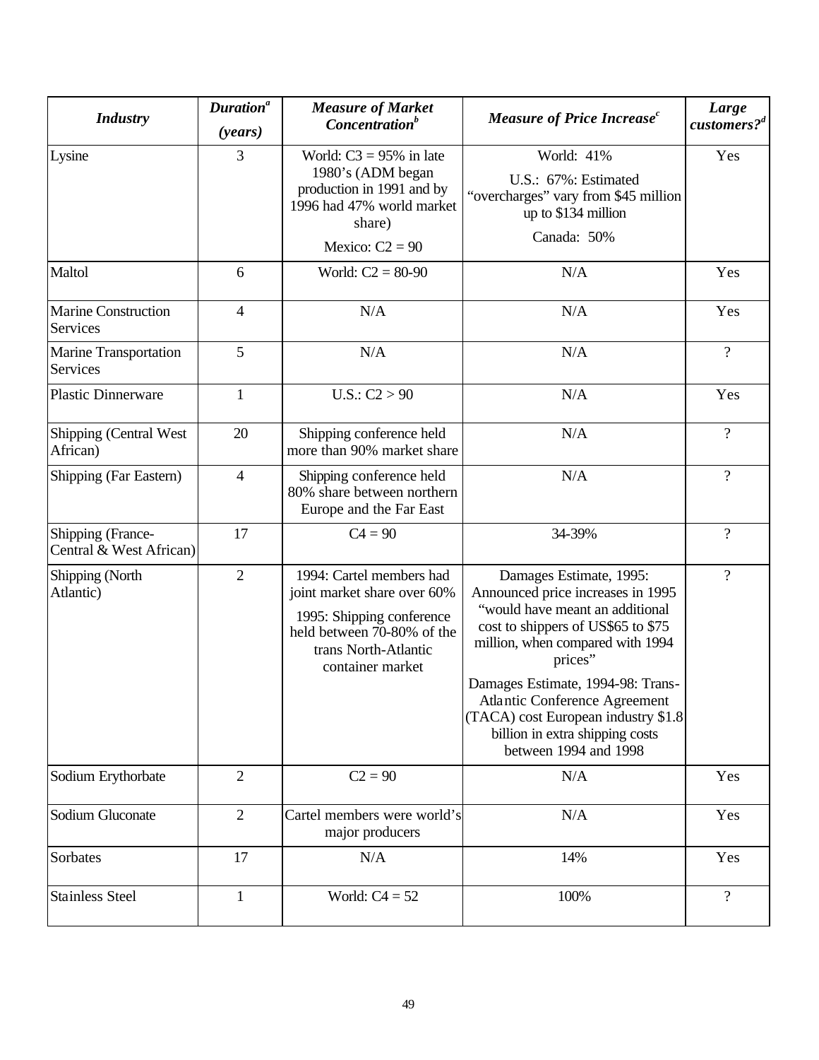| *Industry* | *Duration*[a] *(years)* | *Measure of Market Concentration*[b] | *Measure of Price Increase*[c] | *Large customers?*[d] |
|---|---|---|---|---|
| Lysine | 3 | World: C3 = 95% in late 1980's (ADM began production in 1991 and by 1996 had 47% world market share) Mexico: C2 = 90 | World: 41% U.S.: 67%: Estimated "overcharges" vary from $45 million up to $134 million Canada: 50% | Yes |
| Maltol | 6 | World: C2 = 80-90 | N/A | Yes |
| Marine Construction Services | 4 | N/A | N/A | Yes |
| Marine Transportation Services | 5 | N/A | N/A | ? |
| Plastic Dinnerware | 1 | U.S.: C2 > 90 | N/A | Yes |
| Shipping (Central West African) | 20 | Shipping conference held more than 90% market share | N/A | ? |
| Shipping (Far Eastern) | 4 | Shipping conference held 80% share between northern Europe and the Far East | N/A | ? |
| Shipping (France-Central & West African) | 17 | C4 = 90 | 34-39% | ? |
| Shipping (North Atlantic) | 2 | 1994: Cartel members had joint market share over 60% 1995: Shipping conference held between 70-80% of the trans North-Atlantic container market | Damages Estimate, 1995: Announced price increases in 1995 "would have meant an additional cost to shippers of US$65 to $75 million, when compared with 1994 prices" Damages Estimate, 1994-98: Trans-Atlantic Conference Agreement (TACA) cost European industry $1.8 billion in extra shipping costs between 1994 and 1998 | ? |
| Sodium Erythorbate | 2 | C2 = 90 | N/A | Yes |
| Sodium Gluconate | 2 | Cartel members were world's major producers | N/A | Yes |
| Sorbates | 17 | N/A | 14% | Yes |
| Stainless Steel | 1 | World: C4 = 52 | 100% | ? |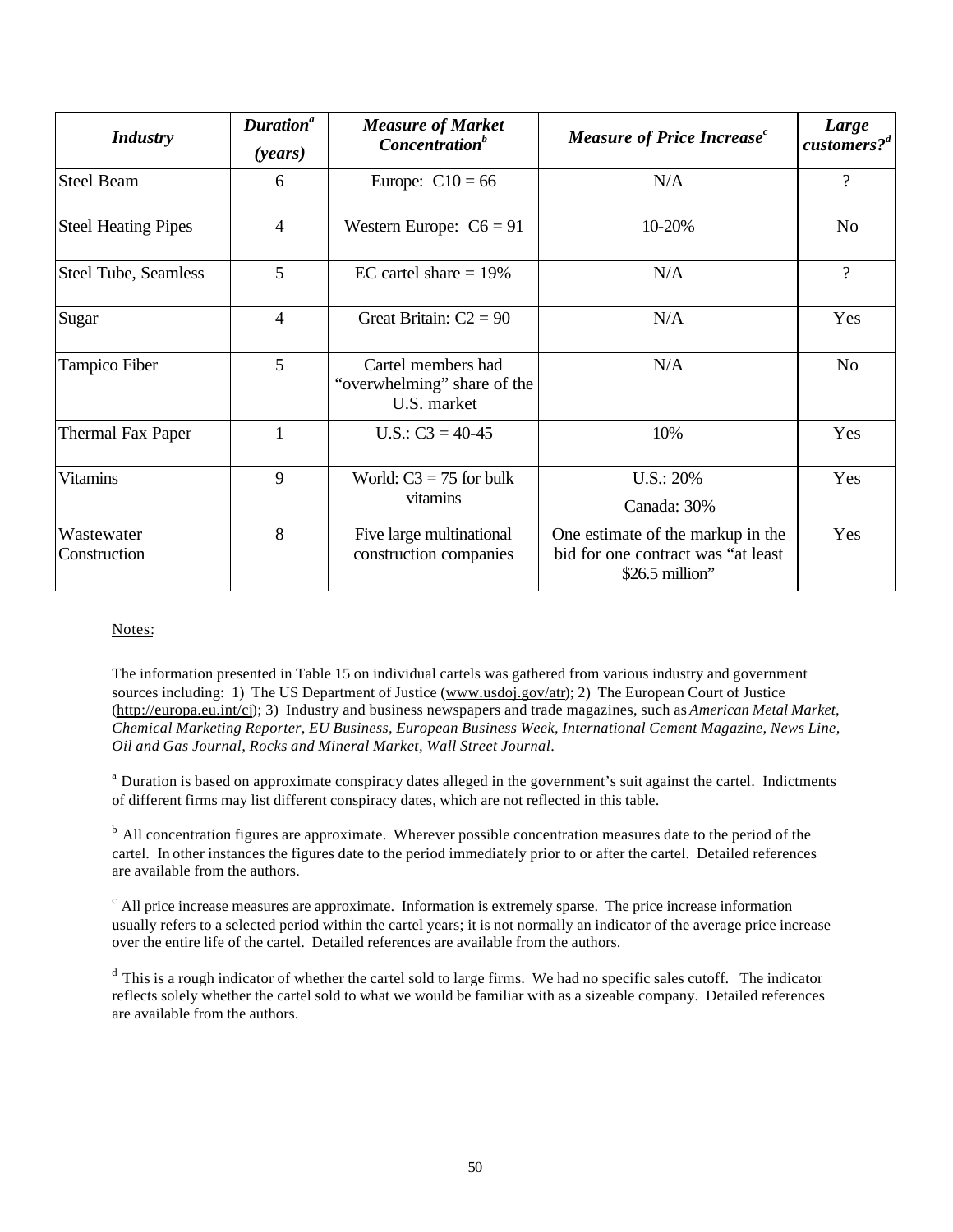| *Industry* | *Duration*[a] *(years)* | *Measure of Market Concentration*[b] | *Measure of Price Increase*[c] | *Large customers?*[d] |
|---|---|---|---|---|
| Steel Beam | 6 | Europe: C10 = 66 | N/A | ? |
| Steel Heating Pipes | 4 | Western Europe: C6 = 91 | 10-20% | No |
| Steel Tube, Seamless | 5 | EC cartel share = 19% | N/A | ? |
| Sugar | 4 | Great Britain: C2 = 90 | N/A | Yes |
| Tampico Fiber | 5 | Cartel members had “overwhelming” share of the U.S. market | N/A | No |
| Thermal Fax Paper | 1 | U.S.: C3 = 40-45 | 10% | Yes |
| Vitamins | 9 | World: C3 = 75 for bulk vitamins | U.S.: 20% Canada: 30% | Yes |
| Wastewater Construction | 8 | Five large multinational construction companies | One estimate of the markup in the bid for one contract was “at least $26.5 million” | Yes |

Notes:

The information presented in Table 15 on individual cartels was gathered from various industry and government sources including: 1) The US Department of Justice (www.usdoj.gov/atr); 2) The European Court of Justice (http://europa.eu.int/cj); 3) Industry and business newspapers and trade magazines, such as *American Metal Market, Chemical Marketing Reporter, EU Business, European Business Week, International Cement Magazine, News Line, Oil and Gas Journal, Rocks and Mineral Market, Wall Street Journal*.

[a] Duration is based on approximate conspiracy dates alleged in the government’s suit against the cartel. Indictments of different firms may list different conspiracy dates, which are not reflected in this table.

[b] All concentration figures are approximate. Wherever possible concentration measures date to the period of the cartel. In other instances the figures date to the period immediately prior to or after the cartel. Detailed references are available from the authors.

[c] All price increase measures are approximate. Information is extremely sparse. The price increase information usually refers to a selected period within the cartel years; it is not normally an indicator of the average price increase over the entire life of the cartel. Detailed references are available from the authors.

[d] This is a rough indicator of whether the cartel sold to large firms. We had no specific sales cutoff. The indicator reflects solely whether the cartel sold to what we would be familiar with as a sizeable company. Detailed references are available from the authors.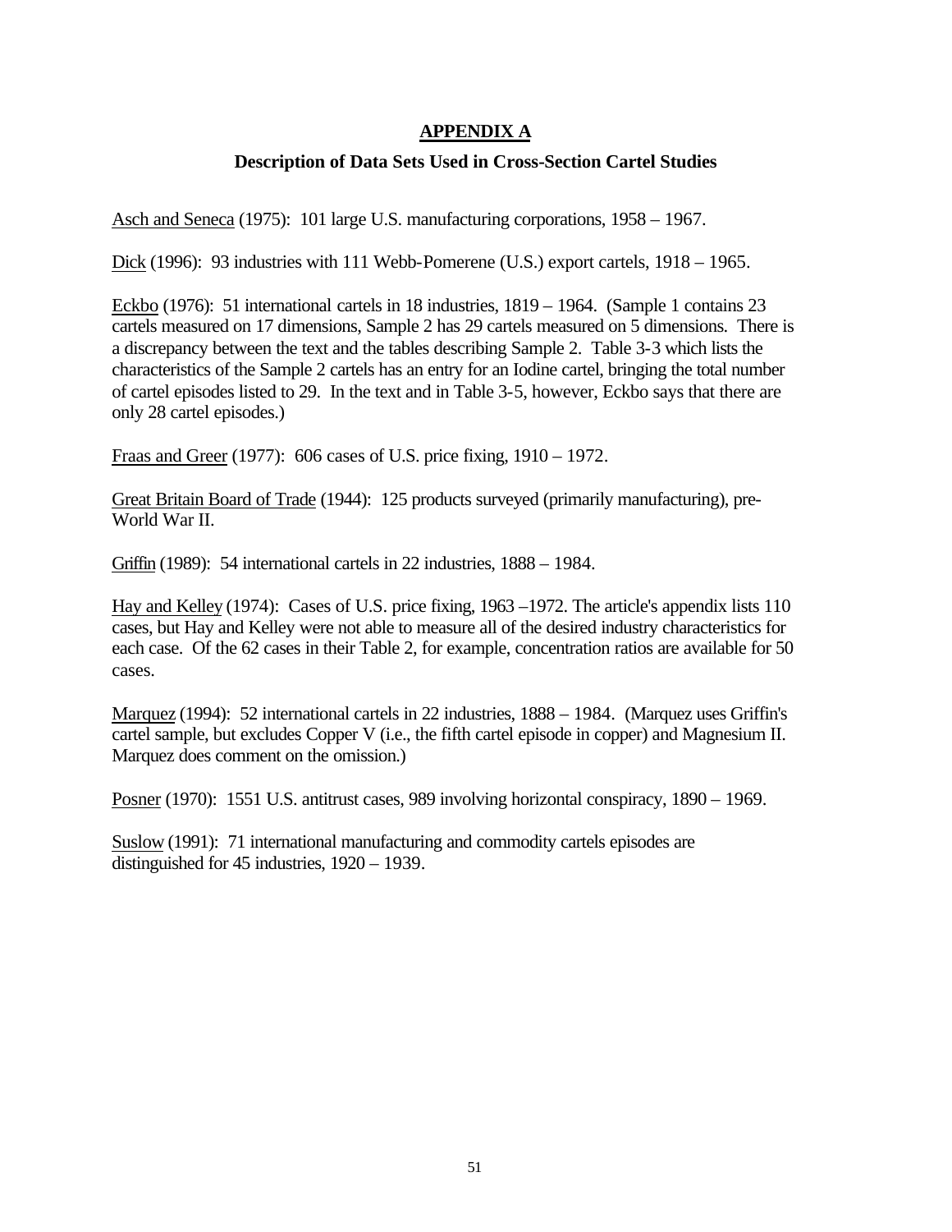# APPENDIX A

## Description of Data Sets Used in Cross-Section Cartel Studies

Asch and Seneca (1975): 101 large U.S. manufacturing corporations, 1958 – 1967.

Dick (1996): 93 industries with 111 Webb-Pomerene (U.S.) export cartels, 1918 – 1965.

Eckbo (1976): 51 international cartels in 18 industries, 1819 – 1964. (Sample 1 contains 23 cartels measured on 17 dimensions, Sample 2 has 29 cartels measured on 5 dimensions. There is a discrepancy between the text and the tables describing Sample 2. Table 3-3 which lists the characteristics of the Sample 2 cartels has an entry for an Iodine cartel, bringing the total number of cartel episodes listed to 29. In the text and in Table 3-5, however, Eckbo says that there are only 28 cartel episodes.)

Fraas and Greer (1977): 606 cases of U.S. price fixing, 1910 – 1972.

Great Britain Board of Trade (1944): 125 products surveyed (primarily manufacturing), pre-World War II.

Griffin (1989): 54 international cartels in 22 industries, 1888 – 1984.

Hay and Kelley (1974): Cases of U.S. price fixing, 1963 –1972. The article's appendix lists 110 cases, but Hay and Kelley were not able to measure all of the desired industry characteristics for each case. Of the 62 cases in their Table 2, for example, concentration ratios are available for 50 cases.

Marquez (1994): 52 international cartels in 22 industries, 1888 – 1984. (Marquez uses Griffin's cartel sample, but excludes Copper V (i.e., the fifth cartel episode in copper) and Magnesium II. Marquez does comment on the omission.)

Posner (1970): 1551 U.S. antitrust cases, 989 involving horizontal conspiracy, 1890 – 1969.

Suslow (1991): 71 international manufacturing and commodity cartels episodes are distinguished for 45 industries, 1920 – 1939.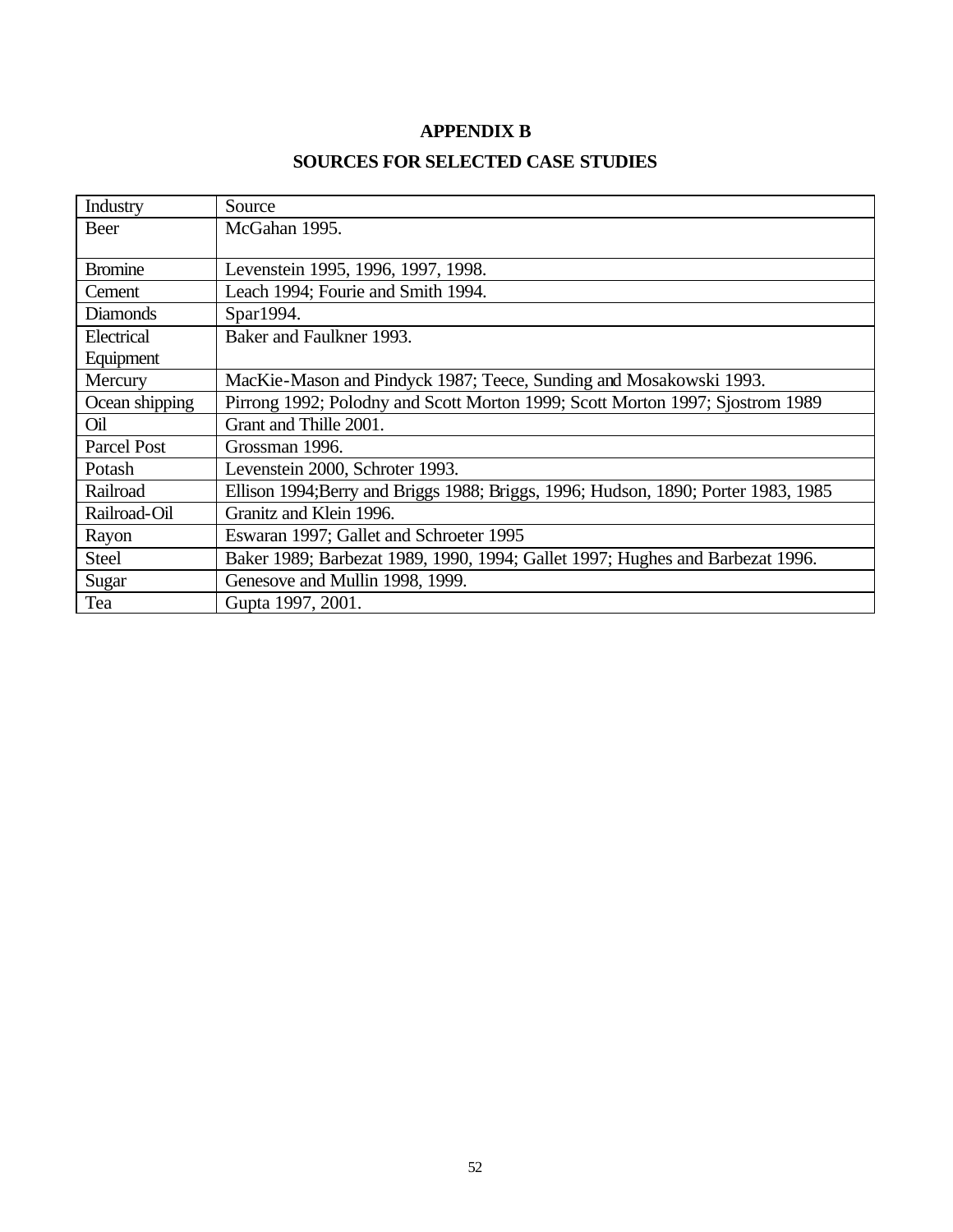# APPENDIX B

## SOURCES FOR SELECTED CASE STUDIES

| Industry | Source |
|---|---|
| Beer | McGahan 1995. |
| Bromine | Levenstein 1995, 1996, 1997, 1998. |
| Cement | Leach 1994; Fourie and Smith 1994. |
| Diamonds | Spar1994. |
| Electrical Equipment | Baker and Faulkner 1993. |
| Mercury | MacKie-Mason and Pindyck 1987; Teece, Sunding and Mosakowski 1993. |
| Ocean shipping | Pirrong 1992; Polodny and Scott Morton 1999; Scott Morton 1997; Sjostrom 1989 |
| Oil | Grant and Thille 2001. |
| Parcel Post | Grossman 1996. |
| Potash | Levenstein 2000, Schroter 1993. |
| Railroad | Ellison 1994;Berry and Briggs 1988; Briggs, 1996; Hudson, 1890; Porter 1983, 1985 |
| Railroad-Oil | Granitz and Klein 1996. |
| Rayon | Eswaran 1997; Gallet and Schroeter 1995 |
| Steel | Baker 1989; Barbezat 1989, 1990, 1994; Gallet 1997; Hughes and Barbezat 1996. |
| Sugar | Genesove and Mullin 1998, 1999. |
| Tea | Gupta 1997, 2001. |